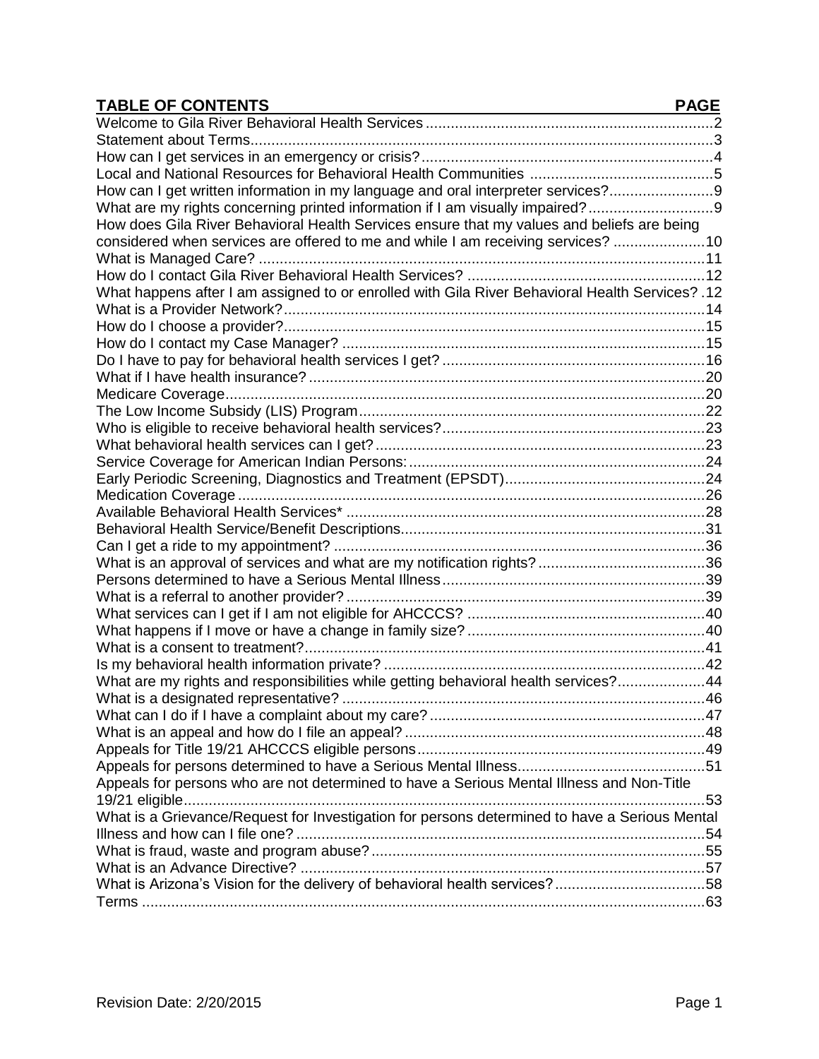# TABLE OF CONTENTS

| TABLE OF CONTENTS | PAGE |
|---|---|
| Welcome to Gila River Behavioral Health Services | 2 |
| Statement about Terms | 3 |
| How can I get services in an emergency or crisis? | 4 |
| Local and National Resources for Behavioral Health Communities | 5 |
| How can I get written information in my language and oral interpreter services? | 9 |
| What are my rights concerning printed information if I am visually impaired? | 9 |
| How does Gila River Behavioral Health Services ensure that my values and beliefs are being considered when services are offered to me and while I am receiving services? | 10 |
| What is Managed Care? | 11 |
| How do I contact Gila River Behavioral Health Services? | 12 |
| What happens after I am assigned to or enrolled with Gila River Behavioral Health Services? | 12 |
| What is a Provider Network? | 14 |
| How do I choose a provider? | 15 |
| How do I contact my Case Manager? | 15 |
| Do I have to pay for behavioral health services I get? | 16 |
| What if I have health insurance? | 20 |
| Medicare Coverage | 20 |
| The Low Income Subsidy (LIS) Program | 22 |
| Who is eligible to receive behavioral health services? | 23 |
| What behavioral health services can I get? | 23 |
| Service Coverage for American Indian Persons: | 24 |
| Early Periodic Screening, Diagnostics and Treatment (EPSDT) | 24 |
| Medication Coverage | 26 |
| Available Behavioral Health Services* | 28 |
| Behavioral Health Service/Benefit Descriptions | 31 |
| Can I get a ride to my appointment? | 36 |
| What is an approval of services and what are my notification rights? | 36 |
| Persons determined to have a Serious Mental Illness | 39 |
| What is a referral to another provider? | 39 |
| What services can I get if I am not eligible for AHCCCS? | 40 |
| What happens if I move or have a change in family size? | 40 |
| What is a consent to treatment? | 41 |
| Is my behavioral health information private? | 42 |
| What are my rights and responsibilities while getting behavioral health services? | 44 |
| What is a designated representative? | 46 |
| What can I do if I have a complaint about my care? | 47 |
| What is an appeal and how do I file an appeal? | 48 |
| Appeals for Title 19/21 AHCCCS eligible persons | 49 |
| Appeals for persons determined to have a Serious Mental Illness | 51 |
| Appeals for persons who are not determined to have a Serious Mental Illness and Non-Title 19/21 eligible | 53 |
| What is a Grievance/Request for Investigation for persons determined to have a Serious Mental Illness and how can I file one? | 54 |
| What is fraud, waste and program abuse? | 55 |
| What is an Advance Directive? | 57 |
| What is Arizona's Vision for the delivery of behavioral health services? | 58 |
| Terms | 63 |

Revision Date: 2/20/2015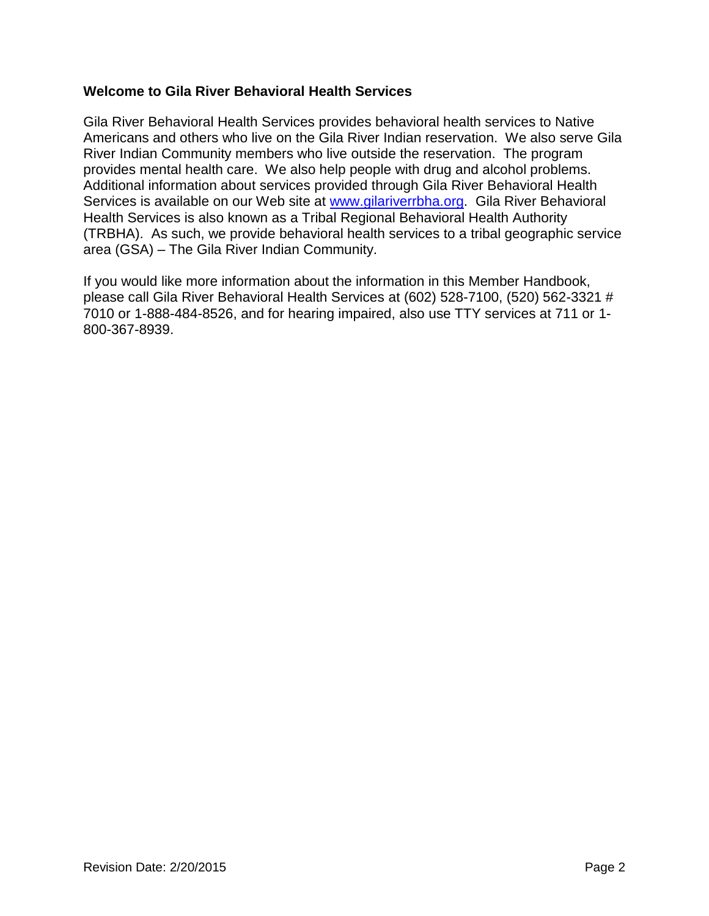## Welcome to Gila River Behavioral Health Services

Gila River Behavioral Health Services provides behavioral health services to Native Americans and others who live on the Gila River Indian reservation. We also serve Gila River Indian Community members who live outside the reservation. The program provides mental health care. We also help people with drug and alcohol problems. Additional information about services provided through Gila River Behavioral Health Services is available on our Web site at [www.gilariverrbha.org](http://www.gilariverrbha.org). Gila River Behavioral Health Services is also known as a Tribal Regional Behavioral Health Authority (TRBHA). As such, we provide behavioral health services to a tribal geographic service area (GSA) – The Gila River Indian Community.

If you would like more information about the information in this Member Handbook, please call Gila River Behavioral Health Services at (602) 528-7100, (520) 562-3321 # 7010 or 1-888-484-8526, and for hearing impaired, also use TTY services at 711 or 1-800-367-8939.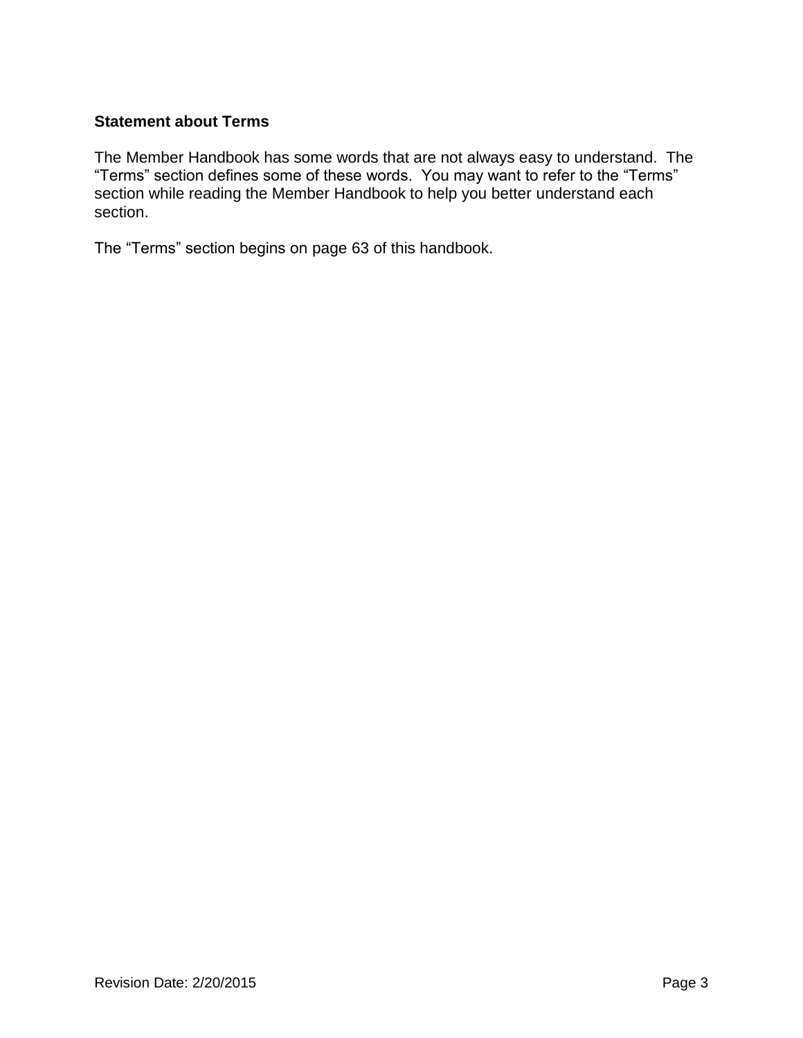## Statement about Terms

The Member Handbook has some words that are not always easy to understand. The "Terms" section defines some of these words. You may want to refer to the "Terms" section while reading the Member Handbook to help you better understand each section.

The "Terms" section begins on page 63 of this handbook.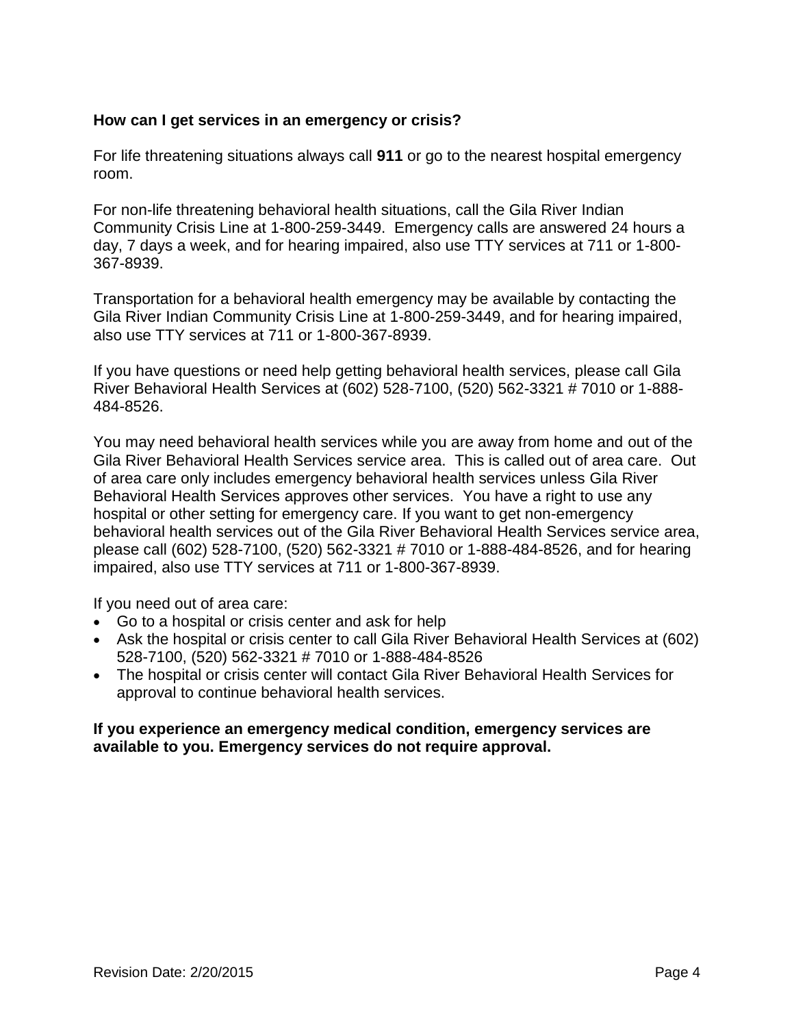**How can I get services in an emergency or crisis?**

For life threatening situations always call **911** or go to the nearest hospital emergency room.

For non-life threatening behavioral health situations, call the Gila River Indian Community Crisis Line at 1-800-259-3449. Emergency calls are answered 24 hours a day, 7 days a week, and for hearing impaired, also use TTY services at 711 or 1-800-367-8939.

Transportation for a behavioral health emergency may be available by contacting the Gila River Indian Community Crisis Line at 1-800-259-3449, and for hearing impaired, also use TTY services at 711 or 1-800-367-8939.

If you have questions or need help getting behavioral health services, please call Gila River Behavioral Health Services at (602) 528-7100, (520) 562-3321 # 7010 or 1-888-484-8526.

You may need behavioral health services while you are away from home and out of the Gila River Behavioral Health Services service area. This is called out of area care. Out of area care only includes emergency behavioral health services unless Gila River Behavioral Health Services approves other services. You have a right to use any hospital or other setting for emergency care. If you want to get non-emergency behavioral health services out of the Gila River Behavioral Health Services service area, please call (602) 528-7100, (520) 562-3321 # 7010 or 1-888-484-8526, and for hearing impaired, also use TTY services at 711 or 1-800-367-8939.

If you need out of area care:

- Go to a hospital or crisis center and ask for help
- Ask the hospital or crisis center to call Gila River Behavioral Health Services at (602) 528-7100, (520) 562-3321 # 7010 or 1-888-484-8526
- The hospital or crisis center will contact Gila River Behavioral Health Services for approval to continue behavioral health services.

**If you experience an emergency medical condition, emergency services are available to you. Emergency services do not require approval.**

Revision Date: 2/20/2015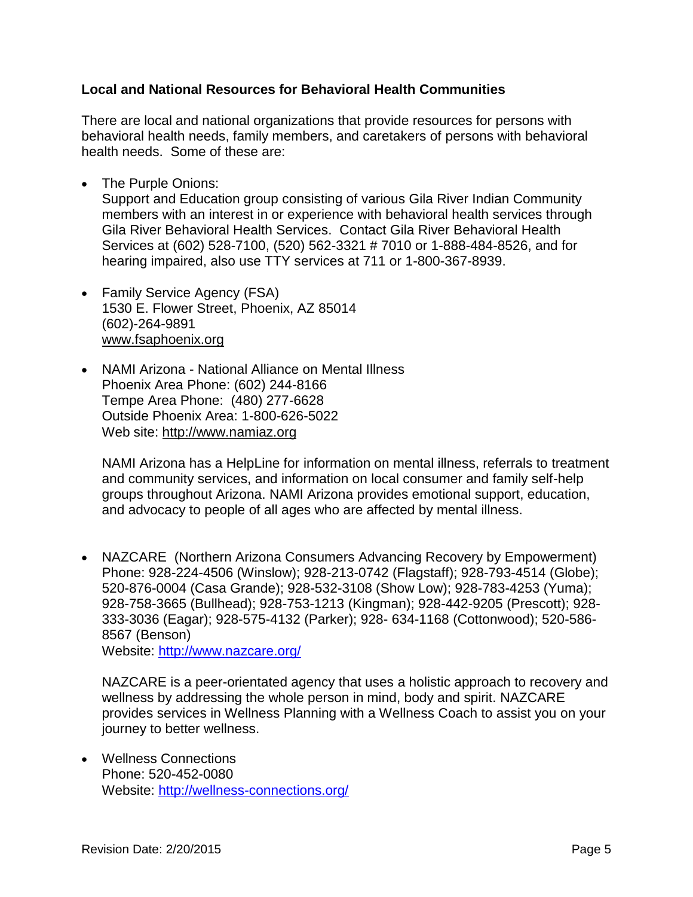**Local and National Resources for Behavioral Health Communities**

There are local and national organizations that provide resources for persons with behavioral health needs, family members, and caretakers of persons with behavioral health needs. Some of these are:

- The Purple Onions:
  Support and Education group consisting of various Gila River Indian Community members with an interest in or experience with behavioral health services through Gila River Behavioral Health Services. Contact Gila River Behavioral Health Services at (602) 528-7100, (520) 562-3321 # 7010 or 1-888-484-8526, and for hearing impaired, also use TTY services at 711 or 1-800-367-8939.

- Family Service Agency (FSA)
  1530 E. Flower Street, Phoenix, AZ 85014
  (602)-264-9891
  www.fsaphoenix.org

- NAMI Arizona - National Alliance on Mental Illness
  Phoenix Area Phone: (602) 244-8166
  Tempe Area Phone: (480) 277-6628
  Outside Phoenix Area: 1-800-626-5022
  Web site: http://www.namiaz.org

  NAMI Arizona has a HelpLine for information on mental illness, referrals to treatment and community services, and information on local consumer and family self-help groups throughout Arizona. NAMI Arizona provides emotional support, education, and advocacy to people of all ages who are affected by mental illness.

- NAZCARE (Northern Arizona Consumers Advancing Recovery by Empowerment)
  Phone: 928-224-4506 (Winslow); 928-213-0742 (Flagstaff); 928-793-4514 (Globe); 520-876-0004 (Casa Grande); 928-532-3108 (Show Low); 928-783-4253 (Yuma); 928-758-3665 (Bullhead); 928-753-1213 (Kingman); 928-442-9205 (Prescott); 928-333-3036 (Eagar); 928-575-4132 (Parker); 928- 634-1168 (Cottonwood); 520-586-8567 (Benson)
  Website: http://www.nazcare.org/

  NAZCARE is a peer-orientated agency that uses a holistic approach to recovery and wellness by addressing the whole person in mind, body and spirit. NAZCARE provides services in Wellness Planning with a Wellness Coach to assist you on your journey to better wellness.

- Wellness Connections
  Phone: 520-452-0080
  Website: http://wellness-connections.org/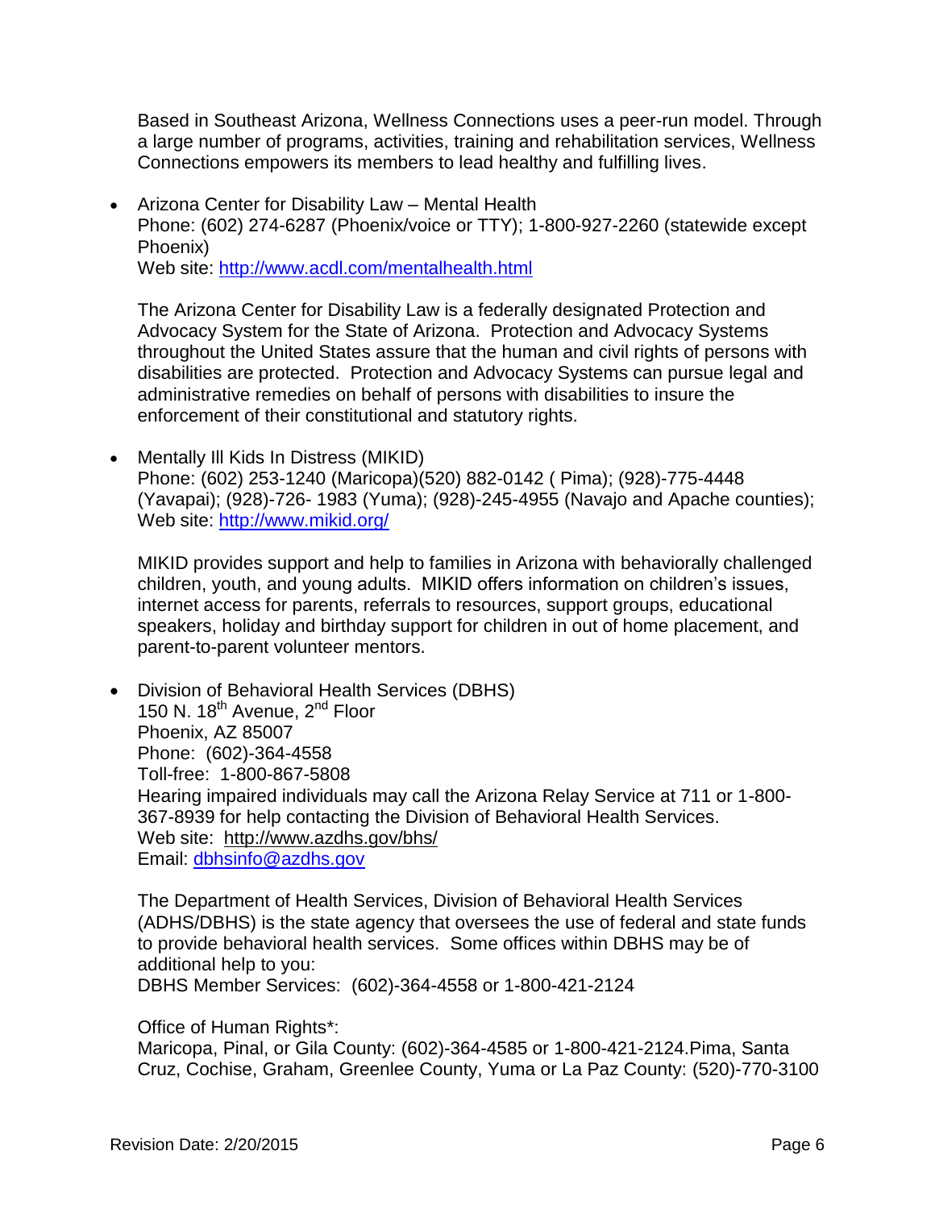Based in Southeast Arizona, Wellness Connections uses a peer-run model. Through a large number of programs, activities, training and rehabilitation services, Wellness Connections empowers its members to lead healthy and fulfilling lives.

- Arizona Center for Disability Law – Mental Health
  Phone: (602) 274-6287 (Phoenix/voice or TTY); 1-800-927-2260 (statewide except Phoenix)
  Web site: http://www.acdl.com/mentalhealth.html

  The Arizona Center for Disability Law is a federally designated Protection and Advocacy System for the State of Arizona. Protection and Advocacy Systems throughout the United States assure that the human and civil rights of persons with disabilities are protected. Protection and Advocacy Systems can pursue legal and administrative remedies on behalf of persons with disabilities to insure the enforcement of their constitutional and statutory rights.

- Mentally Ill Kids In Distress (MIKID)
  Phone: (602) 253-1240 (Maricopa)(520) 882-0142 ( Pima); (928)-775-4448 (Yavapai); (928)-726- 1983 (Yuma); (928)-245-4955 (Navajo and Apache counties);
  Web site: http://www.mikid.org/

  MIKID provides support and help to families in Arizona with behaviorally challenged children, youth, and young adults. MIKID offers information on children's issues, internet access for parents, referrals to resources, support groups, educational speakers, holiday and birthday support for children in out of home placement, and parent-to-parent volunteer mentors.

- Division of Behavioral Health Services (DBHS)
  150 N. 18th Avenue, 2nd Floor
  Phoenix, AZ 85007
  Phone: (602)-364-4558
  Toll-free: 1-800-867-5808
  Hearing impaired individuals may call the Arizona Relay Service at 711 or 1-800-367-8939 for help contacting the Division of Behavioral Health Services.
  Web site: http://www.azdhs.gov/bhs/
  Email: dbhsinfo@azdhs.gov

  The Department of Health Services, Division of Behavioral Health Services (ADHS/DBHS) is the state agency that oversees the use of federal and state funds to provide behavioral health services. Some offices within DBHS may be of additional help to you:
  DBHS Member Services: (602)-364-4558 or 1-800-421-2124

  Office of Human Rights*:
  Maricopa, Pinal, or Gila County: (602)-364-4585 or 1-800-421-2124.Pima, Santa Cruz, Cochise, Graham, Greenlee County, Yuma or La Paz County: (520)-770-3100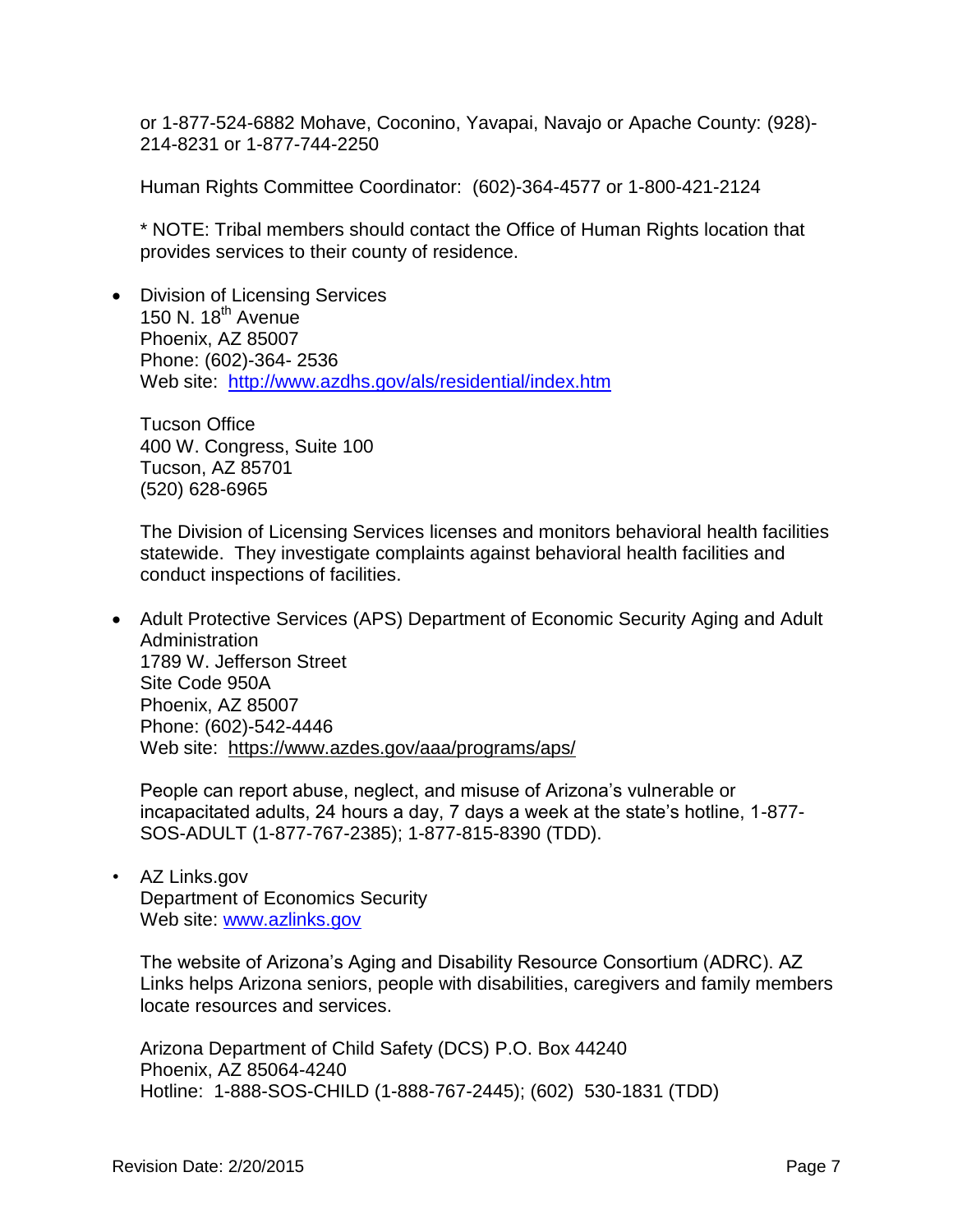or 1-877-524-6882 Mohave, Coconino, Yavapai, Navajo or Apache County: (928)-214-8231 or 1-877-744-2250

Human Rights Committee Coordinator: (602)-364-4577 or 1-800-421-2124

* NOTE: Tribal members should contact the Office of Human Rights location that provides services to their county of residence.

- Division of Licensing Services
  150 N. 18th Avenue
  Phoenix, AZ 85007
  Phone: (602)-364- 2536
  Web site: http://www.azdhs.gov/als/residential/index.htm

  Tucson Office
  400 W. Congress, Suite 100
  Tucson, AZ 85701
  (520) 628-6965

  The Division of Licensing Services licenses and monitors behavioral health facilities statewide. They investigate complaints against behavioral health facilities and conduct inspections of facilities.

- Adult Protective Services (APS) Department of Economic Security Aging and Adult Administration
  1789 W. Jefferson Street
  Site Code 950A
  Phoenix, AZ 85007
  Phone: (602)-542-4446
  Web site: https://www.azdes.gov/aaa/programs/aps/

  People can report abuse, neglect, and misuse of Arizona's vulnerable or incapacitated adults, 24 hours a day, 7 days a week at the state's hotline, 1-877-SOS-ADULT (1-877-767-2385); 1-877-815-8390 (TDD).

- AZ Links.gov
  Department of Economics Security
  Web site: www.azlinks.gov

  The website of Arizona's Aging and Disability Resource Consortium (ADRC). AZ Links helps Arizona seniors, people with disabilities, caregivers and family members locate resources and services.

  Arizona Department of Child Safety (DCS) P.O. Box 44240
  Phoenix, AZ 85064-4240
  Hotline: 1-888-SOS-CHILD (1-888-767-2445); (602) 530-1831 (TDD)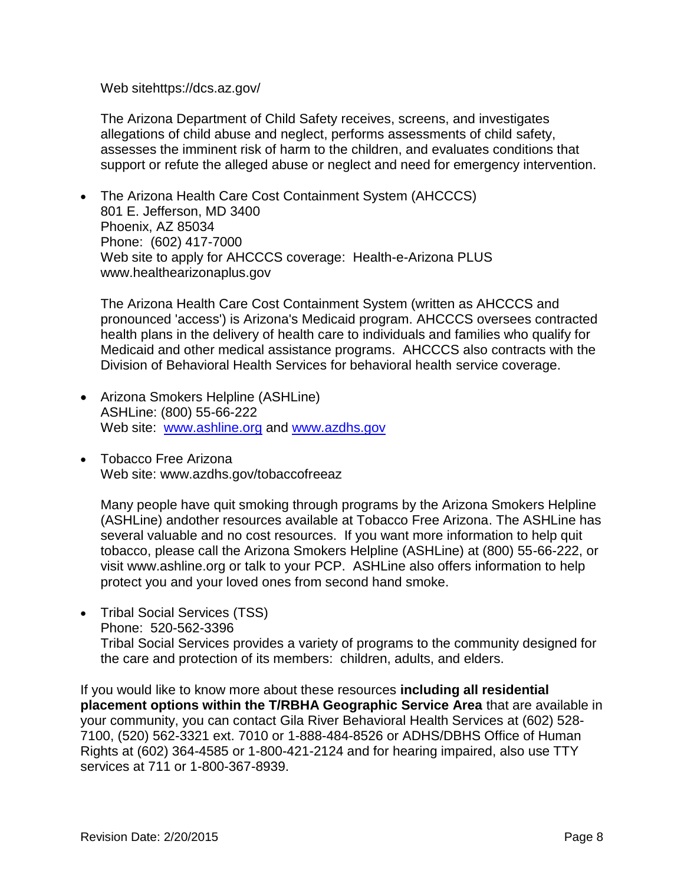Web sitehttps://dcs.az.gov/

The Arizona Department of Child Safety receives, screens, and investigates allegations of child abuse and neglect, performs assessments of child safety, assesses the imminent risk of harm to the children, and evaluates conditions that support or refute the alleged abuse or neglect and need for emergency intervention.

- The Arizona Health Care Cost Containment System (AHCCCS)
  801 E. Jefferson, MD 3400
  Phoenix, AZ 85034
  Phone: (602) 417-7000
  Web site to apply for AHCCCS coverage: Health-e-Arizona PLUS
  www.healthearizonaplus.gov

  The Arizona Health Care Cost Containment System (written as AHCCCS and pronounced 'access') is Arizona's Medicaid program. AHCCCS oversees contracted health plans in the delivery of health care to individuals and families who qualify for Medicaid and other medical assistance programs. AHCCCS also contracts with the Division of Behavioral Health Services for behavioral health service coverage.

- Arizona Smokers Helpline (ASHLine)
  ASHLine: (800) 55-66-222
  Web site: www.ashline.org and www.azdhs.gov

- Tobacco Free Arizona
  Web site: www.azdhs.gov/tobaccofreeaz

  Many people have quit smoking through programs by the Arizona Smokers Helpline (ASHLine) andother resources available at Tobacco Free Arizona. The ASHLine has several valuable and no cost resources. If you want more information to help quit tobacco, please call the Arizona Smokers Helpline (ASHLine) at (800) 55-66-222, or visit www.ashline.org or talk to your PCP. ASHLine also offers information to help protect you and your loved ones from second hand smoke.

- Tribal Social Services (TSS)
  Phone: 520-562-3396
  Tribal Social Services provides a variety of programs to the community designed for the care and protection of its members: children, adults, and elders.

If you would like to know more about these resources **including all residential placement options within the T/RBHA Geographic Service Area** that are available in your community, you can contact Gila River Behavioral Health Services at (602) 528-7100, (520) 562-3321 ext. 7010 or 1-888-484-8526 or ADHS/DBHS Office of Human Rights at (602) 364-4585 or 1-800-421-2124 and for hearing impaired, also use TTY services at 711 or 1-800-367-8939.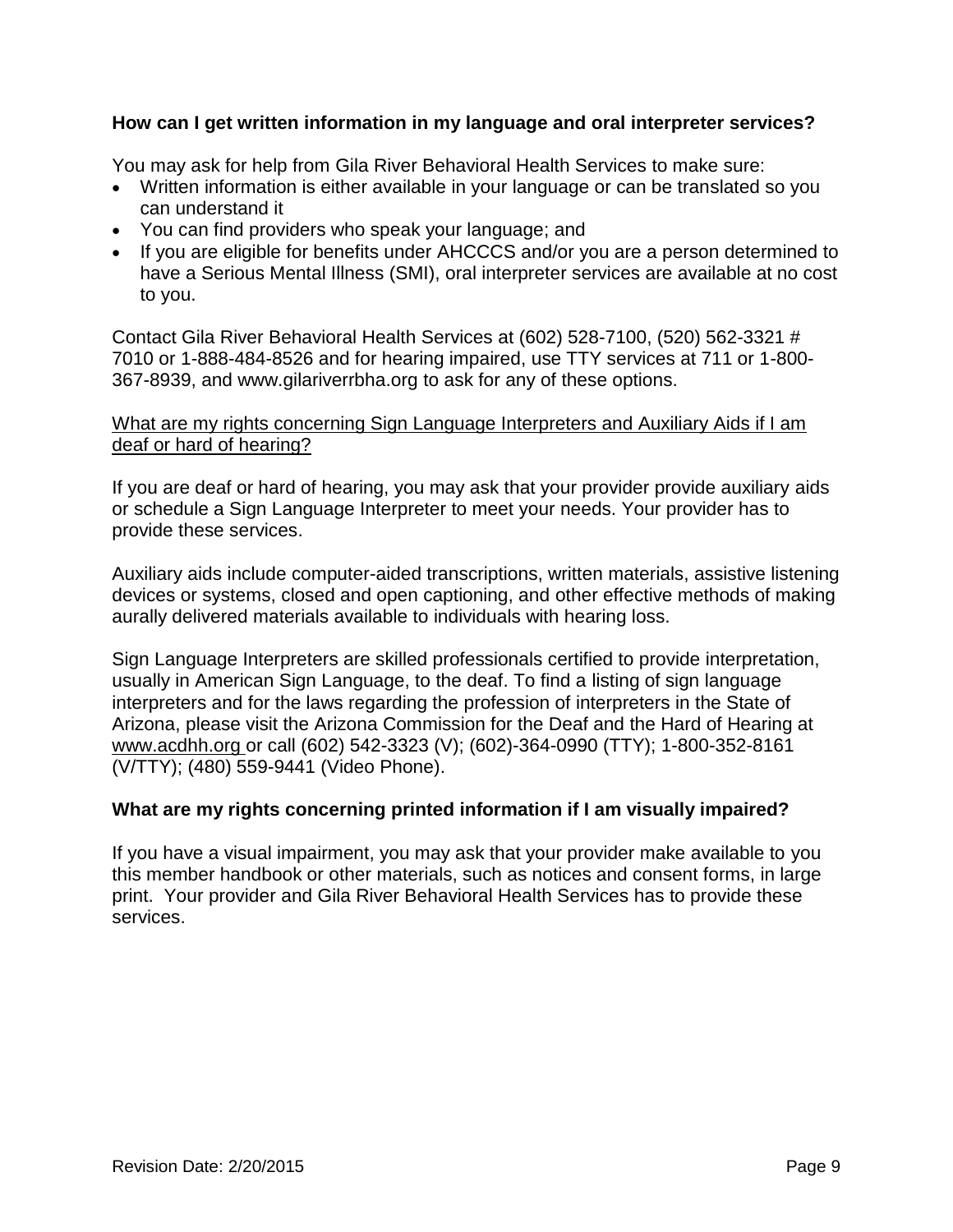**How can I get written information in my language and oral interpreter services?**

You may ask for help from Gila River Behavioral Health Services to make sure:

- Written information is either available in your language or can be translated so you can understand it
- You can find providers who speak your language; and
- If you are eligible for benefits under AHCCCS and/or you are a person determined to have a Serious Mental Illness (SMI), oral interpreter services are available at no cost to you.

Contact Gila River Behavioral Health Services at (602) 528-7100, (520) 562-3321 # 7010 or 1-888-484-8526 and for hearing impaired, use TTY services at 711 or 1-800-367-8939, and www.gilariverrbha.org to ask for any of these options.

<u>What are my rights concerning Sign Language Interpreters and Auxiliary Aids if I am deaf or hard of hearing?</u>

If you are deaf or hard of hearing, you may ask that your provider provide auxiliary aids or schedule a Sign Language Interpreter to meet your needs. Your provider has to provide these services.

Auxiliary aids include computer-aided transcriptions, written materials, assistive listening devices or systems, closed and open captioning, and other effective methods of making aurally delivered materials available to individuals with hearing loss.

Sign Language Interpreters are skilled professionals certified to provide interpretation, usually in American Sign Language, to the deaf. To find a listing of sign language interpreters and for the laws regarding the profession of interpreters in the State of Arizona, please visit the Arizona Commission for the Deaf and the Hard of Hearing at www.acdhh.org or call (602) 542-3323 (V); (602)-364-0990 (TTY); 1-800-352-8161 (V/TTY); (480) 559-9441 (Video Phone).

**What are my rights concerning printed information if I am visually impaired?**

If you have a visual impairment, you may ask that your provider make available to you this member handbook or other materials, such as notices and consent forms, in large print. Your provider and Gila River Behavioral Health Services has to provide these services.

Revision Date: 2/20/2015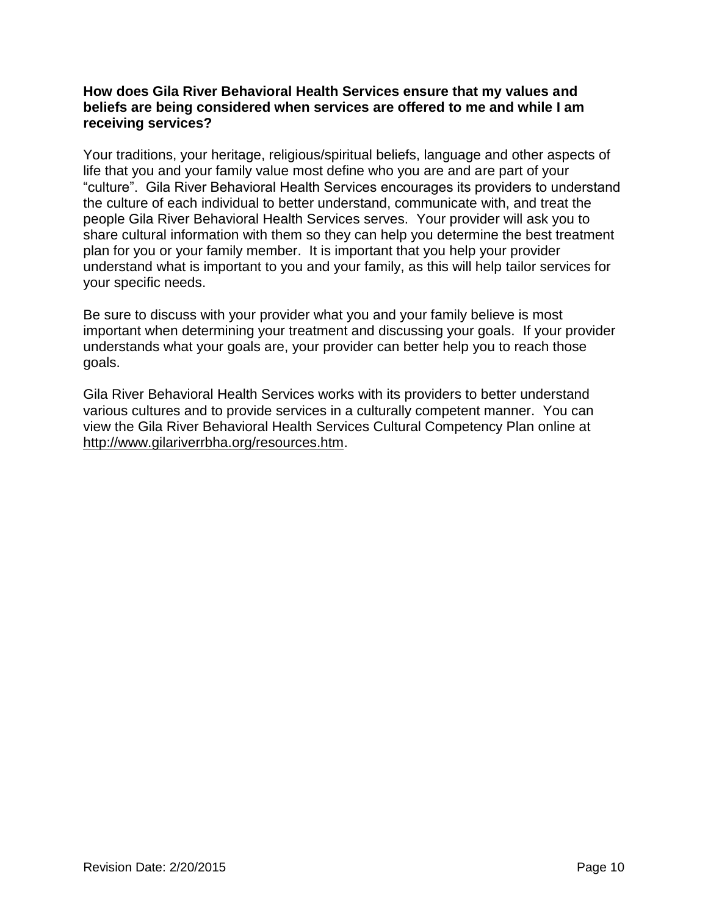**How does Gila River Behavioral Health Services ensure that my values and beliefs are being considered when services are offered to me and while I am receiving services?**

Your traditions, your heritage, religious/spiritual beliefs, language and other aspects of life that you and your family value most define who you are and are part of your "culture". Gila River Behavioral Health Services encourages its providers to understand the culture of each individual to better understand, communicate with, and treat the people Gila River Behavioral Health Services serves. Your provider will ask you to share cultural information with them so they can help you determine the best treatment plan for you or your family member. It is important that you help your provider understand what is important to you and your family, as this will help tailor services for your specific needs.

Be sure to discuss with your provider what you and your family believe is most important when determining your treatment and discussing your goals. If your provider understands what your goals are, your provider can better help you to reach those goals.

Gila River Behavioral Health Services works with its providers to better understand various cultures and to provide services in a culturally competent manner. You can view the Gila River Behavioral Health Services Cultural Competency Plan online at http://www.gilariverrbha.org/resources.htm.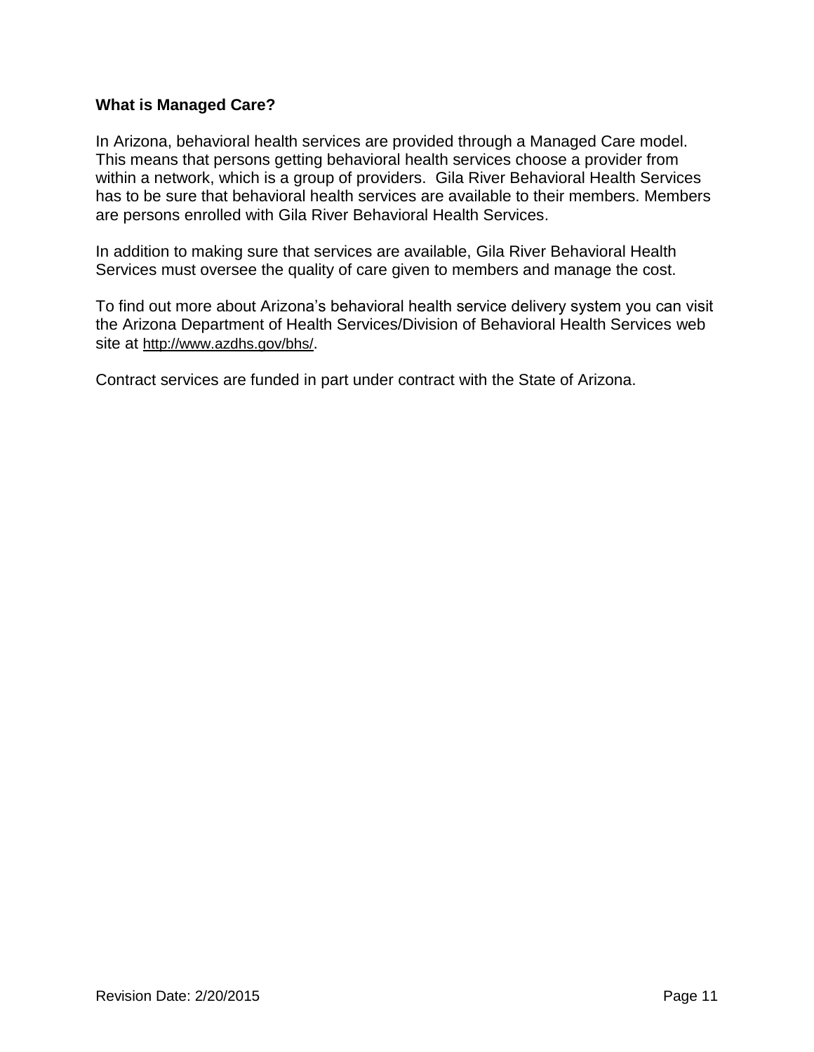**What is Managed Care?**

In Arizona, behavioral health services are provided through a Managed Care model. This means that persons getting behavioral health services choose a provider from within a network, which is a group of providers. Gila River Behavioral Health Services has to be sure that behavioral health services are available to their members. Members are persons enrolled with Gila River Behavioral Health Services.

In addition to making sure that services are available, Gila River Behavioral Health Services must oversee the quality of care given to members and manage the cost.

To find out more about Arizona's behavioral health service delivery system you can visit the Arizona Department of Health Services/Division of Behavioral Health Services web site at http://www.azdhs.gov/bhs/.

Contract services are funded in part under contract with the State of Arizona.

Revision Date: 2/20/2015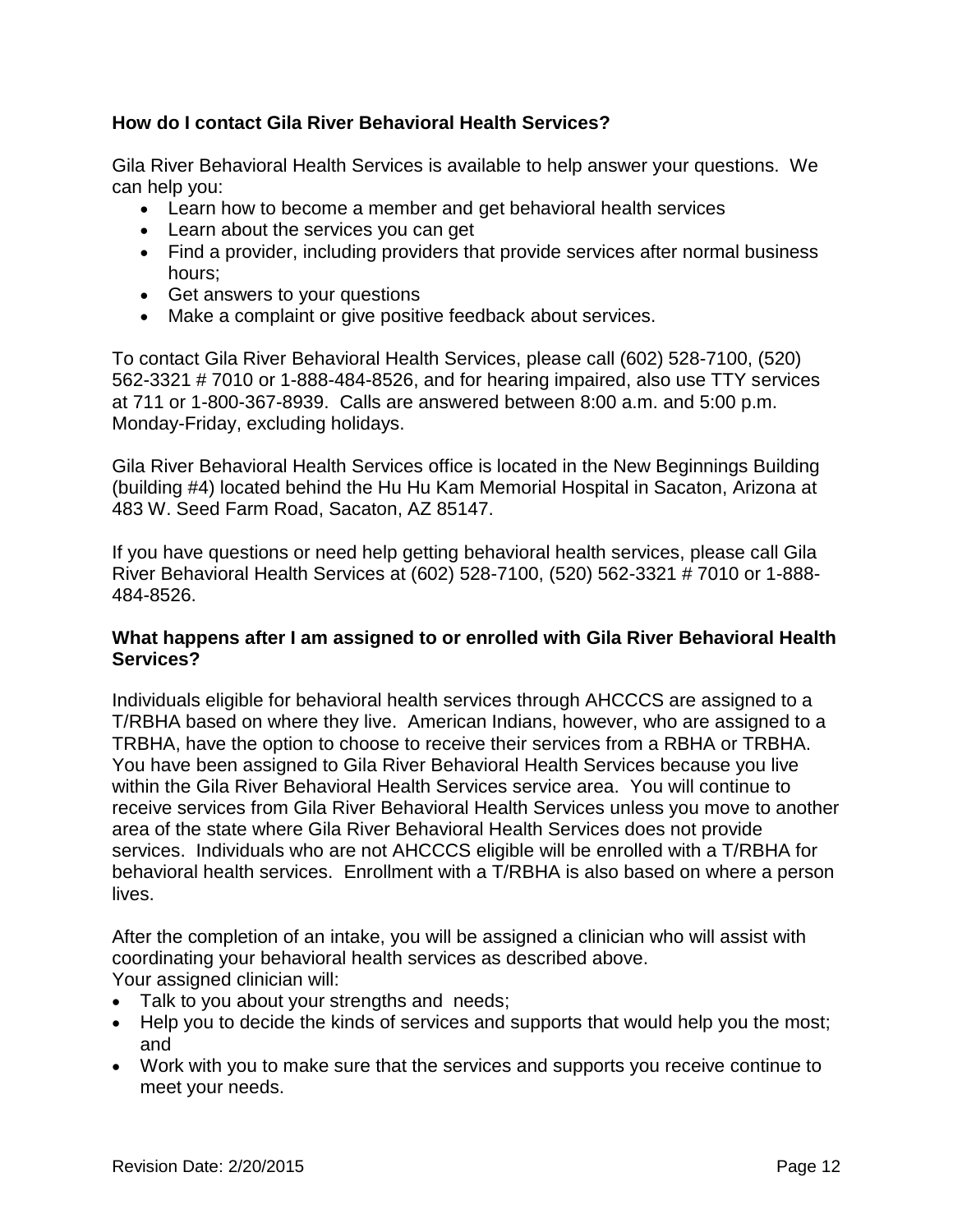**How do I contact Gila River Behavioral Health Services?**

Gila River Behavioral Health Services is available to help answer your questions. We can help you:

- Learn how to become a member and get behavioral health services
- Learn about the services you can get
- Find a provider, including providers that provide services after normal business hours;
- Get answers to your questions
- Make a complaint or give positive feedback about services.

To contact Gila River Behavioral Health Services, please call (602) 528-7100, (520) 562-3321 # 7010 or 1-888-484-8526, and for hearing impaired, also use TTY services at 711 or 1-800-367-8939. Calls are answered between 8:00 a.m. and 5:00 p.m. Monday-Friday, excluding holidays.

Gila River Behavioral Health Services office is located in the New Beginnings Building (building #4) located behind the Hu Hu Kam Memorial Hospital in Sacaton, Arizona at 483 W. Seed Farm Road, Sacaton, AZ 85147.

If you have questions or need help getting behavioral health services, please call Gila River Behavioral Health Services at (602) 528-7100, (520) 562-3321 # 7010 or 1-888-484-8526.

**What happens after I am assigned to or enrolled with Gila River Behavioral Health Services?**

Individuals eligible for behavioral health services through AHCCCS are assigned to a T/RBHA based on where they live. American Indians, however, who are assigned to a TRBHA, have the option to choose to receive their services from a RBHA or TRBHA. You have been assigned to Gila River Behavioral Health Services because you live within the Gila River Behavioral Health Services service area. You will continue to receive services from Gila River Behavioral Health Services unless you move to another area of the state where Gila River Behavioral Health Services does not provide services. Individuals who are not AHCCCS eligible will be enrolled with a T/RBHA for behavioral health services. Enrollment with a T/RBHA is also based on where a person lives.

After the completion of an intake, you will be assigned a clinician who will assist with coordinating your behavioral health services as described above.
Your assigned clinician will:

- Talk to you about your strengths and needs;
- Help you to decide the kinds of services and supports that would help you the most; and
- Work with you to make sure that the services and supports you receive continue to meet your needs.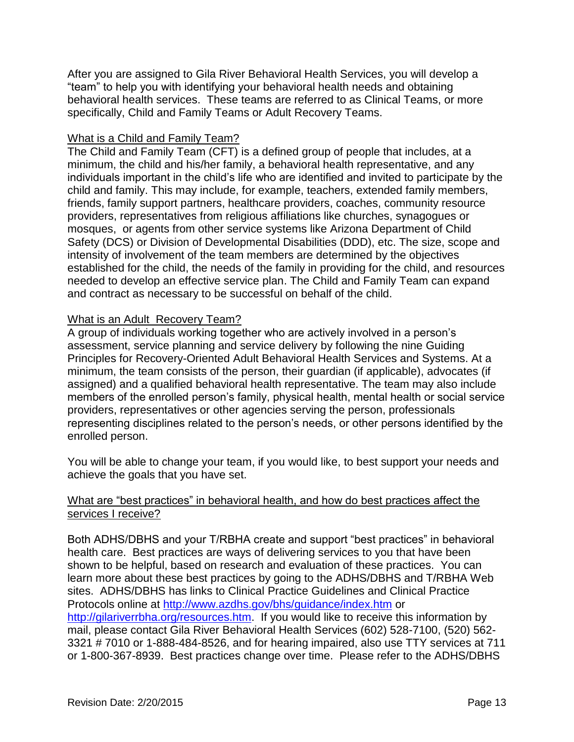After you are assigned to Gila River Behavioral Health Services, you will develop a "team" to help you with identifying your behavioral health needs and obtaining behavioral health services. These teams are referred to as Clinical Teams, or more specifically, Child and Family Teams or Adult Recovery Teams.

<u>What is a Child and Family Team?</u>

The Child and Family Team (CFT) is a defined group of people that includes, at a minimum, the child and his/her family, a behavioral health representative, and any individuals important in the child's life who are identified and invited to participate by the child and family. This may include, for example, teachers, extended family members, friends, family support partners, healthcare providers, coaches, community resource providers, representatives from religious affiliations like churches, synagogues or mosques, or agents from other service systems like Arizona Department of Child Safety (DCS) or Division of Developmental Disabilities (DDD), etc. The size, scope and intensity of involvement of the team members are determined by the objectives established for the child, the needs of the family in providing for the child, and resources needed to develop an effective service plan. The Child and Family Team can expand and contract as necessary to be successful on behalf of the child.

<u>What is an Adult Recovery Team?</u>

A group of individuals working together who are actively involved in a person's assessment, service planning and service delivery by following the nine Guiding Principles for Recovery-Oriented Adult Behavioral Health Services and Systems. At a minimum, the team consists of the person, their guardian (if applicable), advocates (if assigned) and a qualified behavioral health representative. The team may also include members of the enrolled person's family, physical health, mental health or social service providers, representatives or other agencies serving the person, professionals representing disciplines related to the person's needs, or other persons identified by the enrolled person.

You will be able to change your team, if you would like, to best support your needs and achieve the goals that you have set.

<u>What are "best practices" in behavioral health, and how do best practices affect the services I receive?</u>

Both ADHS/DBHS and your T/RBHA create and support "best practices" in behavioral health care. Best practices are ways of delivering services to you that have been shown to be helpful, based on research and evaluation of these practices. You can learn more about these best practices by going to the ADHS/DBHS and T/RBHA Web sites. ADHS/DBHS has links to Clinical Practice Guidelines and Clinical Practice Protocols online at [http://www.azdhs.gov/bhs/guidance/index.htm](http://www.azdhs.gov/bhs/guidance/index.htm) or [http://gilariverrbha.org/resources.htm](http://gilariverrbha.org/resources.htm). If you would like to receive this information by mail, please contact Gila River Behavioral Health Services (602) 528-7100, (520) 562-3321 # 7010 or 1-888-484-8526, and for hearing impaired, also use TTY services at 711 or 1-800-367-8939. Best practices change over time. Please refer to the ADHS/DBHS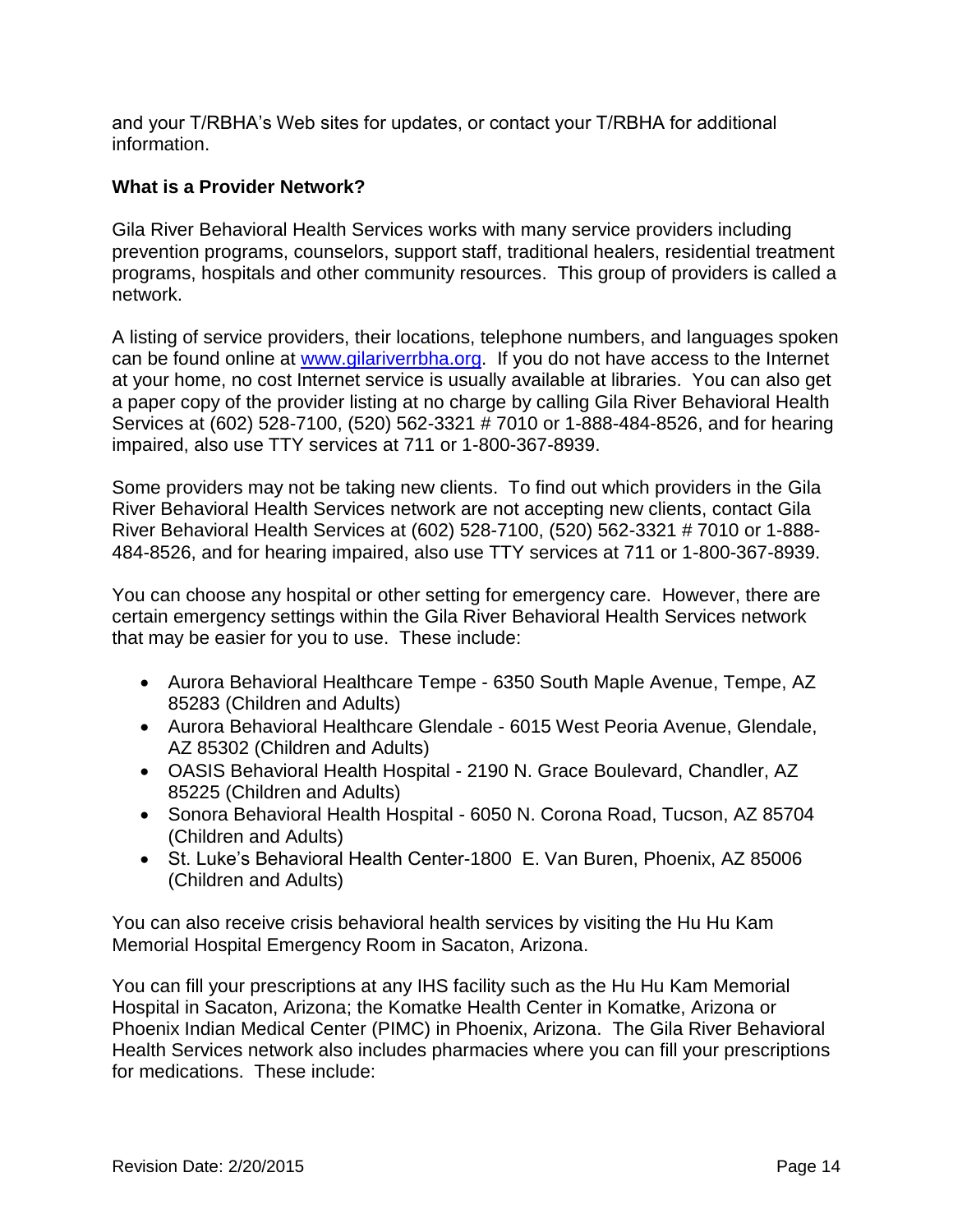and your T/RBHA's Web sites for updates, or contact your T/RBHA for additional information.

**What is a Provider Network?**

Gila River Behavioral Health Services works with many service providers including prevention programs, counselors, support staff, traditional healers, residential treatment programs, hospitals and other community resources. This group of providers is called a network.

A listing of service providers, their locations, telephone numbers, and languages spoken can be found online at [www.gilariverrbha.org](www.gilariverrbha.org). If you do not have access to the Internet at your home, no cost Internet service is usually available at libraries. You can also get a paper copy of the provider listing at no charge by calling Gila River Behavioral Health Services at (602) 528-7100, (520) 562-3321 # 7010 or 1-888-484-8526, and for hearing impaired, also use TTY services at 711 or 1-800-367-8939.

Some providers may not be taking new clients. To find out which providers in the Gila River Behavioral Health Services network are not accepting new clients, contact Gila River Behavioral Health Services at (602) 528-7100, (520) 562-3321 # 7010 or 1-888-484-8526, and for hearing impaired, also use TTY services at 711 or 1-800-367-8939.

You can choose any hospital or other setting for emergency care. However, there are certain emergency settings within the Gila River Behavioral Health Services network that may be easier for you to use. These include:

- Aurora Behavioral Healthcare Tempe - 6350 South Maple Avenue, Tempe, AZ 85283 (Children and Adults)
- Aurora Behavioral Healthcare Glendale - 6015 West Peoria Avenue, Glendale, AZ 85302 (Children and Adults)
- OASIS Behavioral Health Hospital - 2190 N. Grace Boulevard, Chandler, AZ 85225 (Children and Adults)
- Sonora Behavioral Health Hospital - 6050 N. Corona Road, Tucson, AZ 85704 (Children and Adults)
- St. Luke's Behavioral Health Center-1800 E. Van Buren, Phoenix, AZ 85006 (Children and Adults)

You can also receive crisis behavioral health services by visiting the Hu Hu Kam Memorial Hospital Emergency Room in Sacaton, Arizona.

You can fill your prescriptions at any IHS facility such as the Hu Hu Kam Memorial Hospital in Sacaton, Arizona; the Komatke Health Center in Komatke, Arizona or Phoenix Indian Medical Center (PIMC) in Phoenix, Arizona. The Gila River Behavioral Health Services network also includes pharmacies where you can fill your prescriptions for medications. These include: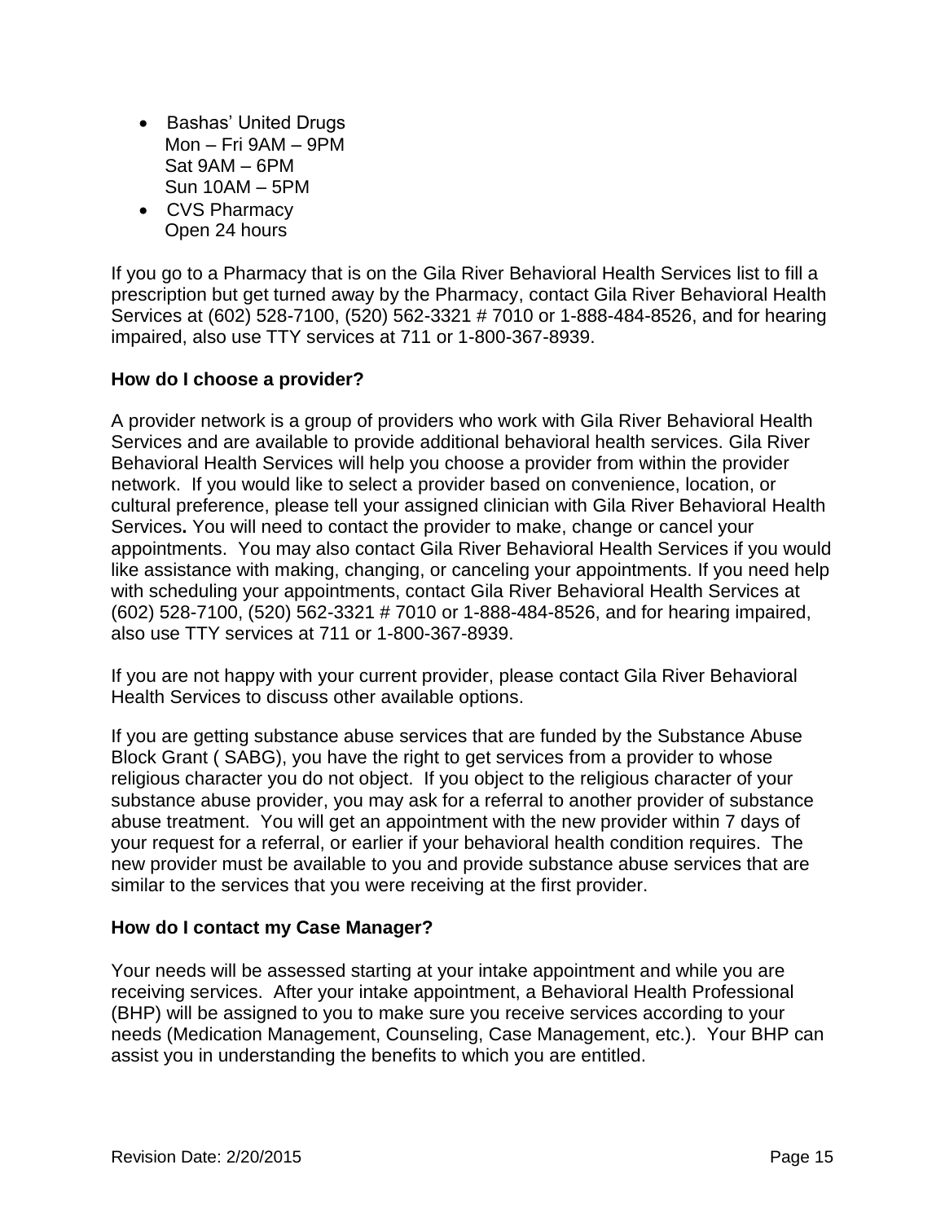- Bashas' United Drugs
  Mon – Fri 9AM – 9PM
  Sat 9AM – 6PM
  Sun 10AM – 5PM
- CVS Pharmacy
  Open 24 hours

If you go to a Pharmacy that is on the Gila River Behavioral Health Services list to fill a prescription but get turned away by the Pharmacy, contact Gila River Behavioral Health Services at (602) 528-7100, (520) 562-3321 # 7010 or 1-888-484-8526, and for hearing impaired, also use TTY services at 711 or 1-800-367-8939.

**How do I choose a provider?**

A provider network is a group of providers who work with Gila River Behavioral Health Services and are available to provide additional behavioral health services. Gila River Behavioral Health Services will help you choose a provider from within the provider network. If you would like to select a provider based on convenience, location, or cultural preference, please tell your assigned clinician with Gila River Behavioral Health Services**.** You will need to contact the provider to make, change or cancel your appointments. You may also contact Gila River Behavioral Health Services if you would like assistance with making, changing, or canceling your appointments. If you need help with scheduling your appointments, contact Gila River Behavioral Health Services at (602) 528-7100, (520) 562-3321 # 7010 or 1-888-484-8526, and for hearing impaired, also use TTY services at 711 or 1-800-367-8939.

If you are not happy with your current provider, please contact Gila River Behavioral Health Services to discuss other available options.

If you are getting substance abuse services that are funded by the Substance Abuse Block Grant ( SABG), you have the right to get services from a provider to whose religious character you do not object. If you object to the religious character of your substance abuse provider, you may ask for a referral to another provider of substance abuse treatment. You will get an appointment with the new provider within 7 days of your request for a referral, or earlier if your behavioral health condition requires. The new provider must be available to you and provide substance abuse services that are similar to the services that you were receiving at the first provider.

**How do I contact my Case Manager?**

Your needs will be assessed starting at your intake appointment and while you are receiving services. After your intake appointment, a Behavioral Health Professional (BHP) will be assigned to you to make sure you receive services according to your needs (Medication Management, Counseling, Case Management, etc.). Your BHP can assist you in understanding the benefits to which you are entitled.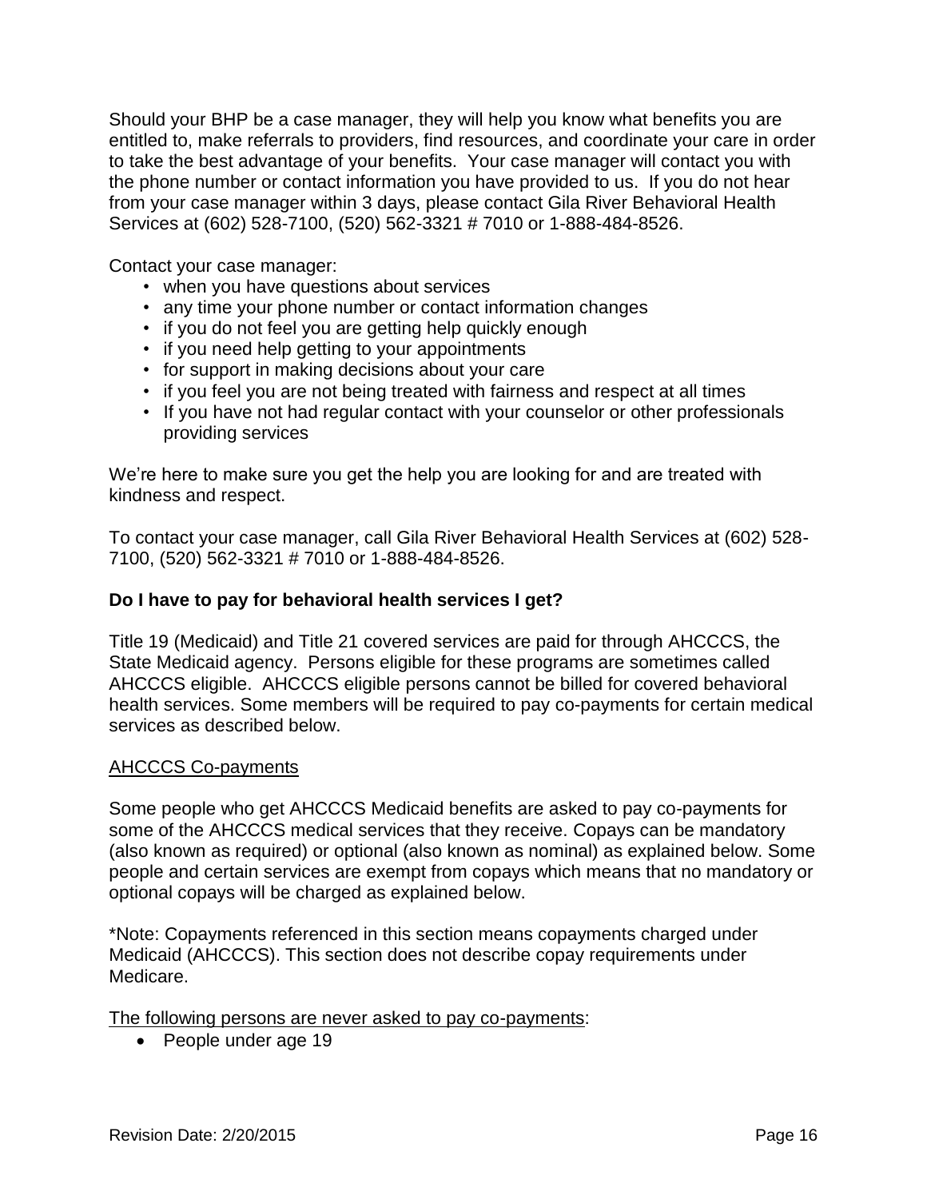Should your BHP be a case manager, they will help you know what benefits you are entitled to, make referrals to providers, find resources, and coordinate your care in order to take the best advantage of your benefits. Your case manager will contact you with the phone number or contact information you have provided to us. If you do not hear from your case manager within 3 days, please contact Gila River Behavioral Health Services at (602) 528-7100, (520) 562-3321 # 7010 or 1-888-484-8526.

Contact your case manager:

- when you have questions about services
- any time your phone number or contact information changes
- if you do not feel you are getting help quickly enough
- if you need help getting to your appointments
- for support in making decisions about your care
- if you feel you are not being treated with fairness and respect at all times
- If you have not had regular contact with your counselor or other professionals providing services

We're here to make sure you get the help you are looking for and are treated with kindness and respect.

To contact your case manager, call Gila River Behavioral Health Services at (602) 528-7100, (520) 562-3321 # 7010 or 1-888-484-8526.

**Do I have to pay for behavioral health services I get?**

Title 19 (Medicaid) and Title 21 covered services are paid for through AHCCCS, the State Medicaid agency. Persons eligible for these programs are sometimes called AHCCCS eligible. AHCCCS eligible persons cannot be billed for covered behavioral health services. Some members will be required to pay co-payments for certain medical services as described below.

<u>AHCCCS Co-payments</u>

Some people who get AHCCCS Medicaid benefits are asked to pay co-payments for some of the AHCCCS medical services that they receive. Copays can be mandatory (also known as required) or optional (also known as nominal) as explained below. Some people and certain services are exempt from copays which means that no mandatory or optional copays will be charged as explained below.

*Note: Copayments referenced in this section means copayments charged under Medicaid (AHCCCS). This section does not describe copay requirements under Medicare.

<u>The following persons are never asked to pay co-payments</u>:

- People under age 19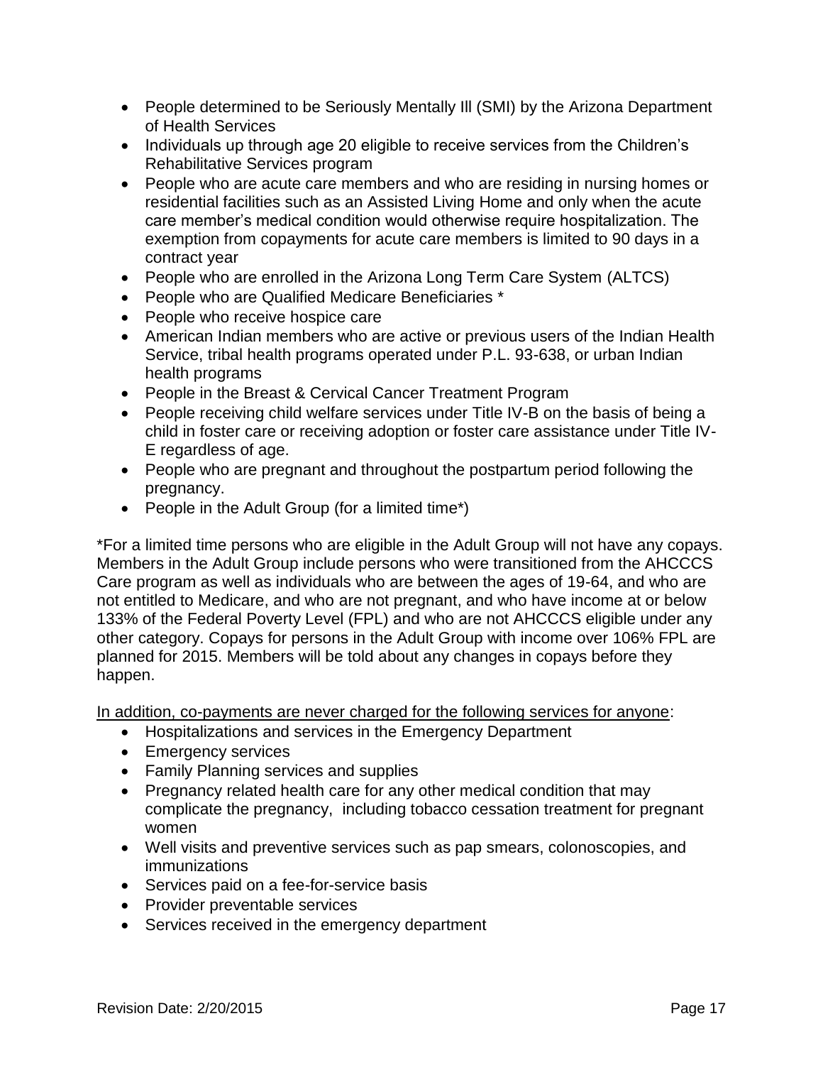- People determined to be Seriously Mentally Ill (SMI) by the Arizona Department of Health Services
- Individuals up through age 20 eligible to receive services from the Children's Rehabilitative Services program
- People who are acute care members and who are residing in nursing homes or residential facilities such as an Assisted Living Home and only when the acute care member's medical condition would otherwise require hospitalization. The exemption from copayments for acute care members is limited to 90 days in a contract year
- People who are enrolled in the Arizona Long Term Care System (ALTCS)
- People who are Qualified Medicare Beneficiaries *
- People who receive hospice care
- American Indian members who are active or previous users of the Indian Health Service, tribal health programs operated under P.L. 93-638, or urban Indian health programs
- People in the Breast & Cervical Cancer Treatment Program
- People receiving child welfare services under Title IV-B on the basis of being a child in foster care or receiving adoption or foster care assistance under Title IV-E regardless of age.
- People who are pregnant and throughout the postpartum period following the pregnancy.
- People in the Adult Group (for a limited time*)

*For a limited time persons who are eligible in the Adult Group will not have any copays. Members in the Adult Group include persons who were transitioned from the AHCCCS Care program as well as individuals who are between the ages of 19-64, and who are not entitled to Medicare, and who are not pregnant, and who have income at or below 133% of the Federal Poverty Level (FPL) and who are not AHCCCS eligible under any other category. Copays for persons in the Adult Group with income over 106% FPL are planned for 2015. Members will be told about any changes in copays before they happen.

<u>In addition, co-payments are never charged for the following services for anyone</u>:

- Hospitalizations and services in the Emergency Department
- Emergency services
- Family Planning services and supplies
- Pregnancy related health care for any other medical condition that may complicate the pregnancy, including tobacco cessation treatment for pregnant women
- Well visits and preventive services such as pap smears, colonoscopies, and immunizations
- Services paid on a fee-for-service basis
- Provider preventable services
- Services received in the emergency department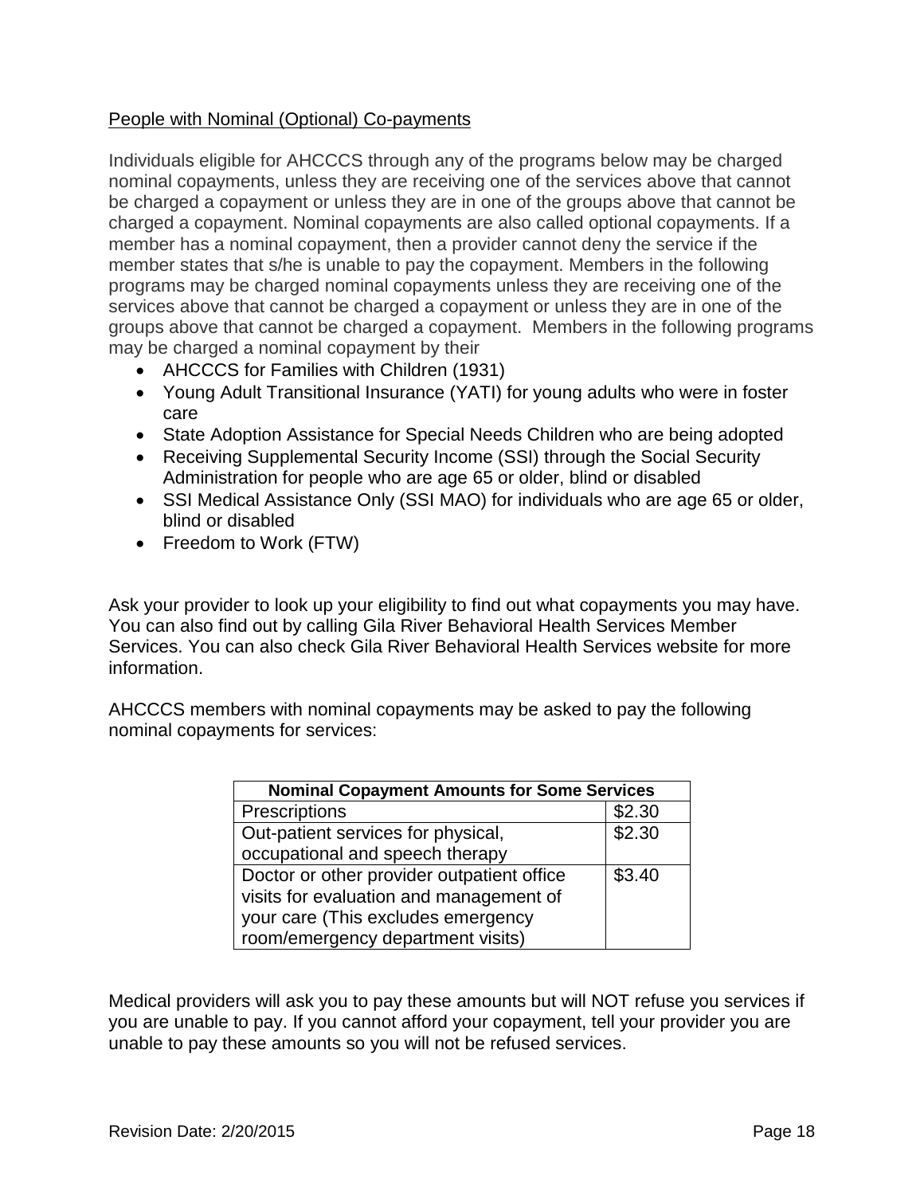People with Nominal (Optional) Co-payments

Individuals eligible for AHCCCS through any of the programs below may be charged nominal copayments, unless they are receiving one of the services above that cannot be charged a copayment or unless they are in one of the groups above that cannot be charged a copayment. Nominal copayments are also called optional copayments. If a member has a nominal copayment, then a provider cannot deny the service if the member states that s/he is unable to pay the copayment. Members in the following programs may be charged nominal copayments unless they are receiving one of the services above that cannot be charged a copayment or unless they are in one of the groups above that cannot be charged a copayment. Members in the following programs may be charged a nominal copayment by their

- AHCCCS for Families with Children (1931)
- Young Adult Transitional Insurance (YATI) for young adults who were in foster care
- State Adoption Assistance for Special Needs Children who are being adopted
- Receiving Supplemental Security Income (SSI) through the Social Security Administration for people who are age 65 or older, blind or disabled
- SSI Medical Assistance Only (SSI MAO) for individuals who are age 65 or older, blind or disabled
- Freedom to Work (FTW)

Ask your provider to look up your eligibility to find out what copayments you may have. You can also find out by calling Gila River Behavioral Health Services Member Services. You can also check Gila River Behavioral Health Services website for more information.

AHCCCS members with nominal copayments may be asked to pay the following nominal copayments for services:

| Nominal Copayment Amounts for Some Services | |
|---|---|
| Prescriptions | \$2.30 |
| Out-patient services for physical, occupational and speech therapy | \$2.30 |
| Doctor or other provider outpatient office visits for evaluation and management of your care (This excludes emergency room/emergency department visits) | \$3.40 |

Medical providers will ask you to pay these amounts but will NOT refuse you services if you are unable to pay. If you cannot afford your copayment, tell your provider you are unable to pay these amounts so you will not be refused services.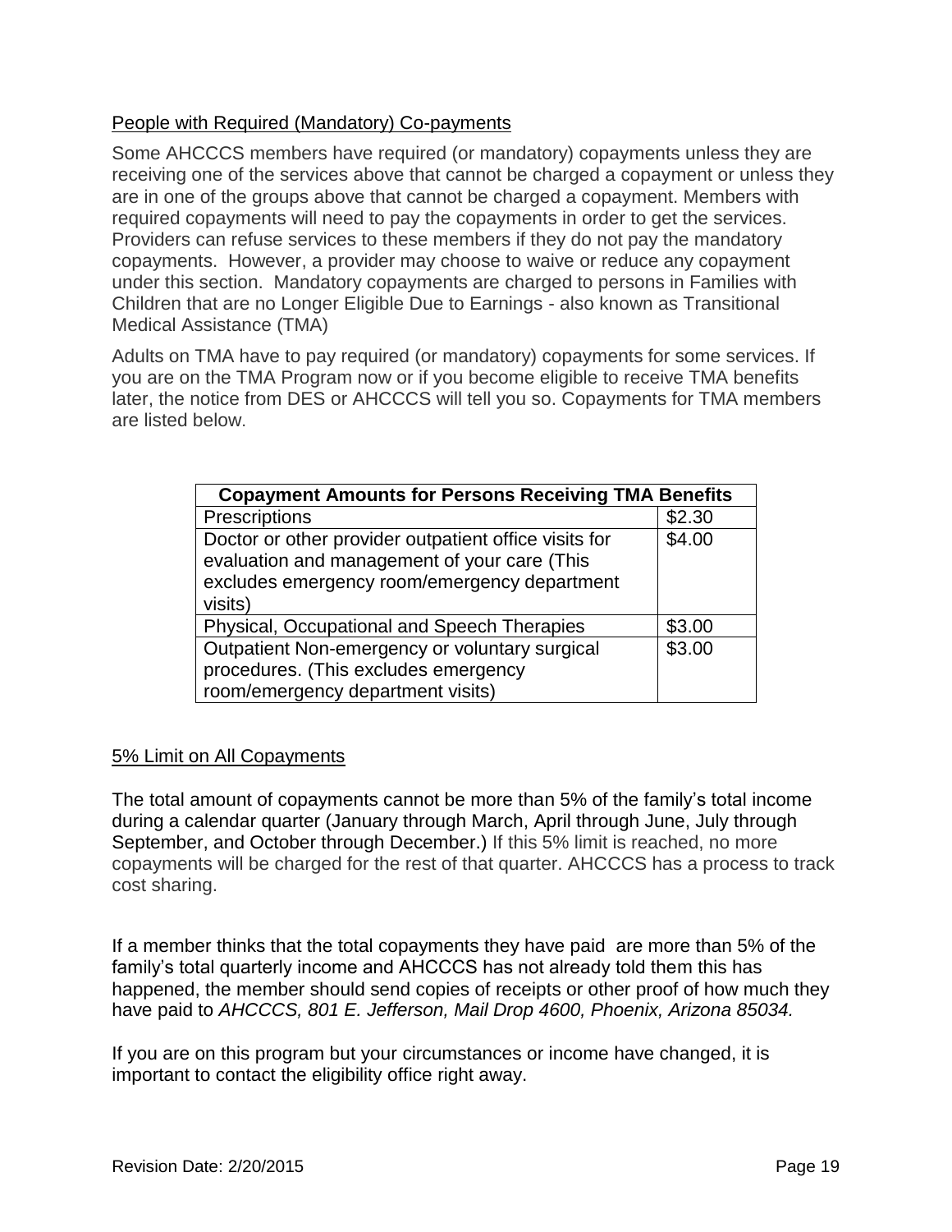## People with Required (Mandatory) Co-payments

Some AHCCCS members have required (or mandatory) copayments unless they are receiving one of the services above that cannot be charged a copayment or unless they are in one of the groups above that cannot be charged a copayment. Members with required copayments will need to pay the copayments in order to get the services. Providers can refuse services to these members if they do not pay the mandatory copayments. However, a provider may choose to waive or reduce any copayment under this section. Mandatory copayments are charged to persons in Families with Children that are no Longer Eligible Due to Earnings - also known as Transitional Medical Assistance (TMA)

Adults on TMA have to pay required (or mandatory) copayments for some services. If you are on the TMA Program now or if you become eligible to receive TMA benefits later, the notice from DES or AHCCCS will tell you so. Copayments for TMA members are listed below.

| **Copayment Amounts for Persons Receiving TMA Benefits** | |
|---|---|
| Prescriptions | $2.30 |
| Doctor or other provider outpatient office visits for evaluation and management of your care (This excludes emergency room/emergency department visits) | $4.00 |
| Physical, Occupational and Speech Therapies | $3.00 |
| Outpatient Non-emergency or voluntary surgical procedures. (This excludes emergency room/emergency department visits) | $3.00 |

## 5% Limit on All Copayments

The total amount of copayments cannot be more than 5% of the family's total income during a calendar quarter (January through March, April through June, July through September, and October through December.) If this 5% limit is reached, no more copayments will be charged for the rest of that quarter. AHCCCS has a process to track cost sharing.

If a member thinks that the total copayments they have paid are more than 5% of the family's total quarterly income and AHCCCS has not already told them this has happened, the member should send copies of receipts or other proof of how much they have paid to *AHCCCS, 801 E. Jefferson, Mail Drop 4600, Phoenix, Arizona 85034.*

If you are on this program but your circumstances or income have changed, it is important to contact the eligibility office right away.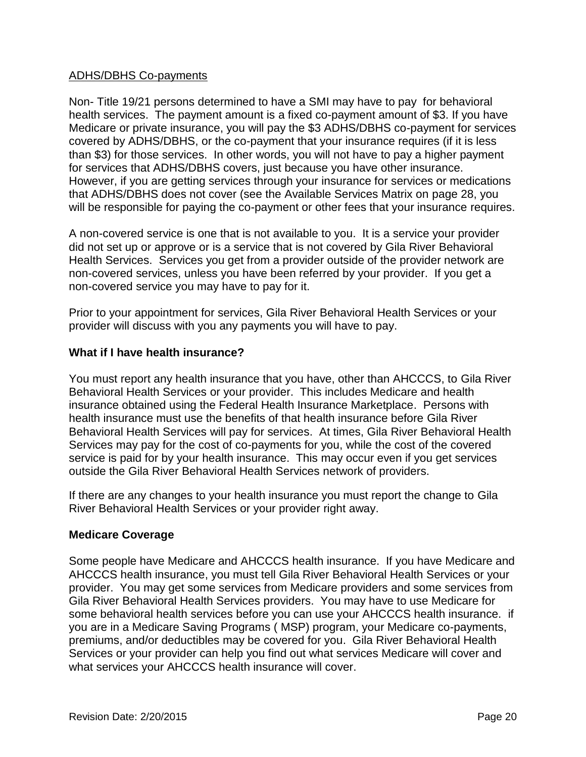ADHS/DBHS Co-payments

Non- Title 19/21 persons determined to have a SMI may have to pay for behavioral health services. The payment amount is a fixed co-payment amount of $3. If you have Medicare or private insurance, you will pay the $3 ADHS/DBHS co-payment for services covered by ADHS/DBHS, or the co-payment that your insurance requires (if it is less than $3) for those services. In other words, you will not have to pay a higher payment for services that ADHS/DBHS covers, just because you have other insurance. However, if you are getting services through your insurance for services or medications that ADHS/DBHS does not cover (see the Available Services Matrix on page 28, you will be responsible for paying the co-payment or other fees that your insurance requires.

A non-covered service is one that is not available to you. It is a service your provider did not set up or approve or is a service that is not covered by Gila River Behavioral Health Services. Services you get from a provider outside of the provider network are non-covered services, unless you have been referred by your provider. If you get a non-covered service you may have to pay for it.

Prior to your appointment for services, Gila River Behavioral Health Services or your provider will discuss with you any payments you will have to pay.

**What if I have health insurance?**

You must report any health insurance that you have, other than AHCCCS, to Gila River Behavioral Health Services or your provider. This includes Medicare and health insurance obtained using the Federal Health Insurance Marketplace. Persons with health insurance must use the benefits of that health insurance before Gila River Behavioral Health Services will pay for services. At times, Gila River Behavioral Health Services may pay for the cost of co-payments for you, while the cost of the covered service is paid for by your health insurance. This may occur even if you get services outside the Gila River Behavioral Health Services network of providers.

If there are any changes to your health insurance you must report the change to Gila River Behavioral Health Services or your provider right away.

**Medicare Coverage**

Some people have Medicare and AHCCCS health insurance. If you have Medicare and AHCCCS health insurance, you must tell Gila River Behavioral Health Services or your provider. You may get some services from Medicare providers and some services from Gila River Behavioral Health Services providers. You may have to use Medicare for some behavioral health services before you can use your AHCCCS health insurance. if you are in a Medicare Saving Programs ( MSP) program, your Medicare co-payments, premiums, and/or deductibles may be covered for you. Gila River Behavioral Health Services or your provider can help you find out what services Medicare will cover and what services your AHCCCS health insurance will cover.

Revision Date: 2/20/2015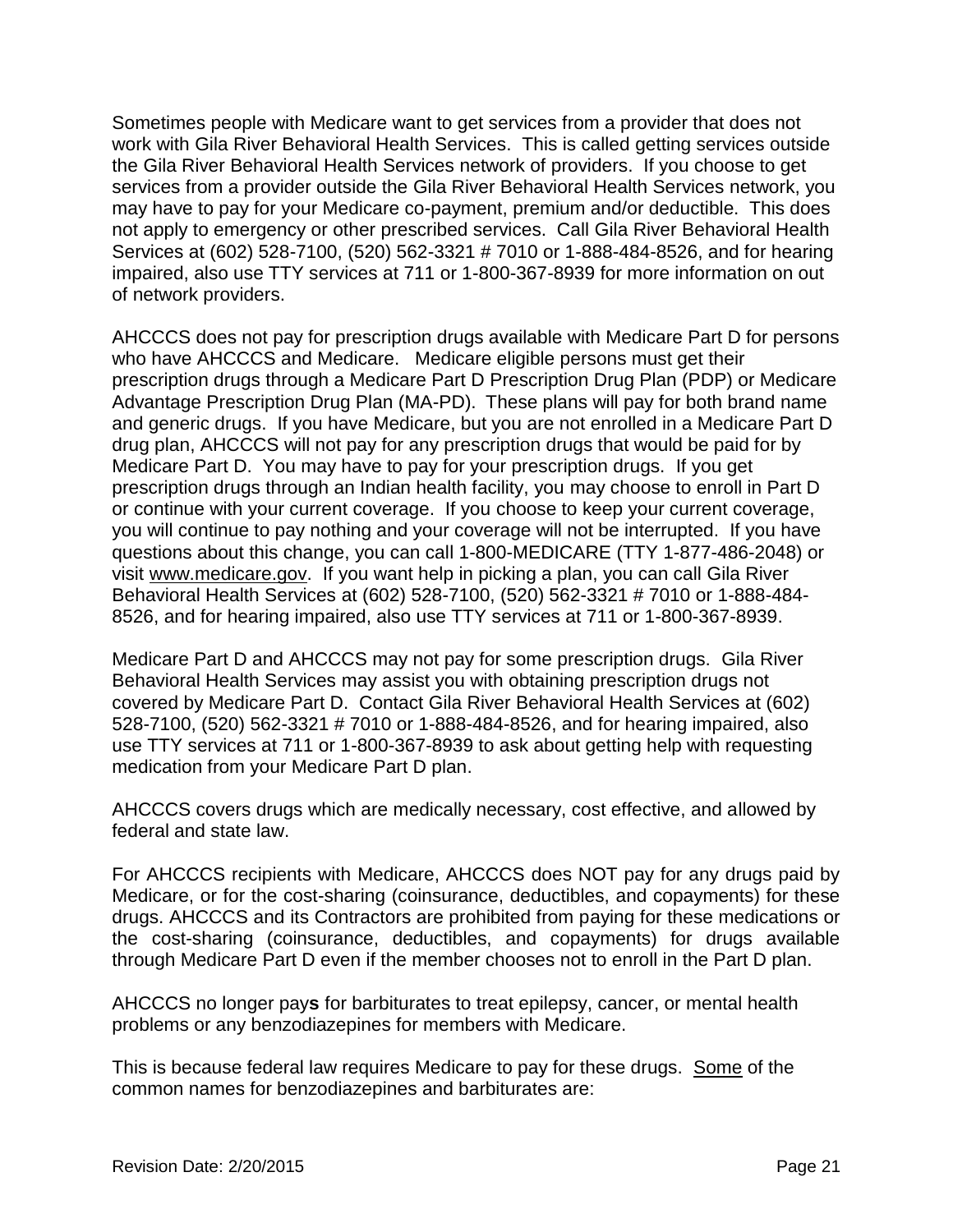Sometimes people with Medicare want to get services from a provider that does not work with Gila River Behavioral Health Services. This is called getting services outside the Gila River Behavioral Health Services network of providers. If you choose to get services from a provider outside the Gila River Behavioral Health Services network, you may have to pay for your Medicare co-payment, premium and/or deductible. This does not apply to emergency or other prescribed services. Call Gila River Behavioral Health Services at (602) 528-7100, (520) 562-3321 # 7010 or 1-888-484-8526, and for hearing impaired, also use TTY services at 711 or 1-800-367-8939 for more information on out of network providers.

AHCCCS does not pay for prescription drugs available with Medicare Part D for persons who have AHCCCS and Medicare. Medicare eligible persons must get their prescription drugs through a Medicare Part D Prescription Drug Plan (PDP) or Medicare Advantage Prescription Drug Plan (MA-PD). These plans will pay for both brand name and generic drugs. If you have Medicare, but you are not enrolled in a Medicare Part D drug plan, AHCCCS will not pay for any prescription drugs that would be paid for by Medicare Part D. You may have to pay for your prescription drugs. If you get prescription drugs through an Indian health facility, you may choose to enroll in Part D or continue with your current coverage. If you choose to keep your current coverage, you will continue to pay nothing and your coverage will not be interrupted. If you have questions about this change, you can call 1-800-MEDICARE (TTY 1-877-486-2048) or visit www.medicare.gov. If you want help in picking a plan, you can call Gila River Behavioral Health Services at (602) 528-7100, (520) 562-3321 # 7010 or 1-888-484-8526, and for hearing impaired, also use TTY services at 711 or 1-800-367-8939.

Medicare Part D and AHCCCS may not pay for some prescription drugs. Gila River Behavioral Health Services may assist you with obtaining prescription drugs not covered by Medicare Part D. Contact Gila River Behavioral Health Services at (602) 528-7100, (520) 562-3321 # 7010 or 1-888-484-8526, and for hearing impaired, also use TTY services at 711 or 1-800-367-8939 to ask about getting help with requesting medication from your Medicare Part D plan.

AHCCCS covers drugs which are medically necessary, cost effective, and allowed by federal and state law.

For AHCCCS recipients with Medicare, AHCCCS does NOT pay for any drugs paid by Medicare, or for the cost-sharing (coinsurance, deductibles, and copayments) for these drugs. AHCCCS and its Contractors are prohibited from paying for these medications or the cost-sharing (coinsurance, deductibles, and copayments) for drugs available through Medicare Part D even if the member chooses not to enroll in the Part D plan.

AHCCCS no longer pay**s** for barbiturates to treat epilepsy, cancer, or mental health problems or any benzodiazepines for members with Medicare.

This is because federal law requires Medicare to pay for these drugs. Some of the common names for benzodiazepines and barbiturates are: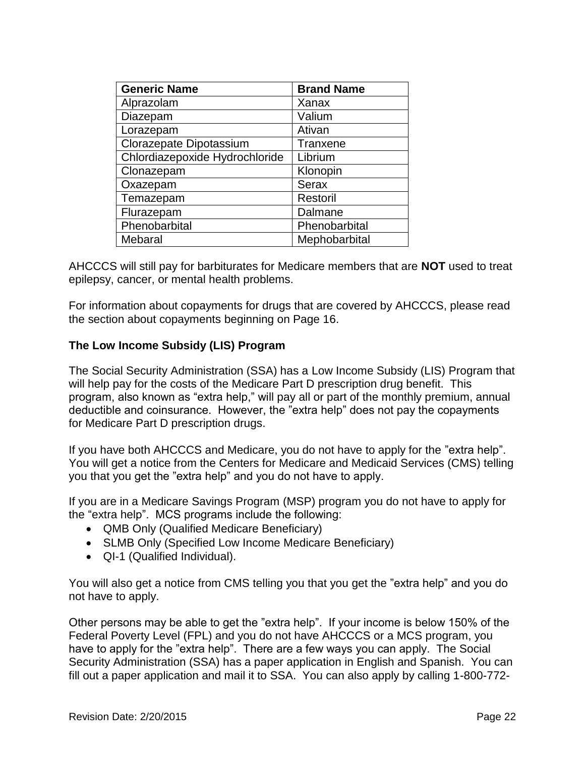| Generic Name | Brand Name |
|---|---|
| Alprazolam | Xanax |
| Diazepam | Valium |
| Lorazepam | Ativan |
| Clorazepate Dipotassium | Tranxene |
| Chlordiazepoxide Hydrochloride | Librium |
| Clonazepam | Klonopin |
| Oxazepam | Serax |
| Temazepam | Restoril |
| Flurazepam | Dalmane |
| Phenobarbital | Phenobarbital |
| Mebaral | Mephobarbital |

AHCCCS will still pay for barbiturates for Medicare members that are **NOT** used to treat epilepsy, cancer, or mental health problems.

For information about copayments for drugs that are covered by AHCCCS, please read the section about copayments beginning on Page 16.

**The Low Income Subsidy (LIS) Program**

The Social Security Administration (SSA) has a Low Income Subsidy (LIS) Program that will help pay for the costs of the Medicare Part D prescription drug benefit. This program, also known as "extra help," will pay all or part of the monthly premium, annual deductible and coinsurance. However, the "extra help" does not pay the copayments for Medicare Part D prescription drugs.

If you have both AHCCCS and Medicare, you do not have to apply for the "extra help". You will get a notice from the Centers for Medicare and Medicaid Services (CMS) telling you that you get the "extra help" and you do not have to apply.

If you are in a Medicare Savings Program (MSP) program you do not have to apply for the "extra help". MCS programs include the following:

- QMB Only (Qualified Medicare Beneficiary)
- SLMB Only (Specified Low Income Medicare Beneficiary)
- QI-1 (Qualified Individual).

You will also get a notice from CMS telling you that you get the "extra help" and you do not have to apply.

Other persons may be able to get the "extra help". If your income is below 150% of the Federal Poverty Level (FPL) and you do not have AHCCCS or a MCS program, you have to apply for the "extra help". There are a few ways you can apply. The Social Security Administration (SSA) has a paper application in English and Spanish. You can fill out a paper application and mail it to SSA. You can also apply by calling 1-800-772-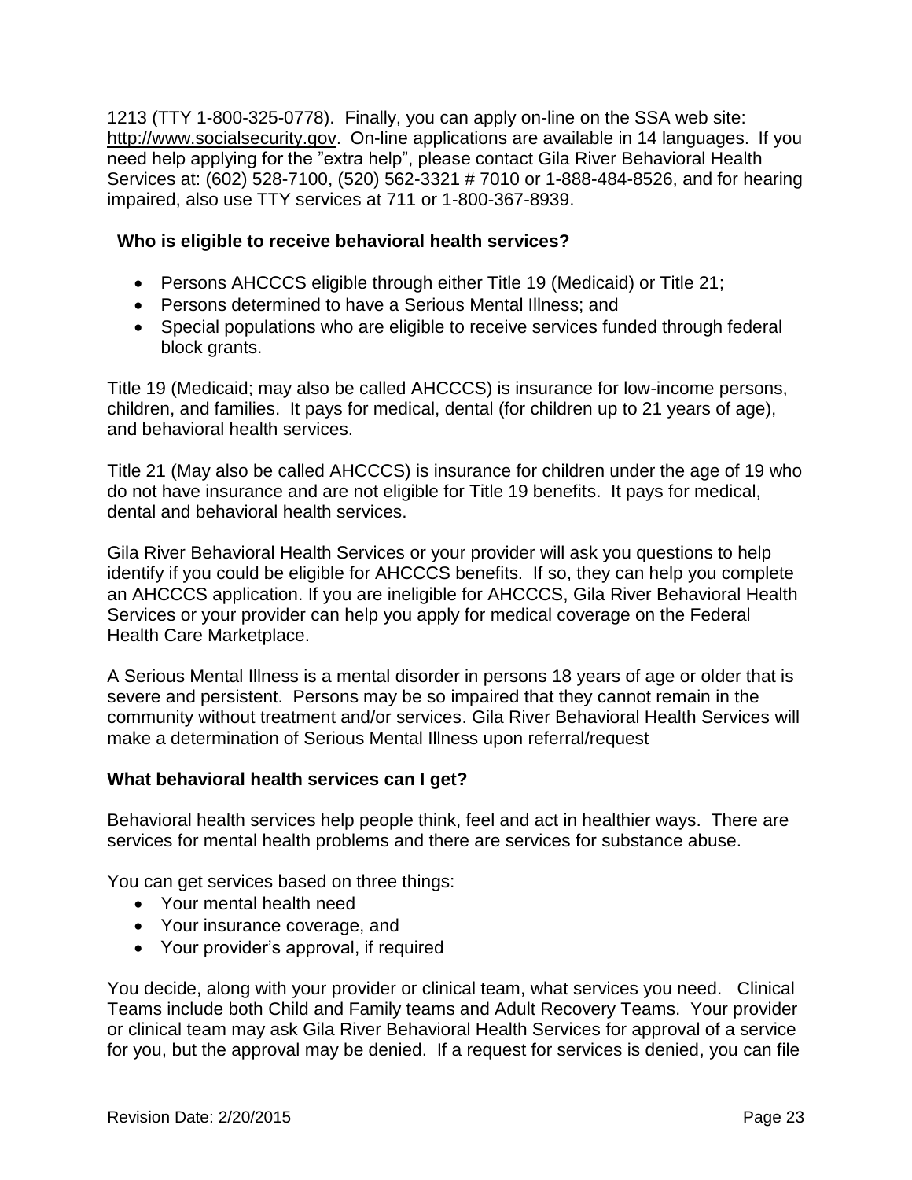1213 (TTY 1-800-325-0778). Finally, you can apply on-line on the SSA web site: http://www.socialsecurity.gov. On-line applications are available in 14 languages. If you need help applying for the "extra help", please contact Gila River Behavioral Health Services at: (602) 528-7100, (520) 562-3321 # 7010 or 1-888-484-8526, and for hearing impaired, also use TTY services at 711 or 1-800-367-8939.

**Who is eligible to receive behavioral health services?**

- Persons AHCCCS eligible through either Title 19 (Medicaid) or Title 21;
- Persons determined to have a Serious Mental Illness; and
- Special populations who are eligible to receive services funded through federal block grants.

Title 19 (Medicaid; may also be called AHCCCS) is insurance for low-income persons, children, and families. It pays for medical, dental (for children up to 21 years of age), and behavioral health services.

Title 21 (May also be called AHCCCS) is insurance for children under the age of 19 who do not have insurance and are not eligible for Title 19 benefits. It pays for medical, dental and behavioral health services.

Gila River Behavioral Health Services or your provider will ask you questions to help identify if you could be eligible for AHCCCS benefits. If so, they can help you complete an AHCCCS application. If you are ineligible for AHCCCS, Gila River Behavioral Health Services or your provider can help you apply for medical coverage on the Federal Health Care Marketplace.

A Serious Mental Illness is a mental disorder in persons 18 years of age or older that is severe and persistent. Persons may be so impaired that they cannot remain in the community without treatment and/or services. Gila River Behavioral Health Services will make a determination of Serious Mental Illness upon referral/request

**What behavioral health services can I get?**

Behavioral health services help people think, feel and act in healthier ways. There are services for mental health problems and there are services for substance abuse.

You can get services based on three things:

- Your mental health need
- Your insurance coverage, and
- Your provider's approval, if required

You decide, along with your provider or clinical team, what services you need. Clinical Teams include both Child and Family teams and Adult Recovery Teams. Your provider or clinical team may ask Gila River Behavioral Health Services for approval of a service for you, but the approval may be denied. If a request for services is denied, you can file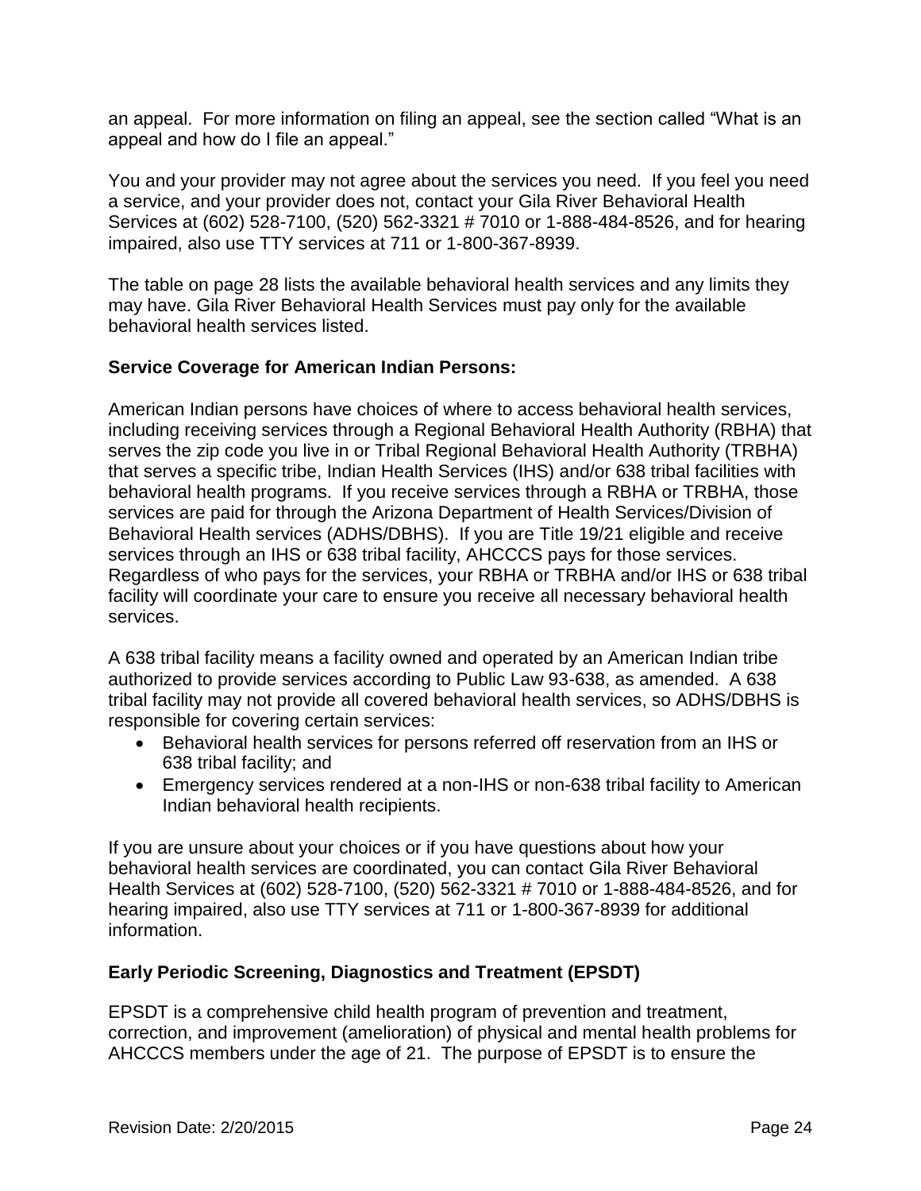an appeal. For more information on filing an appeal, see the section called "What is an appeal and how do I file an appeal."

You and your provider may not agree about the services you need. If you feel you need a service, and your provider does not, contact your Gila River Behavioral Health Services at (602) 528-7100, (520) 562-3321 # 7010 or 1-888-484-8526, and for hearing impaired, also use TTY services at 711 or 1-800-367-8939.

The table on page 28 lists the available behavioral health services and any limits they may have. Gila River Behavioral Health Services must pay only for the available behavioral health services listed.

**Service Coverage for American Indian Persons:**

American Indian persons have choices of where to access behavioral health services, including receiving services through a Regional Behavioral Health Authority (RBHA) that serves the zip code you live in or Tribal Regional Behavioral Health Authority (TRBHA) that serves a specific tribe, Indian Health Services (IHS) and/or 638 tribal facilities with behavioral health programs. If you receive services through a RBHA or TRBHA, those services are paid for through the Arizona Department of Health Services/Division of Behavioral Health services (ADHS/DBHS). If you are Title 19/21 eligible and receive services through an IHS or 638 tribal facility, AHCCCS pays for those services. Regardless of who pays for the services, your RBHA or TRBHA and/or IHS or 638 tribal facility will coordinate your care to ensure you receive all necessary behavioral health services.

A 638 tribal facility means a facility owned and operated by an American Indian tribe authorized to provide services according to Public Law 93-638, as amended. A 638 tribal facility may not provide all covered behavioral health services, so ADHS/DBHS is responsible for covering certain services:

- Behavioral health services for persons referred off reservation from an IHS or 638 tribal facility; and
- Emergency services rendered at a non-IHS or non-638 tribal facility to American Indian behavioral health recipients.

If you are unsure about your choices or if you have questions about how your behavioral health services are coordinated, you can contact Gila River Behavioral Health Services at (602) 528-7100, (520) 562-3321 # 7010 or 1-888-484-8526, and for hearing impaired, also use TTY services at 711 or 1-800-367-8939 for additional information.

**Early Periodic Screening, Diagnostics and Treatment (EPSDT)**

EPSDT is a comprehensive child health program of prevention and treatment, correction, and improvement (amelioration) of physical and mental health problems for AHCCCS members under the age of 21. The purpose of EPSDT is to ensure the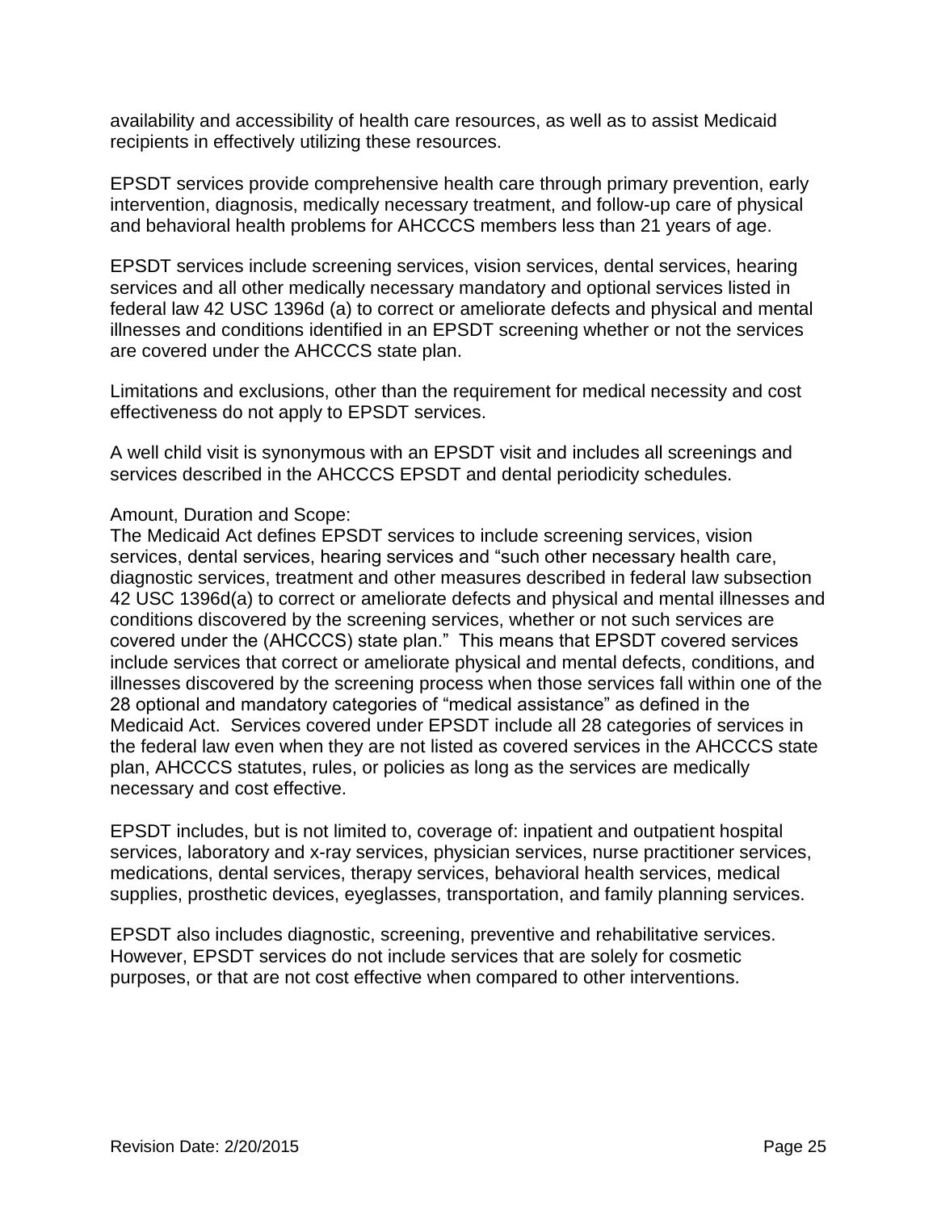availability and accessibility of health care resources, as well as to assist Medicaid recipients in effectively utilizing these resources.

EPSDT services provide comprehensive health care through primary prevention, early intervention, diagnosis, medically necessary treatment, and follow-up care of physical and behavioral health problems for AHCCCS members less than 21 years of age.

EPSDT services include screening services, vision services, dental services, hearing services and all other medically necessary mandatory and optional services listed in federal law 42 USC 1396d (a) to correct or ameliorate defects and physical and mental illnesses and conditions identified in an EPSDT screening whether or not the services are covered under the AHCCCS state plan.

Limitations and exclusions, other than the requirement for medical necessity and cost effectiveness do not apply to EPSDT services.

A well child visit is synonymous with an EPSDT visit and includes all screenings and services described in the AHCCCS EPSDT and dental periodicity schedules.

Amount, Duration and Scope:
The Medicaid Act defines EPSDT services to include screening services, vision services, dental services, hearing services and "such other necessary health care, diagnostic services, treatment and other measures described in federal law subsection 42 USC 1396d(a) to correct or ameliorate defects and physical and mental illnesses and conditions discovered by the screening services, whether or not such services are covered under the (AHCCCS) state plan." This means that EPSDT covered services include services that correct or ameliorate physical and mental defects, conditions, and illnesses discovered by the screening process when those services fall within one of the 28 optional and mandatory categories of "medical assistance" as defined in the Medicaid Act. Services covered under EPSDT include all 28 categories of services in the federal law even when they are not listed as covered services in the AHCCCS state plan, AHCCCS statutes, rules, or policies as long as the services are medically necessary and cost effective.

EPSDT includes, but is not limited to, coverage of: inpatient and outpatient hospital services, laboratory and x-ray services, physician services, nurse practitioner services, medications, dental services, therapy services, behavioral health services, medical supplies, prosthetic devices, eyeglasses, transportation, and family planning services.

EPSDT also includes diagnostic, screening, preventive and rehabilitative services. However, EPSDT services do not include services that are solely for cosmetic purposes, or that are not cost effective when compared to other interventions.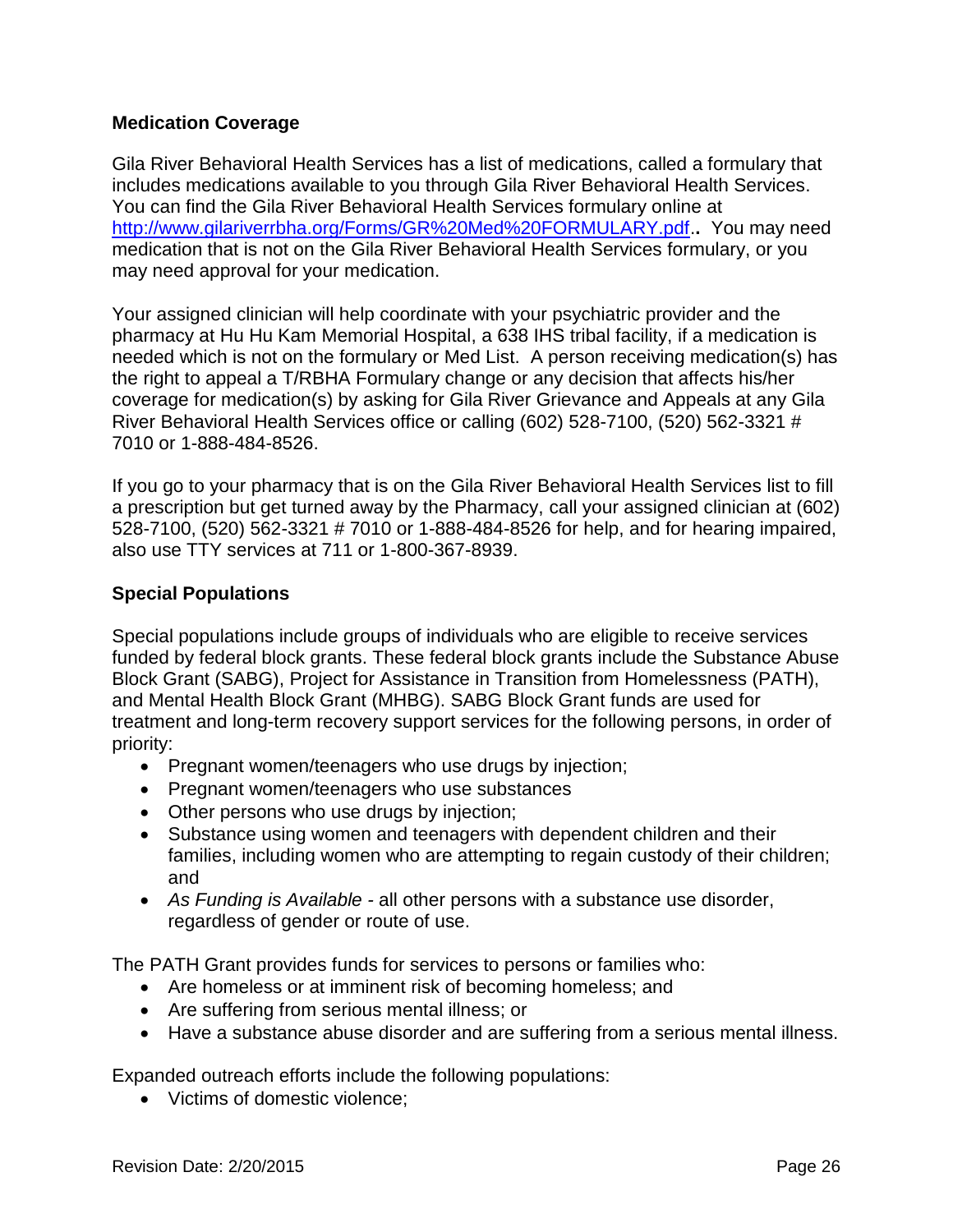**Medication Coverage**

Gila River Behavioral Health Services has a list of medications, called a formulary that includes medications available to you through Gila River Behavioral Health Services. You can find the Gila River Behavioral Health Services formulary online at http://www.gilariverrbha.org/Forms/GR%20Med%20FORMULARY.pdf.. You may need medication that is not on the Gila River Behavioral Health Services formulary, or you may need approval for your medication.

Your assigned clinician will help coordinate with your psychiatric provider and the pharmacy at Hu Hu Kam Memorial Hospital, a 638 IHS tribal facility, if a medication is needed which is not on the formulary or Med List. A person receiving medication(s) has the right to appeal a T/RBHA Formulary change or any decision that affects his/her coverage for medication(s) by asking for Gila River Grievance and Appeals at any Gila River Behavioral Health Services office or calling (602) 528-7100, (520) 562-3321 # 7010 or 1-888-484-8526.

If you go to your pharmacy that is on the Gila River Behavioral Health Services list to fill a prescription but get turned away by the Pharmacy, call your assigned clinician at (602) 528-7100, (520) 562-3321 # 7010 or 1-888-484-8526 for help, and for hearing impaired, also use TTY services at 711 or 1-800-367-8939.

**Special Populations**

Special populations include groups of individuals who are eligible to receive services funded by federal block grants. These federal block grants include the Substance Abuse Block Grant (SABG), Project for Assistance in Transition from Homelessness (PATH), and Mental Health Block Grant (MHBG). SABG Block Grant funds are used for treatment and long-term recovery support services for the following persons, in order of priority:

- Pregnant women/teenagers who use drugs by injection;
- Pregnant women/teenagers who use substances
- Other persons who use drugs by injection;
- Substance using women and teenagers with dependent children and their families, including women who are attempting to regain custody of their children; and
- *As Funding is Available* - all other persons with a substance use disorder, regardless of gender or route of use.

The PATH Grant provides funds for services to persons or families who:

- Are homeless or at imminent risk of becoming homeless; and
- Are suffering from serious mental illness; or
- Have a substance abuse disorder and are suffering from a serious mental illness.

Expanded outreach efforts include the following populations:

- Victims of domestic violence;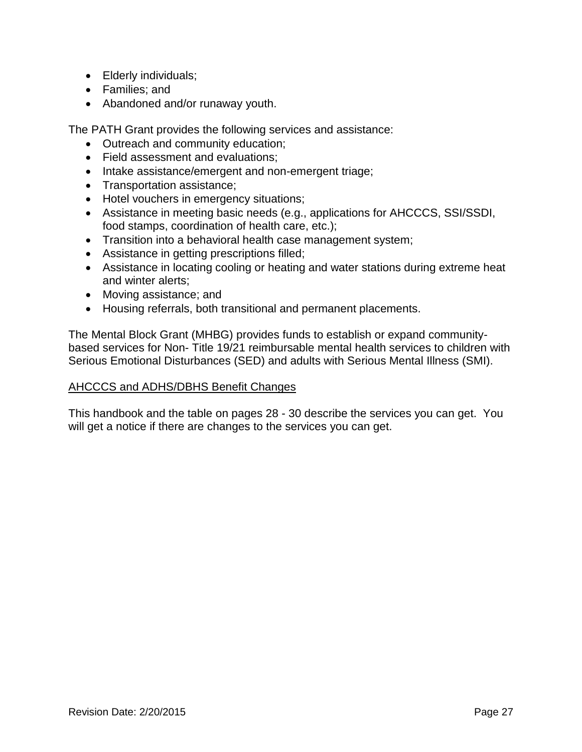- Elderly individuals;
- Families; and
- Abandoned and/or runaway youth.

The PATH Grant provides the following services and assistance:

- Outreach and community education;
- Field assessment and evaluations;
- Intake assistance/emergent and non-emergent triage;
- Transportation assistance;
- Hotel vouchers in emergency situations;
- Assistance in meeting basic needs (e.g., applications for AHCCCS, SSI/SSDI, food stamps, coordination of health care, etc.);
- Transition into a behavioral health case management system;
- Assistance in getting prescriptions filled;
- Assistance in locating cooling or heating and water stations during extreme heat and winter alerts;
- Moving assistance; and
- Housing referrals, both transitional and permanent placements.

The Mental Block Grant (MHBG) provides funds to establish or expand community-based services for Non- Title 19/21 reimbursable mental health services to children with Serious Emotional Disturbances (SED) and adults with Serious Mental Illness (SMI).

<u>AHCCCS and ADHS/DBHS Benefit Changes</u>

This handbook and the table on pages 28 - 30 describe the services you can get. You will get a notice if there are changes to the services you can get.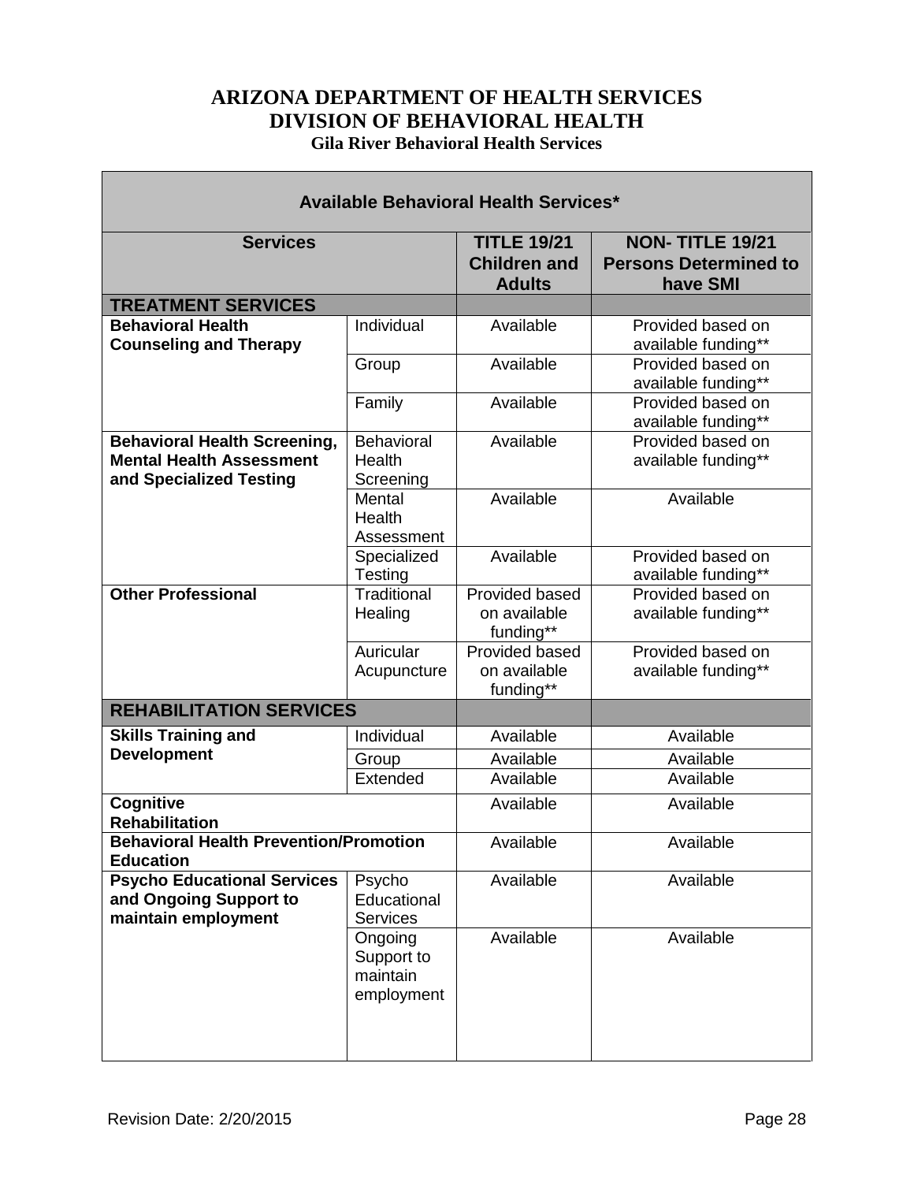# ARIZONA DEPARTMENT OF HEALTH SERVICES
## DIVISION OF BEHAVIORAL HEALTH
### Gila River Behavioral Health Services

| Available Behavioral Health Services* | | | |
|---|---|---|---|
| **Services** | | **TITLE 19/21 Children and Adults** | **NON- TITLE 19/21 Persons Determined to have SMI** |
| **TREATMENT SERVICES** | | | |
| **Behavioral Health Counseling and Therapy** | Individual | Available | Provided based on available funding** |
| | Group | Available | Provided based on available funding** |
| | Family | Available | Provided based on available funding** |
| **Behavioral Health Screening, Mental Health Assessment and Specialized Testing** | Behavioral Health Screening | Available | Provided based on available funding** |
| | Mental Health Assessment | Available | Available |
| | Specialized Testing | Available | Provided based on available funding** |
| **Other Professional** | Traditional Healing | Provided based on available funding** | Provided based on available funding** |
| | Auricular Acupuncture | Provided based on available funding** | Provided based on available funding** |
| **REHABILITATION SERVICES** | | | |
| **Skills Training and Development** | Individual | Available | Available |
| | Group | Available | Available |
| | Extended | Available | Available |
| **Cognitive Rehabilitation** | | Available | Available |
| **Behavioral Health Prevention/Promotion Education** | | Available | Available |
| **Psycho Educational Services and Ongoing Support to maintain employment** | Psycho Educational Services | Available | Available |
| | Ongoing Support to maintain employment | Available | Available |

Revision Date: 2/20/2015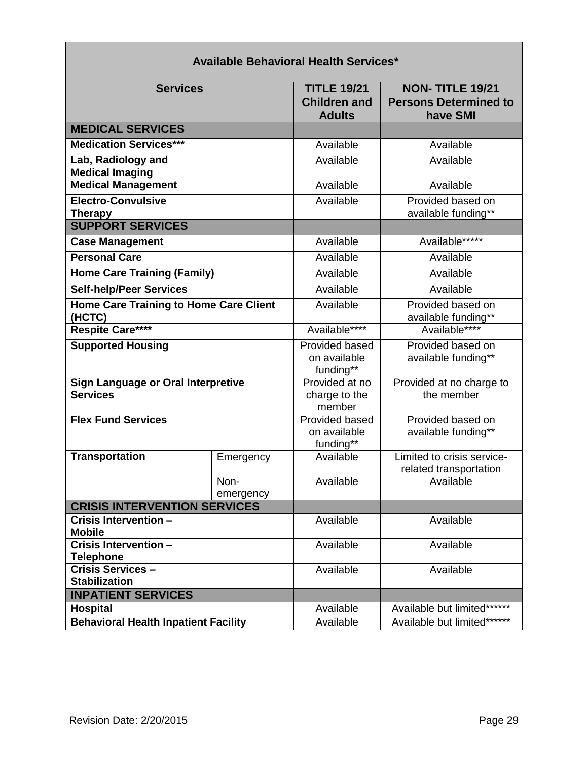| Available Behavioral Health Services* | | | |
|---|---|---|---|
| **Services** | | **TITLE 19/21 Children and Adults** | **NON- TITLE 19/21 Persons Determined to have SMI** |
| **MEDICAL SERVICES** | | | |
| **Medication Services*** | | Available | Available |
| **Lab, Radiology and Medical Imaging** | | Available | Available |
| **Medical Management** | | Available | Available |
| **Electro-Convulsive Therapy** | | Available | Provided based on available funding** |
| **SUPPORT SERVICES** | | | |
| **Case Management** | | Available | Available***** |
| **Personal Care** | | Available | Available |
| **Home Care Training (Family)** | | Available | Available |
| **Self-help/Peer Services** | | Available | Available |
| **Home Care Training to Home Care Client (HCTC)** | | Available | Provided based on available funding** |
| **Respite Care**** | | Available**** | Available**** |
| **Supported Housing** | | Provided based on available funding** | Provided based on available funding** |
| **Sign Language or Oral Interpretive Services** | | Provided at no charge to the member | Provided at no charge to the member |
| **Flex Fund Services** | | Provided based on available funding** | Provided based on available funding** |
| **Transportation** | Emergency | Available | Limited to crisis service-related transportation |
| | Non-emergency | Available | Available |
| **CRISIS INTERVENTION SERVICES** | | | |
| **Crisis Intervention – Mobile** | | Available | Available |
| **Crisis Intervention – Telephone** | | Available | Available |
| **Crisis Services – Stabilization** | | Available | Available |
| **INPATIENT SERVICES** | | | |
| **Hospital** | | Available | Available but limited****** |
| **Behavioral Health Inpatient Facility** | | Available | Available but limited****** |

Revision Date: 2/20/2015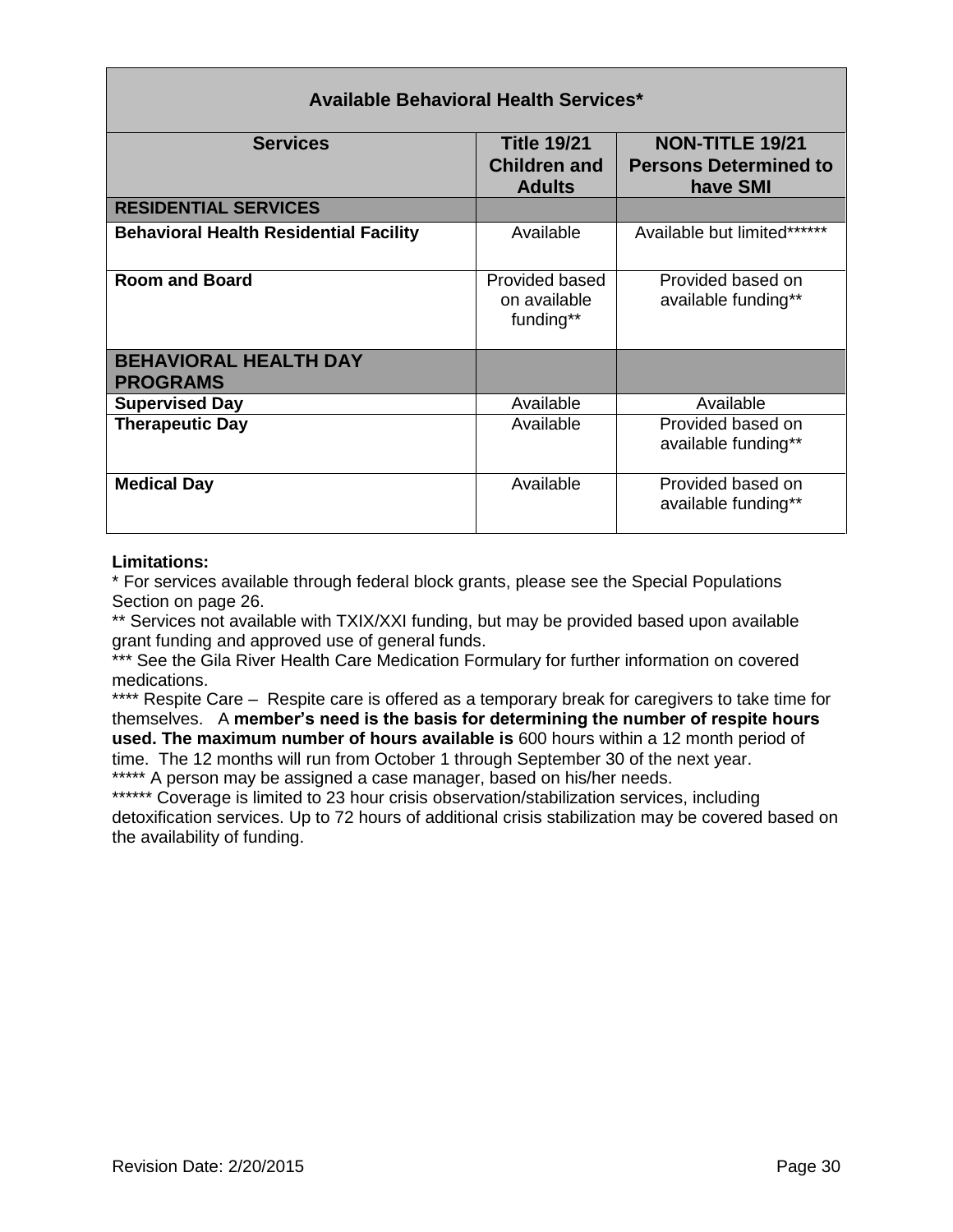| Available Behavioral Health Services* | | |
|---|---|---|
| **Services** | **Title 19/21 Children and Adults** | **NON-TITLE 19/21 Persons Determined to have SMI** |
| **RESIDENTIAL SERVICES** | | |
| **Behavioral Health Residential Facility** | Available | Available but limited****** |
| **Room and Board** | Provided based on available funding** | Provided based on available funding** |
| **BEHAVIORAL HEALTH DAY PROGRAMS** | | |
| **Supervised Day** | Available | Available |
| **Therapeutic Day** | Available | Provided based on available funding** |
| **Medical Day** | Available | Provided based on available funding** |

**Limitations:**

* For services available through federal block grants, please see the Special Populations Section on page 26.

** Services not available with TXIX/XXI funding, but may be provided based upon available grant funding and approved use of general funds.

*** See the Gila River Health Care Medication Formulary for further information on covered medications.

**** Respite Care – Respite care is offered as a temporary break for caregivers to take time for themselves. A **member's need is the basis for determining the number of respite hours used. The maximum number of hours available is** 600 hours within a 12 month period of time. The 12 months will run from October 1 through September 30 of the next year.

***** A person may be assigned a case manager, based on his/her needs.

****** Coverage is limited to 23 hour crisis observation/stabilization services, including detoxification services. Up to 72 hours of additional crisis stabilization may be covered based on the availability of funding.

Revision Date: 2/20/2015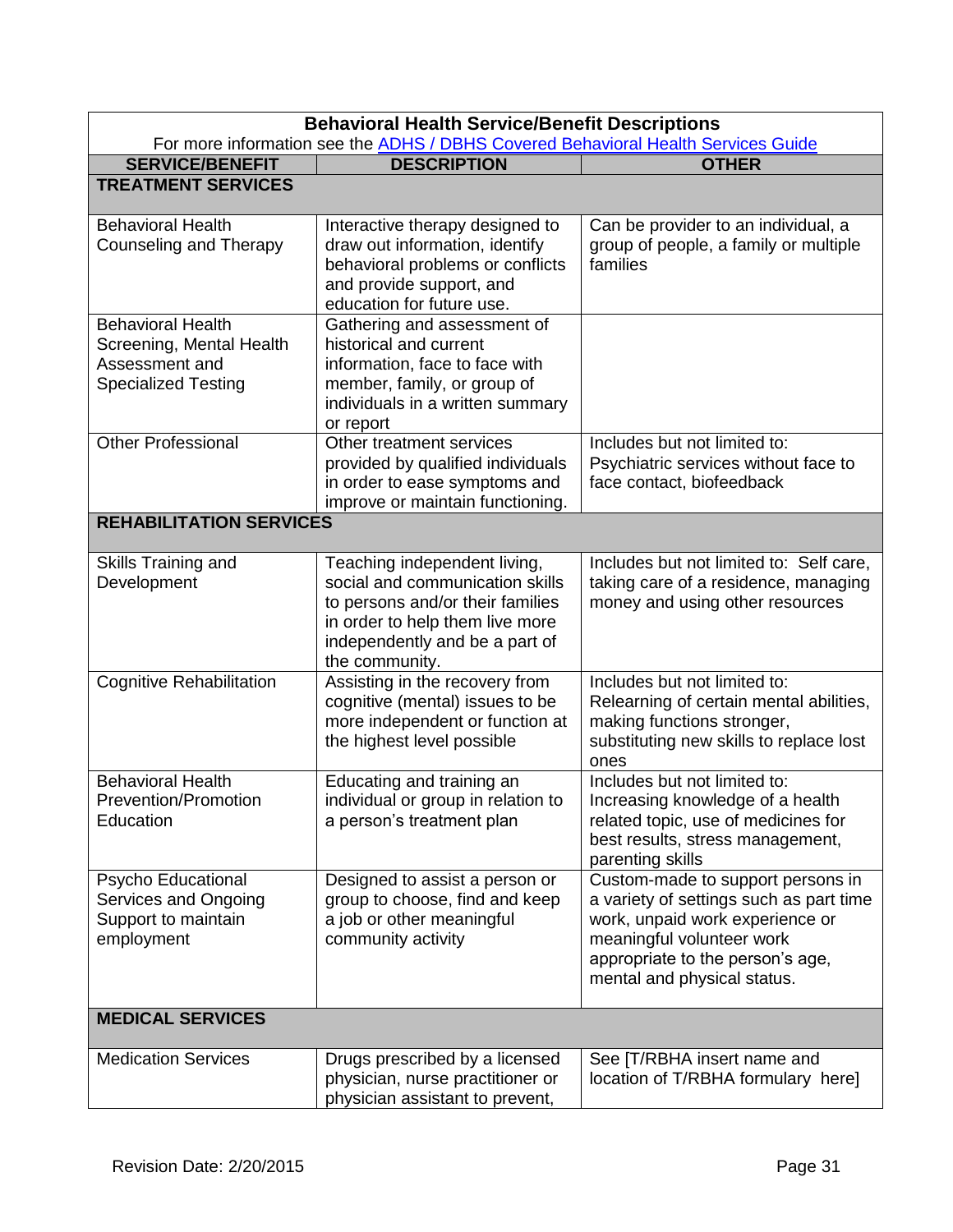| Behavioral Health Service/Benefit Descriptions<br>For more information see the ADHS / DBHS Covered Behavioral Health Services Guide | | |
|---|---|---|
| **SERVICE/BENEFIT** | **DESCRIPTION** | **OTHER** |
| **TREATMENT SERVICES** | | |
| Behavioral Health Counseling and Therapy | Interactive therapy designed to draw out information, identify behavioral problems or conflicts and provide support, and education for future use. | Can be provider to an individual, a group of people, a family or multiple families |
| Behavioral Health Screening, Mental Health Assessment and Specialized Testing | Gathering and assessment of historical and current information, face to face with member, family, or group of individuals in a written summary or report | |
| Other Professional | Other treatment services provided by qualified individuals in order to ease symptoms and improve or maintain functioning. | Includes but not limited to: Psychiatric services without face to face contact, biofeedback |
| **REHABILITATION SERVICES** | | |
| Skills Training and Development | Teaching independent living, social and communication skills to persons and/or their families in order to help them live more independently and be a part of the community. | Includes but not limited to: Self care, taking care of a residence, managing money and using other resources |
| Cognitive Rehabilitation | Assisting in the recovery from cognitive (mental) issues to be more independent or function at the highest level possible | Includes but not limited to: Relearning of certain mental abilities, making functions stronger, substituting new skills to replace lost ones |
| Behavioral Health Prevention/Promotion Education | Educating and training an individual or group in relation to a person's treatment plan | Includes but not limited to: Increasing knowledge of a health related topic, use of medicines for best results, stress management, parenting skills |
| Psycho Educational Services and Ongoing Support to maintain employment | Designed to assist a person or group to choose, find and keep a job or other meaningful community activity | Custom-made to support persons in a variety of settings such as part time work, unpaid work experience or meaningful volunteer work appropriate to the person's age, mental and physical status. |
| **MEDICAL SERVICES** | | |
| Medication Services | Drugs prescribed by a licensed physician, nurse practitioner or physician assistant to prevent, | See [T/RBHA insert name and location of T/RBHA formulary here] |

Revision Date: 2/20/2015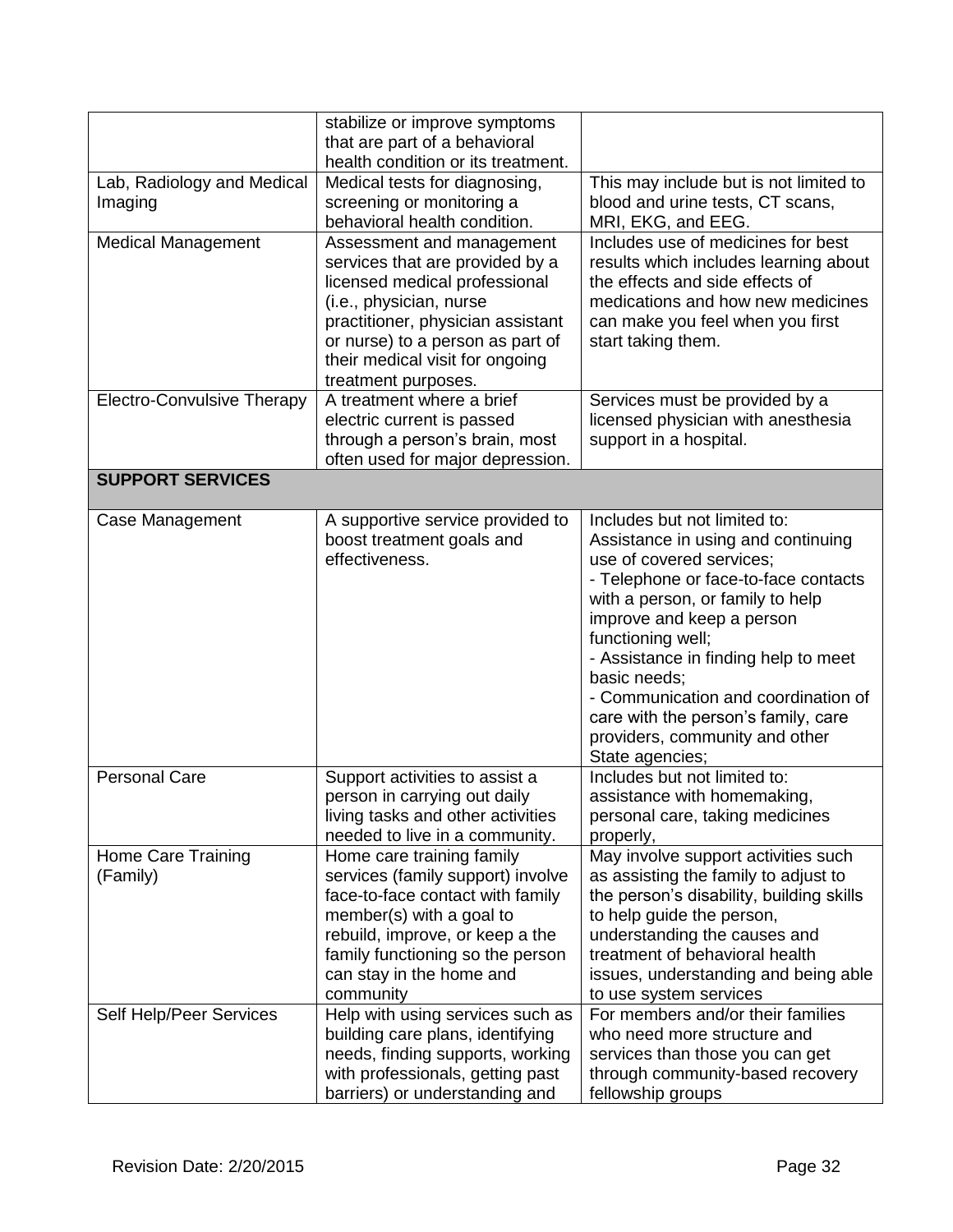| | | |
|---|---|---|
| | stabilize or improve symptoms that are part of a behavioral health condition or its treatment. | |
| Lab, Radiology and Medical Imaging | Medical tests for diagnosing, screening or monitoring a behavioral health condition. | This may include but is not limited to blood and urine tests, CT scans, MRI, EKG, and EEG. |
| Medical Management | Assessment and management services that are provided by a licensed medical professional (i.e., physician, nurse practitioner, physician assistant or nurse) to a person as part of their medical visit for ongoing treatment purposes. | Includes use of medicines for best results which includes learning about the effects and side effects of medications and how new medicines can make you feel when you first start taking them. |
| Electro-Convulsive Therapy | A treatment where a brief electric current is passed through a person's brain, most often used for major depression. | Services must be provided by a licensed physician with anesthesia support in a hospital. |
| **SUPPORT SERVICES** | | |
| Case Management | A supportive service provided to boost treatment goals and effectiveness. | Includes but not limited to: Assistance in using and continuing use of covered services;<br>- Telephone or face-to-face contacts with a person, or family to help improve and keep a person functioning well;<br>- Assistance in finding help to meet basic needs;<br>- Communication and coordination of care with the person's family, care providers, community and other State agencies; |
| Personal Care | Support activities to assist a person in carrying out daily living tasks and other activities needed to live in a community. | Includes but not limited to: assistance with homemaking, personal care, taking medicines properly, |
| Home Care Training (Family) | Home care training family services (family support) involve face-to-face contact with family member(s) with a goal to rebuild, improve, or keep a the family functioning so the person can stay in the home and community | May involve support activities such as assisting the family to adjust to the person's disability, building skills to help guide the person, understanding the causes and treatment of behavioral health issues, understanding and being able to use system services |
| Self Help/Peer Services | Help with using services such as building care plans, identifying needs, finding supports, working with professionals, getting past barriers) or understanding and | For members and/or their families who need more structure and services than those you can get through community-based recovery fellowship groups |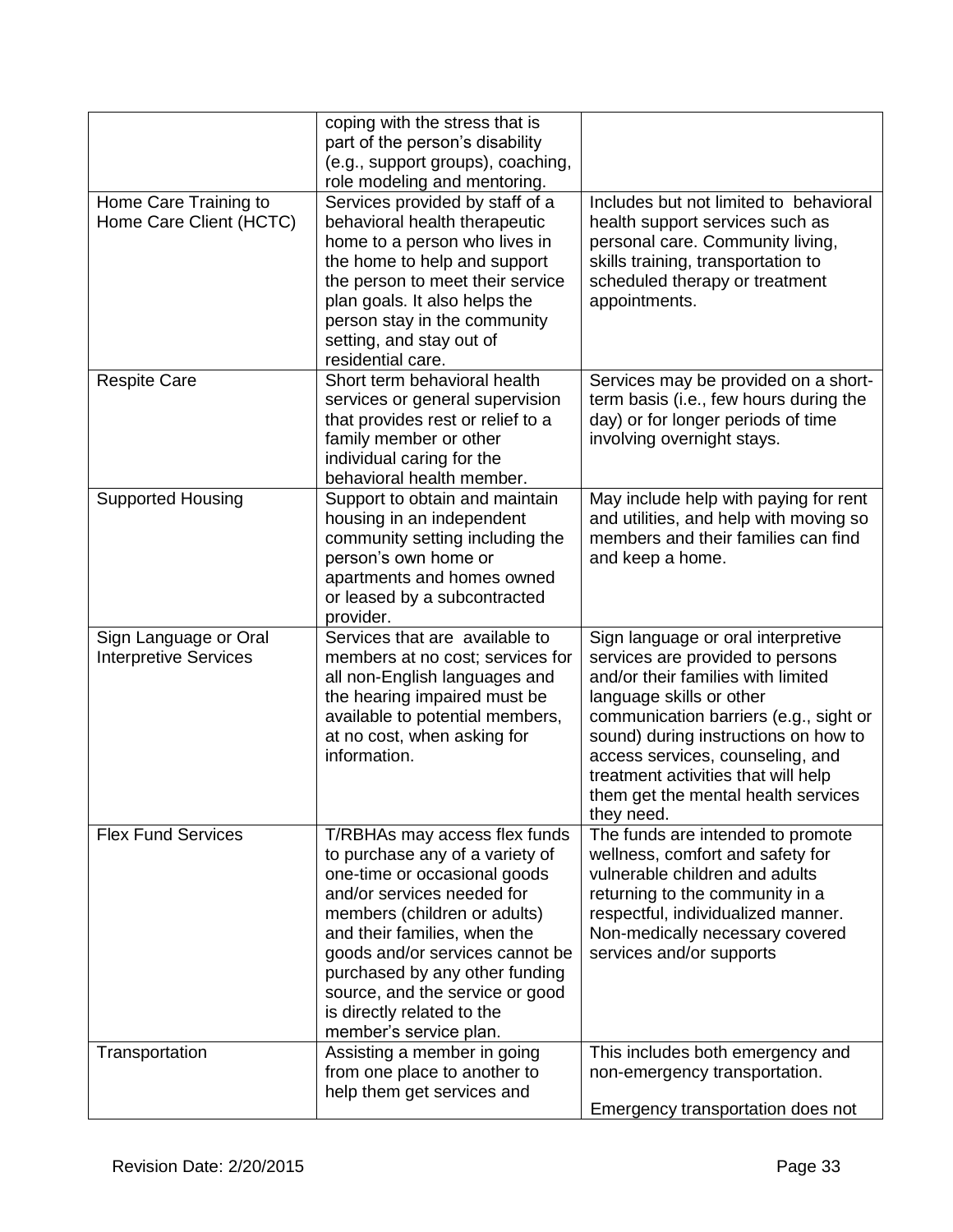| | | |
|---|---|---|
| | coping with the stress that is part of the person's disability (e.g., support groups), coaching, role modeling and mentoring. | |
| Home Care Training to Home Care Client (HCTC) | Services provided by staff of a behavioral health therapeutic home to a person who lives in the home to help and support the person to meet their service plan goals. It also helps the person stay in the community setting, and stay out of residential care. | Includes but not limited to behavioral health support services such as personal care. Community living, skills training, transportation to scheduled therapy or treatment appointments. |
| Respite Care | Short term behavioral health services or general supervision that provides rest or relief to a family member or other individual caring for the behavioral health member. | Services may be provided on a short-term basis (i.e., few hours during the day) or for longer periods of time involving overnight stays. |
| Supported Housing | Support to obtain and maintain housing in an independent community setting including the person's own home or apartments and homes owned or leased by a subcontracted provider. | May include help with paying for rent and utilities, and help with moving so members and their families can find and keep a home. |
| Sign Language or Oral Interpretive Services | Services that are available to members at no cost; services for all non-English languages and the hearing impaired must be available to potential members, at no cost, when asking for information. | Sign language or oral interpretive services are provided to persons and/or their families with limited language skills or other communication barriers (e.g., sight or sound) during instructions on how to access services, counseling, and treatment activities that will help them get the mental health services they need. |
| Flex Fund Services | T/RBHAs may access flex funds to purchase any of a variety of one-time or occasional goods and/or services needed for members (children or adults) and their families, when the goods and/or services cannot be purchased by any other funding source, and the service or good is directly related to the member's service plan. | The funds are intended to promote wellness, comfort and safety for vulnerable children and adults returning to the community in a respectful, individualized manner. Non-medically necessary covered services and/or supports |
| Transportation | Assisting a member in going from one place to another to help them get services and | This includes both emergency and non-emergency transportation.<br><br>Emergency transportation does not |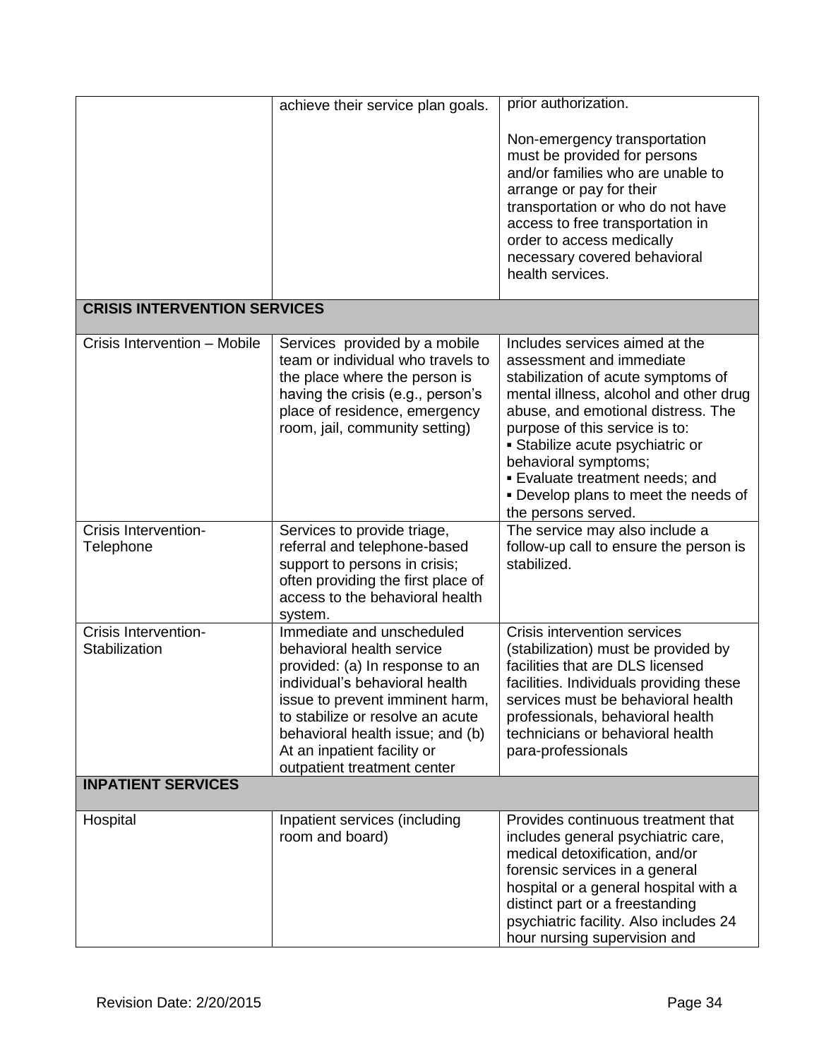| | | |
|---|---|---|
| | achieve their service plan goals. | prior authorization.<br><br>Non-emergency transportation must be provided for persons and/or families who are unable to arrange or pay for their transportation or who do not have access to free transportation in order to access medically necessary covered behavioral health services. |
| **CRISIS INTERVENTION SERVICES** | | |
| Crisis Intervention – Mobile | Services provided by a mobile team or individual who travels to the place where the person is having the crisis (e.g., person's place of residence, emergency room, jail, community setting) | Includes services aimed at the assessment and immediate stabilization of acute symptoms of mental illness, alcohol and other drug abuse, and emotional distress. The purpose of this service is to:<br>▪ Stabilize acute psychiatric or behavioral symptoms;<br>▪ Evaluate treatment needs; and<br>▪ Develop plans to meet the needs of the persons served. |
| Crisis Intervention-Telephone | Services to provide triage, referral and telephone-based support to persons in crisis; often providing the first place of access to the behavioral health system. | The service may also include a follow-up call to ensure the person is stabilized. |
| Crisis Intervention-Stabilization | Immediate and unscheduled behavioral health service provided: (a) In response to an individual's behavioral health issue to prevent imminent harm, to stabilize or resolve an acute behavioral health issue; and (b) At an inpatient facility or outpatient treatment center | Crisis intervention services (stabilization) must be provided by facilities that are DLS licensed facilities. Individuals providing these services must be behavioral health professionals, behavioral health technicians or behavioral health para-professionals |
| **INPATIENT SERVICES** | | |
| Hospital | Inpatient services (including room and board) | Provides continuous treatment that includes general psychiatric care, medical detoxification, and/or forensic services in a general hospital or a general hospital with a distinct part or a freestanding psychiatric facility. Also includes 24 hour nursing supervision and |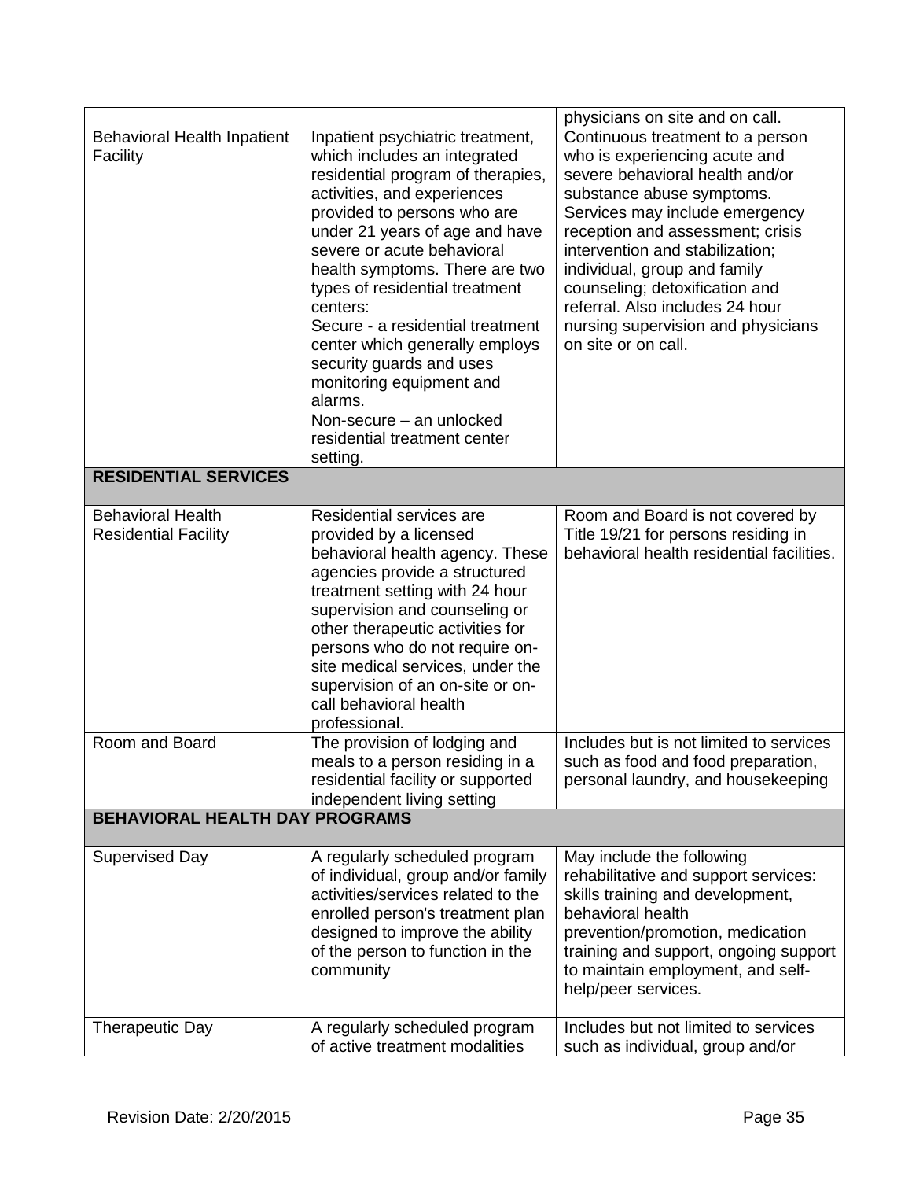| | | |
|---|---|---|
| | | physicians on site and on call. |
| Behavioral Health Inpatient Facility | Inpatient psychiatric treatment, which includes an integrated residential program of therapies, activities, and experiences provided to persons who are under 21 years of age and have severe or acute behavioral health symptoms. There are two types of residential treatment centers:<br>Secure - a residential treatment center which generally employs security guards and uses monitoring equipment and alarms.<br>Non-secure – an unlocked residential treatment center setting. | Continuous treatment to a person who is experiencing acute and severe behavioral health and/or substance abuse symptoms. Services may include emergency reception and assessment; crisis intervention and stabilization; individual, group and family counseling; detoxification and referral. Also includes 24 hour nursing supervision and physicians on site or on call. |
| **RESIDENTIAL SERVICES** | | |
| Behavioral Health Residential Facility | Residential services are provided by a licensed behavioral health agency. These agencies provide a structured treatment setting with 24 hour supervision and counseling or other therapeutic activities for persons who do not require on-site medical services, under the supervision of an on-site or on-call behavioral health professional. | Room and Board is not covered by Title 19/21 for persons residing in behavioral health residential facilities. |
| Room and Board | The provision of lodging and meals to a person residing in a residential facility or supported independent living setting | Includes but is not limited to services such as food and food preparation, personal laundry, and housekeeping |
| **BEHAVIORAL HEALTH DAY PROGRAMS** | | |
| Supervised Day | A regularly scheduled program of individual, group and/or family activities/services related to the enrolled person's treatment plan designed to improve the ability of the person to function in the community | May include the following rehabilitative and support services: skills training and development, behavioral health prevention/promotion, medication training and support, ongoing support to maintain employment, and self-help/peer services. |
| Therapeutic Day | A regularly scheduled program of active treatment modalities | Includes but not limited to services such as individual, group and/or |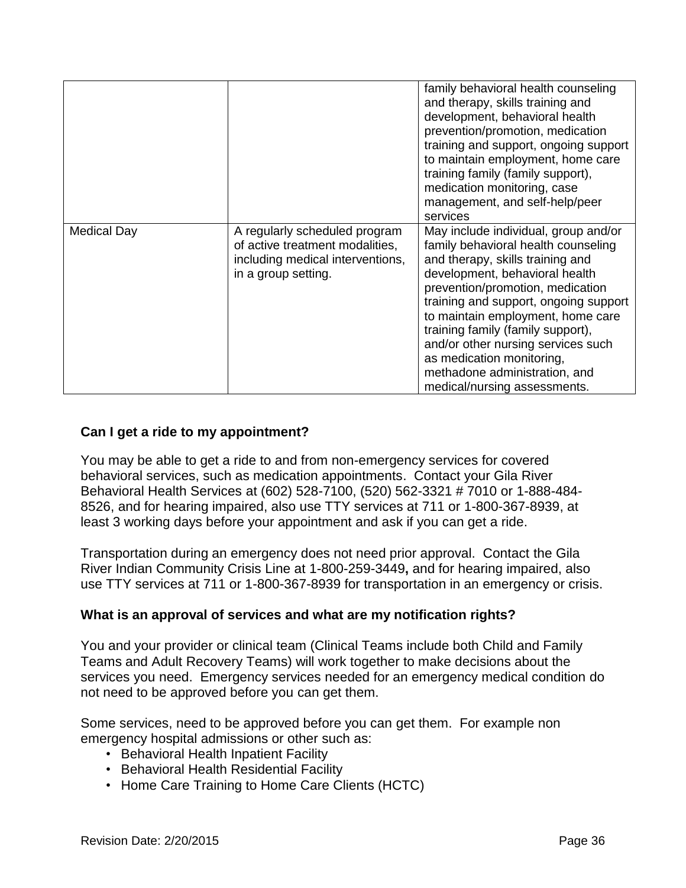| | | |
|---|---|---|
| | | family behavioral health counseling and therapy, skills training and development, behavioral health prevention/promotion, medication training and support, ongoing support to maintain employment, home care training family (family support), medication monitoring, case management, and self-help/peer services |
| Medical Day | A regularly scheduled program of active treatment modalities, including medical interventions, in a group setting. | May include individual, group and/or family behavioral health counseling and therapy, skills training and development, behavioral health prevention/promotion, medication training and support, ongoing support to maintain employment, home care training family (family support), and/or other nursing services such as medication monitoring, methadone administration, and medical/nursing assessments. |

**Can I get a ride to my appointment?**

You may be able to get a ride to and from non-emergency services for covered behavioral services, such as medication appointments. Contact your Gila River Behavioral Health Services at (602) 528-7100, (520) 562-3321 # 7010 or 1-888-484-8526, and for hearing impaired, also use TTY services at 711 or 1-800-367-8939, at least 3 working days before your appointment and ask if you can get a ride.

Transportation during an emergency does not need prior approval. Contact the Gila River Indian Community Crisis Line at 1-800-259-3449**,** and for hearing impaired, also use TTY services at 711 or 1-800-367-8939 for transportation in an emergency or crisis.

**What is an approval of services and what are my notification rights?**

You and your provider or clinical team (Clinical Teams include both Child and Family Teams and Adult Recovery Teams) will work together to make decisions about the services you need. Emergency services needed for an emergency medical condition do not need to be approved before you can get them.

Some services, need to be approved before you can get them. For example non emergency hospital admissions or other such as:

- Behavioral Health Inpatient Facility
- Behavioral Health Residential Facility
- Home Care Training to Home Care Clients (HCTC)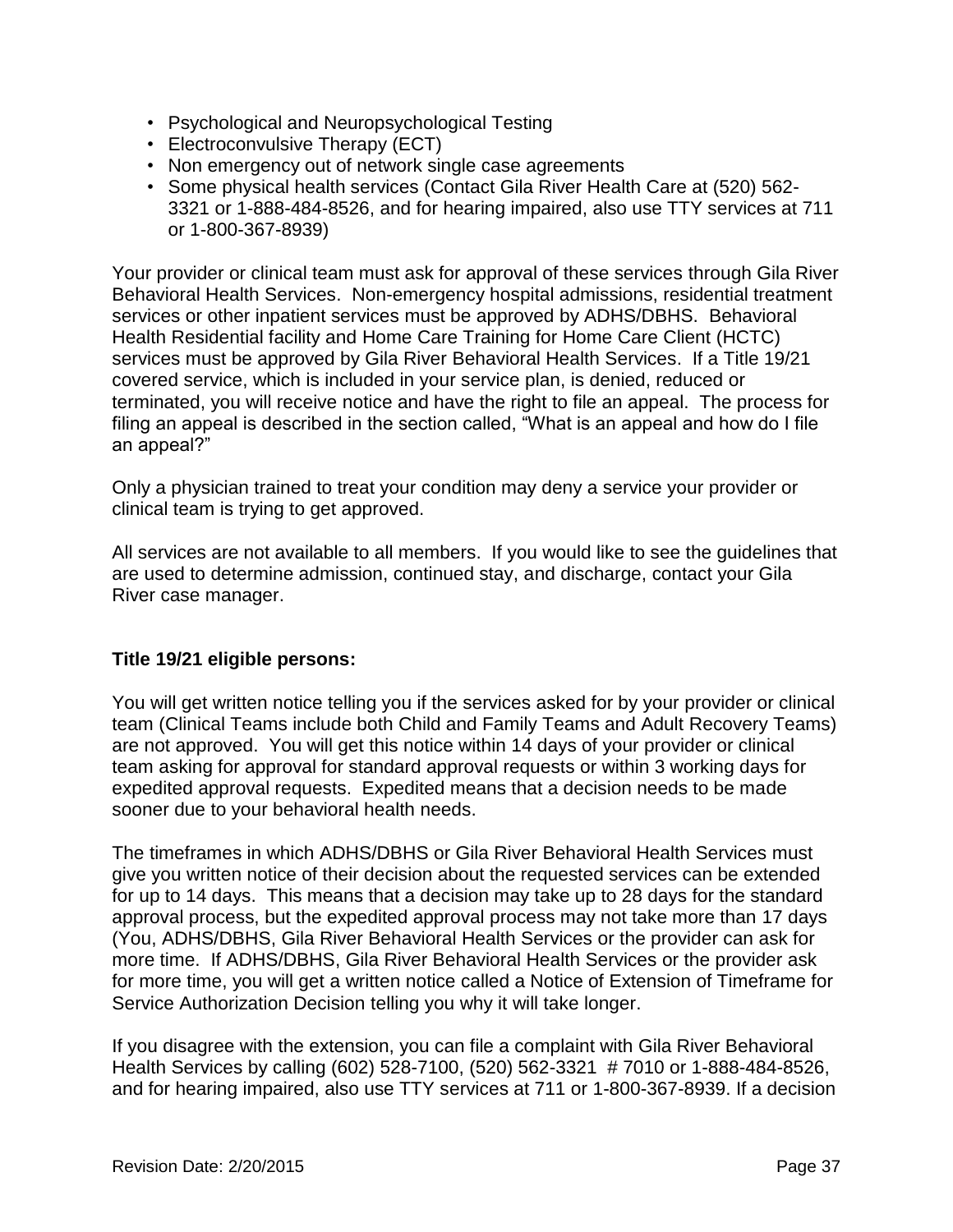- Psychological and Neuropsychological Testing
- Electroconvulsive Therapy (ECT)
- Non emergency out of network single case agreements
- Some physical health services (Contact Gila River Health Care at (520) 562-3321 or 1-888-484-8526, and for hearing impaired, also use TTY services at 711 or 1-800-367-8939)

Your provider or clinical team must ask for approval of these services through Gila River Behavioral Health Services. Non-emergency hospital admissions, residential treatment services or other inpatient services must be approved by ADHS/DBHS. Behavioral Health Residential facility and Home Care Training for Home Care Client (HCTC) services must be approved by Gila River Behavioral Health Services. If a Title 19/21 covered service, which is included in your service plan, is denied, reduced or terminated, you will receive notice and have the right to file an appeal. The process for filing an appeal is described in the section called, "What is an appeal and how do I file an appeal?"

Only a physician trained to treat your condition may deny a service your provider or clinical team is trying to get approved.

All services are not available to all members. If you would like to see the guidelines that are used to determine admission, continued stay, and discharge, contact your Gila River case manager.

**Title 19/21 eligible persons:**

You will get written notice telling you if the services asked for by your provider or clinical team (Clinical Teams include both Child and Family Teams and Adult Recovery Teams) are not approved. You will get this notice within 14 days of your provider or clinical team asking for approval for standard approval requests or within 3 working days for expedited approval requests. Expedited means that a decision needs to be made sooner due to your behavioral health needs.

The timeframes in which ADHS/DBHS or Gila River Behavioral Health Services must give you written notice of their decision about the requested services can be extended for up to 14 days. This means that a decision may take up to 28 days for the standard approval process, but the expedited approval process may not take more than 17 days (You, ADHS/DBHS, Gila River Behavioral Health Services or the provider can ask for more time. If ADHS/DBHS, Gila River Behavioral Health Services or the provider ask for more time, you will get a written notice called a Notice of Extension of Timeframe for Service Authorization Decision telling you why it will take longer.

If you disagree with the extension, you can file a complaint with Gila River Behavioral Health Services by calling (602) 528-7100, (520) 562-3321 # 7010 or 1-888-484-8526, and for hearing impaired, also use TTY services at 711 or 1-800-367-8939. If a decision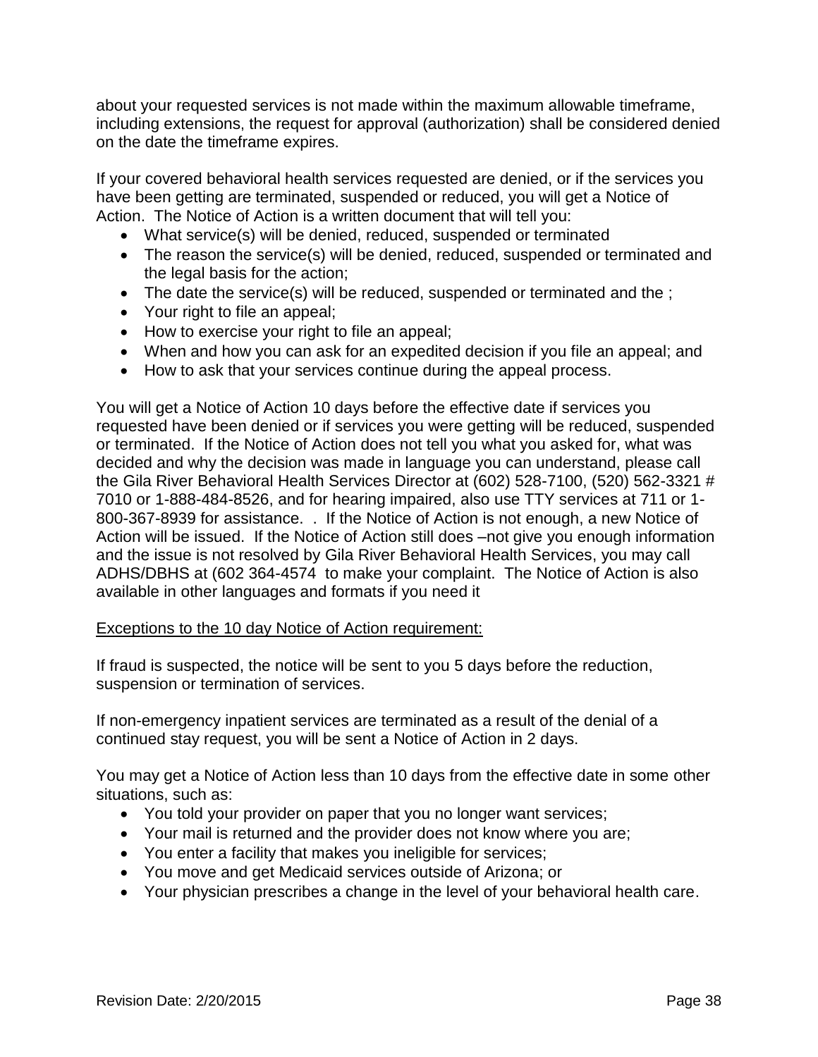about your requested services is not made within the maximum allowable timeframe, including extensions, the request for approval (authorization) shall be considered denied on the date the timeframe expires.

If your covered behavioral health services requested are denied, or if the services you have been getting are terminated, suspended or reduced, you will get a Notice of Action. The Notice of Action is a written document that will tell you:

- What service(s) will be denied, reduced, suspended or terminated
- The reason the service(s) will be denied, reduced, suspended or terminated and the legal basis for the action;
- The date the service(s) will be reduced, suspended or terminated and the ;
- Your right to file an appeal;
- How to exercise your right to file an appeal;
- When and how you can ask for an expedited decision if you file an appeal; and
- How to ask that your services continue during the appeal process.

You will get a Notice of Action 10 days before the effective date if services you requested have been denied or if services you were getting will be reduced, suspended or terminated. If the Notice of Action does not tell you what you asked for, what was decided and why the decision was made in language you can understand, please call the Gila River Behavioral Health Services Director at (602) 528-7100, (520) 562-3321 # 7010 or 1-888-484-8526, and for hearing impaired, also use TTY services at 711 or 1-800-367-8939 for assistance. . If the Notice of Action is not enough, a new Notice of Action will be issued. If the Notice of Action still does –not give you enough information and the issue is not resolved by Gila River Behavioral Health Services, you may call ADHS/DBHS at (602 364-4574 to make your complaint. The Notice of Action is also available in other languages and formats if you need it

<u>Exceptions to the 10 day Notice of Action requirement:</u>

If fraud is suspected, the notice will be sent to you 5 days before the reduction, suspension or termination of services.

If non-emergency inpatient services are terminated as a result of the denial of a continued stay request, you will be sent a Notice of Action in 2 days.

You may get a Notice of Action less than 10 days from the effective date in some other situations, such as:

- You told your provider on paper that you no longer want services;
- Your mail is returned and the provider does not know where you are;
- You enter a facility that makes you ineligible for services;
- You move and get Medicaid services outside of Arizona; or
- Your physician prescribes a change in the level of your behavioral health care.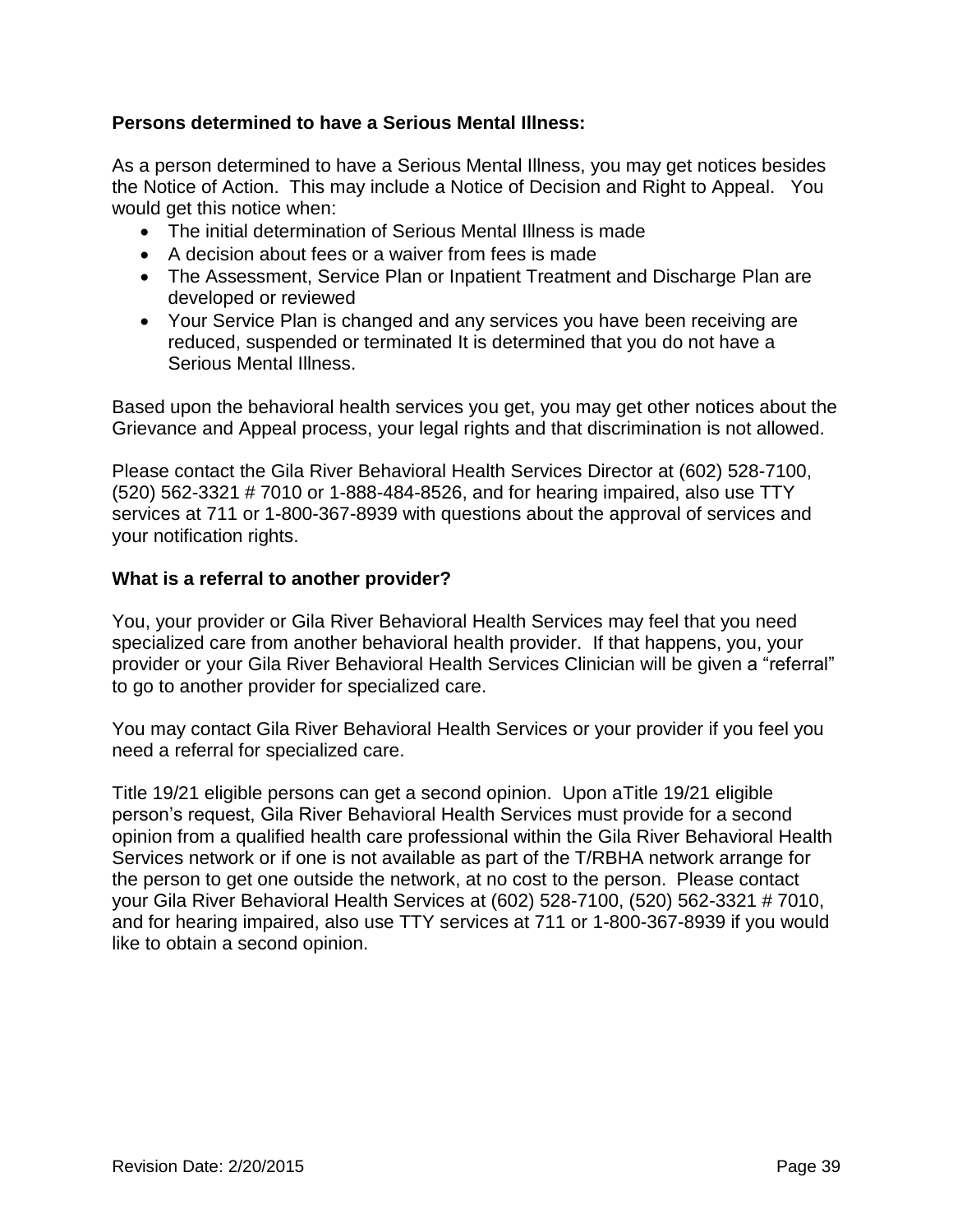**Persons determined to have a Serious Mental Illness:**

As a person determined to have a Serious Mental Illness, you may get notices besides the Notice of Action. This may include a Notice of Decision and Right to Appeal. You would get this notice when:

- The initial determination of Serious Mental Illness is made
- A decision about fees or a waiver from fees is made
- The Assessment, Service Plan or Inpatient Treatment and Discharge Plan are developed or reviewed
- Your Service Plan is changed and any services you have been receiving are reduced, suspended or terminated It is determined that you do not have a Serious Mental Illness.

Based upon the behavioral health services you get, you may get other notices about the Grievance and Appeal process, your legal rights and that discrimination is not allowed.

Please contact the Gila River Behavioral Health Services Director at (602) 528-7100, (520) 562-3321 # 7010 or 1-888-484-8526, and for hearing impaired, also use TTY services at 711 or 1-800-367-8939 with questions about the approval of services and your notification rights.

**What is a referral to another provider?**

You, your provider or Gila River Behavioral Health Services may feel that you need specialized care from another behavioral health provider. If that happens, you, your provider or your Gila River Behavioral Health Services Clinician will be given a "referral" to go to another provider for specialized care.

You may contact Gila River Behavioral Health Services or your provider if you feel you need a referral for specialized care.

Title 19/21 eligible persons can get a second opinion. Upon aTitle 19/21 eligible person's request, Gila River Behavioral Health Services must provide for a second opinion from a qualified health care professional within the Gila River Behavioral Health Services network or if one is not available as part of the T/RBHA network arrange for the person to get one outside the network, at no cost to the person. Please contact your Gila River Behavioral Health Services at (602) 528-7100, (520) 562-3321 # 7010, and for hearing impaired, also use TTY services at 711 or 1-800-367-8939 if you would like to obtain a second opinion.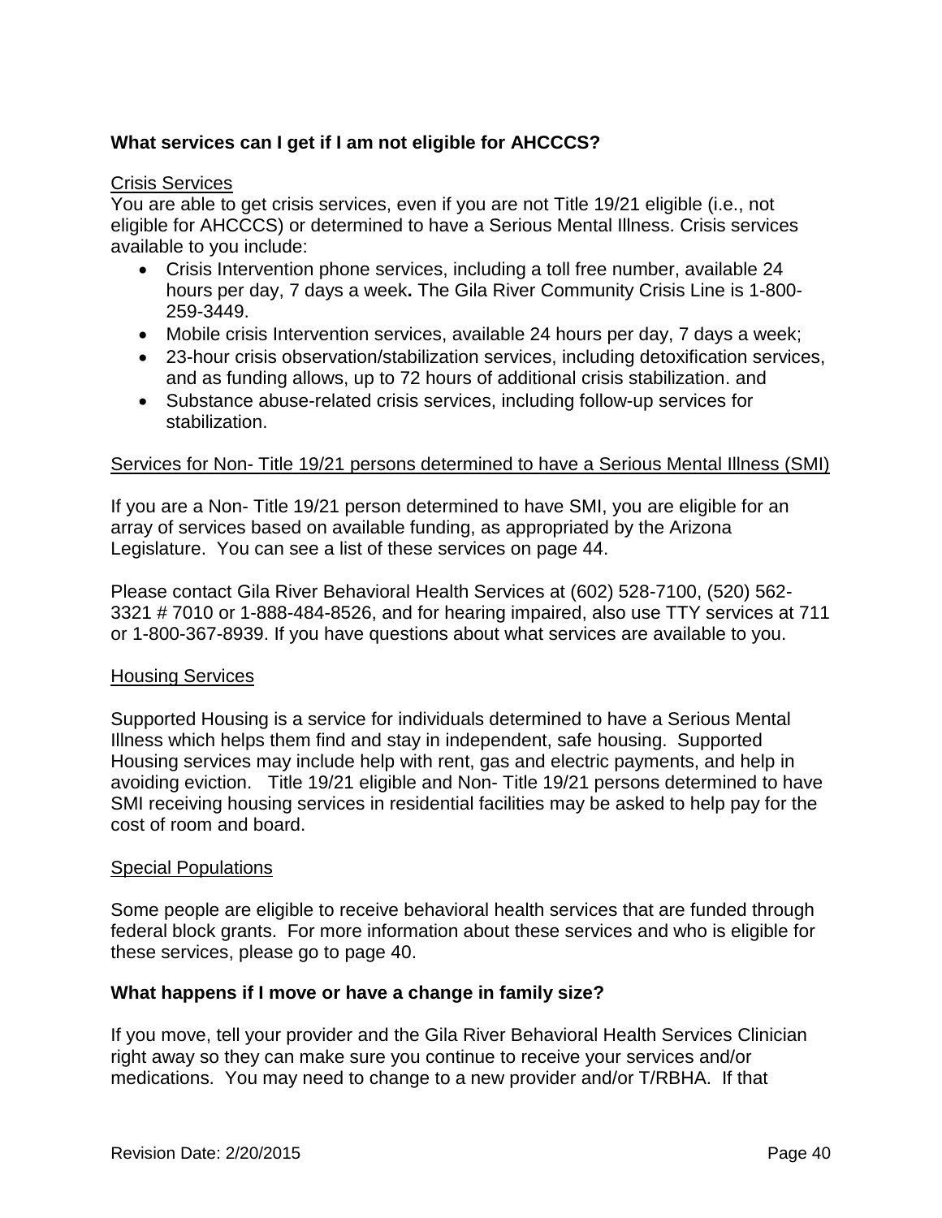**What services can I get if I am not eligible for AHCCCS?**

Crisis Services

You are able to get crisis services, even if you are not Title 19/21 eligible (i.e., not eligible for AHCCCS) or determined to have a Serious Mental Illness. Crisis services available to you include:

- Crisis Intervention phone services, including a toll free number, available 24 hours per day, 7 days a week**.** The Gila River Community Crisis Line is 1-800-259-3449.
- Mobile crisis Intervention services, available 24 hours per day, 7 days a week;
- 23-hour crisis observation/stabilization services, including detoxification services, and as funding allows, up to 72 hours of additional crisis stabilization. and
- Substance abuse-related crisis services, including follow-up services for stabilization.

Services for Non- Title 19/21 persons determined to have a Serious Mental Illness (SMI)

If you are a Non- Title 19/21 person determined to have SMI, you are eligible for an array of services based on available funding, as appropriated by the Arizona Legislature. You can see a list of these services on page 44.

Please contact Gila River Behavioral Health Services at (602) 528-7100, (520) 562-3321 # 7010 or 1-888-484-8526, and for hearing impaired, also use TTY services at 711 or 1-800-367-8939. If you have questions about what services are available to you.

Housing Services

Supported Housing is a service for individuals determined to have a Serious Mental Illness which helps them find and stay in independent, safe housing. Supported Housing services may include help with rent, gas and electric payments, and help in avoiding eviction. Title 19/21 eligible and Non- Title 19/21 persons determined to have SMI receiving housing services in residential facilities may be asked to help pay for the cost of room and board.

Special Populations

Some people are eligible to receive behavioral health services that are funded through federal block grants. For more information about these services and who is eligible for these services, please go to page 40.

**What happens if I move or have a change in family size?**

If you move, tell your provider and the Gila River Behavioral Health Services Clinician right away so they can make sure you continue to receive your services and/or medications. You may need to change to a new provider and/or T/RBHA. If that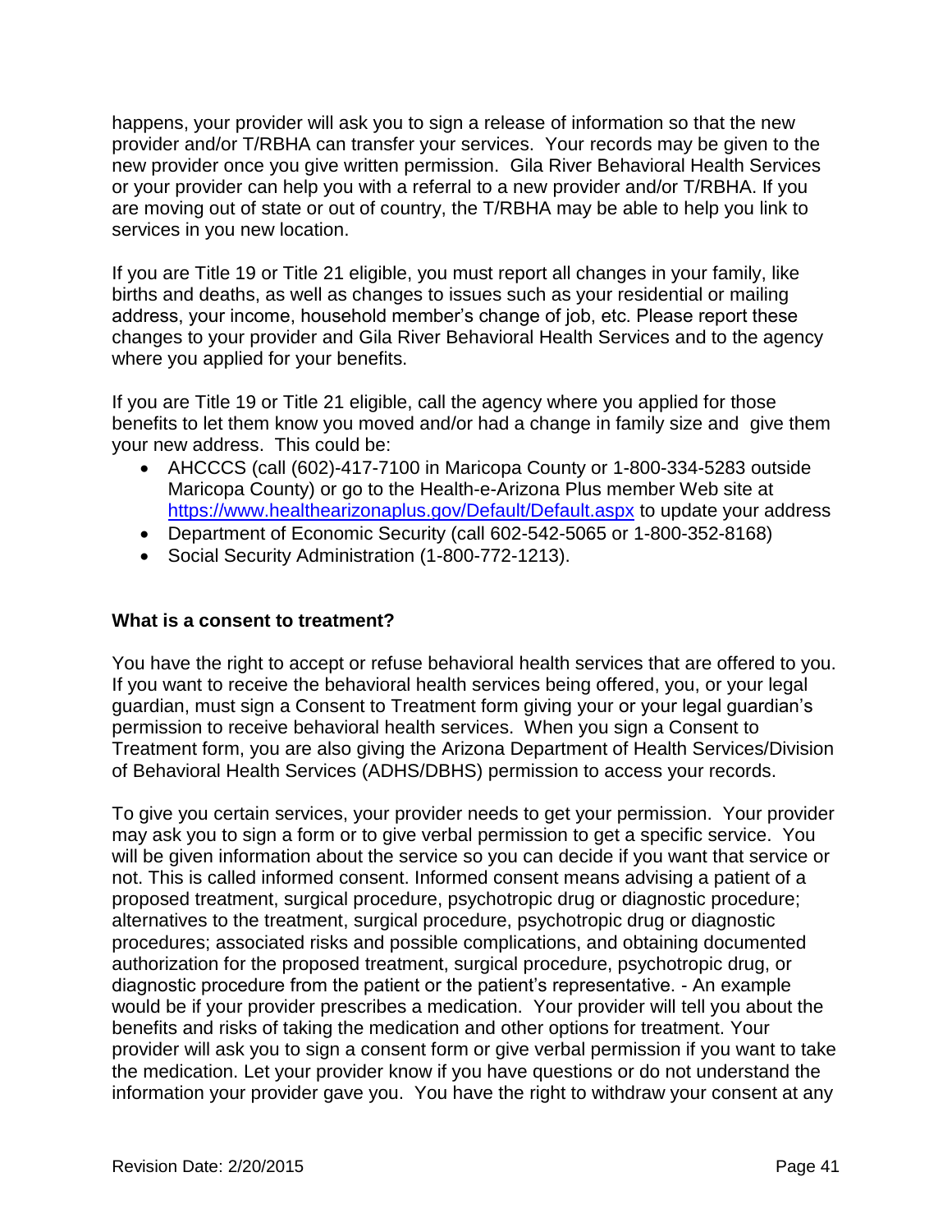happens, your provider will ask you to sign a release of information so that the new provider and/or T/RBHA can transfer your services. Your records may be given to the new provider once you give written permission. Gila River Behavioral Health Services or your provider can help you with a referral to a new provider and/or T/RBHA. If you are moving out of state or out of country, the T/RBHA may be able to help you link to services in you new location.

If you are Title 19 or Title 21 eligible, you must report all changes in your family, like births and deaths, as well as changes to issues such as your residential or mailing address, your income, household member's change of job, etc. Please report these changes to your provider and Gila River Behavioral Health Services and to the agency where you applied for your benefits.

If you are Title 19 or Title 21 eligible, call the agency where you applied for those benefits to let them know you moved and/or had a change in family size and give them your new address. This could be:

- AHCCCS (call (602)-417-7100 in Maricopa County or 1-800-334-5283 outside Maricopa County) or go to the Health-e-Arizona Plus member Web site at https://www.healthearizonaplus.gov/Default/Default.aspx to update your address
- Department of Economic Security (call 602-542-5065 or 1-800-352-8168)
- Social Security Administration (1-800-772-1213).

**What is a consent to treatment?**

You have the right to accept or refuse behavioral health services that are offered to you. If you want to receive the behavioral health services being offered, you, or your legal guardian, must sign a Consent to Treatment form giving your or your legal guardian's permission to receive behavioral health services. When you sign a Consent to Treatment form, you are also giving the Arizona Department of Health Services/Division of Behavioral Health Services (ADHS/DBHS) permission to access your records.

To give you certain services, your provider needs to get your permission. Your provider may ask you to sign a form or to give verbal permission to get a specific service. You will be given information about the service so you can decide if you want that service or not. This is called informed consent. Informed consent means advising a patient of a proposed treatment, surgical procedure, psychotropic drug or diagnostic procedure; alternatives to the treatment, surgical procedure, psychotropic drug or diagnostic procedures; associated risks and possible complications, and obtaining documented authorization for the proposed treatment, surgical procedure, psychotropic drug, or diagnostic procedure from the patient or the patient's representative. - An example would be if your provider prescribes a medication. Your provider will tell you about the benefits and risks of taking the medication and other options for treatment. Your provider will ask you to sign a consent form or give verbal permission if you want to take the medication. Let your provider know if you have questions or do not understand the information your provider gave you. You have the right to withdraw your consent at any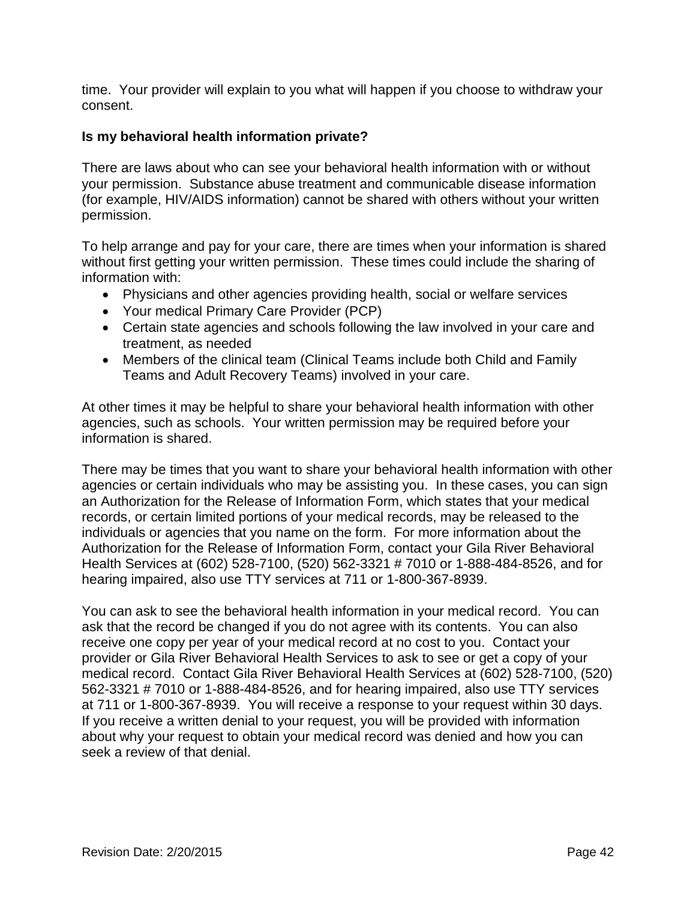time. Your provider will explain to you what will happen if you choose to withdraw your consent.

**Is my behavioral health information private?**

There are laws about who can see your behavioral health information with or without your permission. Substance abuse treatment and communicable disease information (for example, HIV/AIDS information) cannot be shared with others without your written permission.

To help arrange and pay for your care, there are times when your information is shared without first getting your written permission. These times could include the sharing of information with:

- Physicians and other agencies providing health, social or welfare services
- Your medical Primary Care Provider (PCP)
- Certain state agencies and schools following the law involved in your care and treatment, as needed
- Members of the clinical team (Clinical Teams include both Child and Family Teams and Adult Recovery Teams) involved in your care.

At other times it may be helpful to share your behavioral health information with other agencies, such as schools. Your written permission may be required before your information is shared.

There may be times that you want to share your behavioral health information with other agencies or certain individuals who may be assisting you. In these cases, you can sign an Authorization for the Release of Information Form, which states that your medical records, or certain limited portions of your medical records, may be released to the individuals or agencies that you name on the form. For more information about the Authorization for the Release of Information Form, contact your Gila River Behavioral Health Services at (602) 528-7100, (520) 562-3321 # 7010 or 1-888-484-8526, and for hearing impaired, also use TTY services at 711 or 1-800-367-8939.

You can ask to see the behavioral health information in your medical record. You can ask that the record be changed if you do not agree with its contents. You can also receive one copy per year of your medical record at no cost to you. Contact your provider or Gila River Behavioral Health Services to ask to see or get a copy of your medical record. Contact Gila River Behavioral Health Services at (602) 528-7100, (520) 562-3321 # 7010 or 1-888-484-8526, and for hearing impaired, also use TTY services at 711 or 1-800-367-8939. You will receive a response to your request within 30 days. If you receive a written denial to your request, you will be provided with information about why your request to obtain your medical record was denied and how you can seek a review of that denial.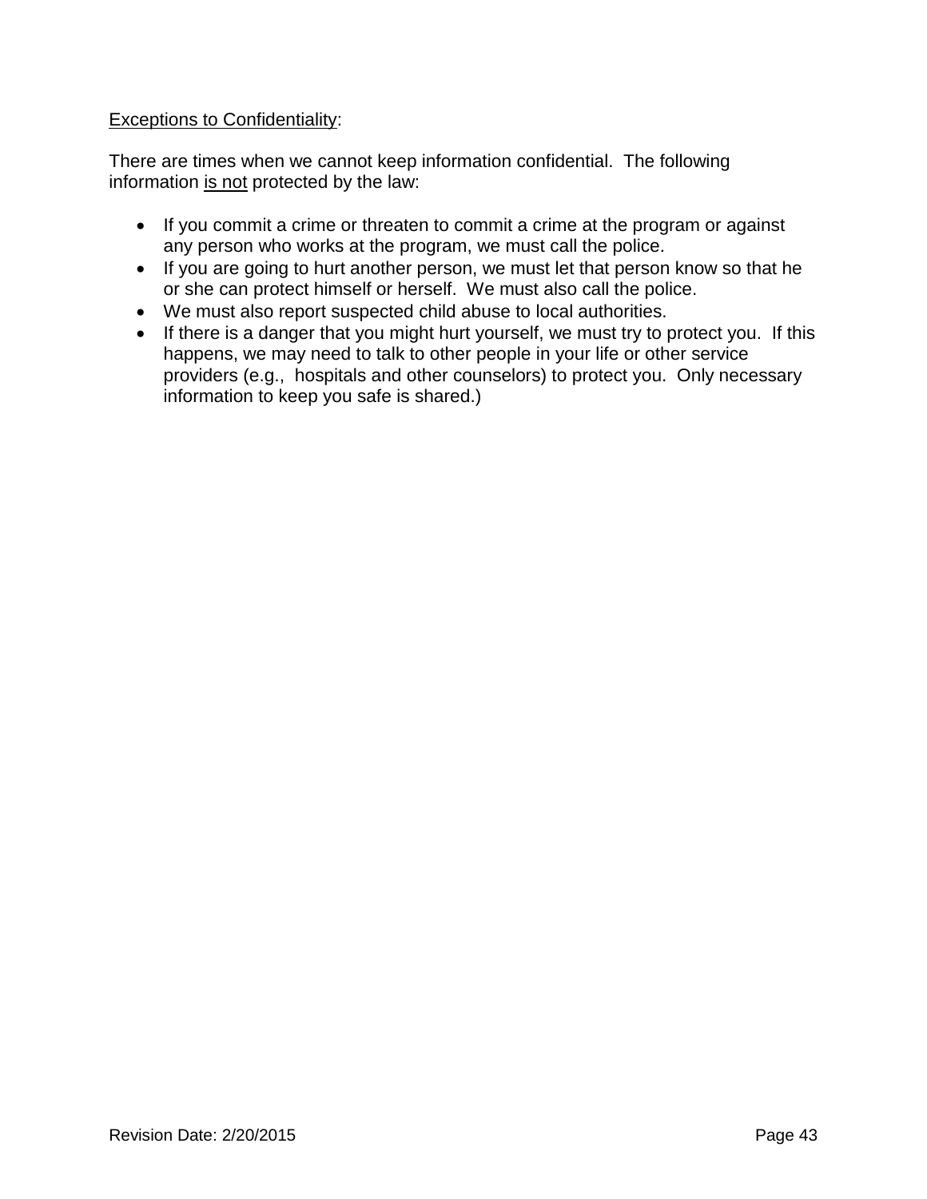<u>Exceptions to Confidentiality</u>:

There are times when we cannot keep information confidential. The following information <u>is not</u> protected by the law:

- If you commit a crime or threaten to commit a crime at the program or against any person who works at the program, we must call the police.
- If you are going to hurt another person, we must let that person know so that he or she can protect himself or herself. We must also call the police.
- We must also report suspected child abuse to local authorities.
- If there is a danger that you might hurt yourself, we must try to protect you. If this happens, we may need to talk to other people in your life or other service providers (e.g., hospitals and other counselors) to protect you. Only necessary information to keep you safe is shared.)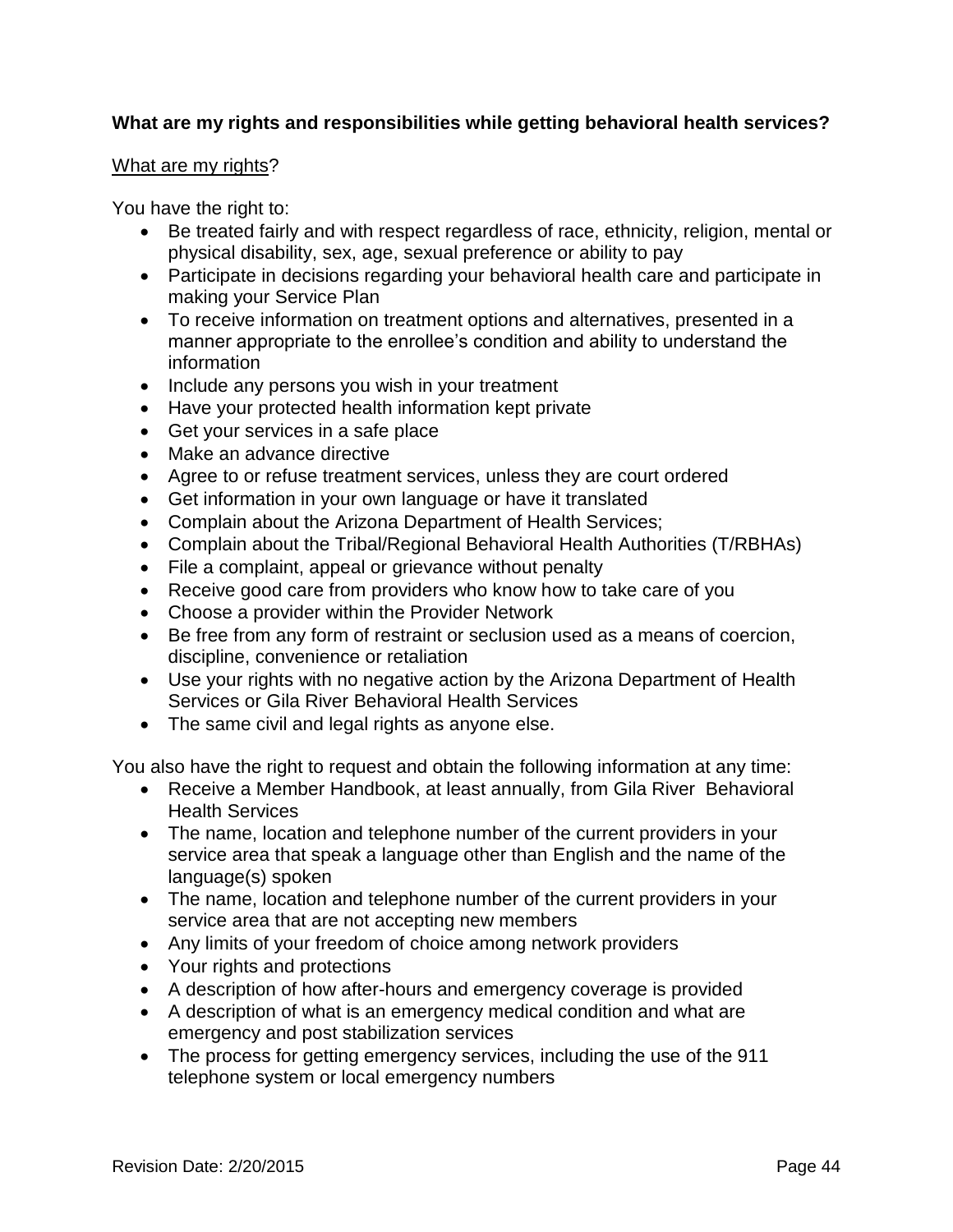**What are my rights and responsibilities while getting behavioral health services?**

What are my rights?

You have the right to:

- Be treated fairly and with respect regardless of race, ethnicity, religion, mental or physical disability, sex, age, sexual preference or ability to pay
- Participate in decisions regarding your behavioral health care and participate in making your Service Plan
- To receive information on treatment options and alternatives, presented in a manner appropriate to the enrollee's condition and ability to understand the information
- Include any persons you wish in your treatment
- Have your protected health information kept private
- Get your services in a safe place
- Make an advance directive
- Agree to or refuse treatment services, unless they are court ordered
- Get information in your own language or have it translated
- Complain about the Arizona Department of Health Services;
- Complain about the Tribal/Regional Behavioral Health Authorities (T/RBHAs)
- File a complaint, appeal or grievance without penalty
- Receive good care from providers who know how to take care of you
- Choose a provider within the Provider Network
- Be free from any form of restraint or seclusion used as a means of coercion, discipline, convenience or retaliation
- Use your rights with no negative action by the Arizona Department of Health Services or Gila River Behavioral Health Services
- The same civil and legal rights as anyone else.

You also have the right to request and obtain the following information at any time:

- Receive a Member Handbook, at least annually, from Gila River Behavioral Health Services
- The name, location and telephone number of the current providers in your service area that speak a language other than English and the name of the language(s) spoken
- The name, location and telephone number of the current providers in your service area that are not accepting new members
- Any limits of your freedom of choice among network providers
- Your rights and protections
- A description of how after-hours and emergency coverage is provided
- A description of what is an emergency medical condition and what are emergency and post stabilization services
- The process for getting emergency services, including the use of the 911 telephone system or local emergency numbers

Revision Date: 2/20/2015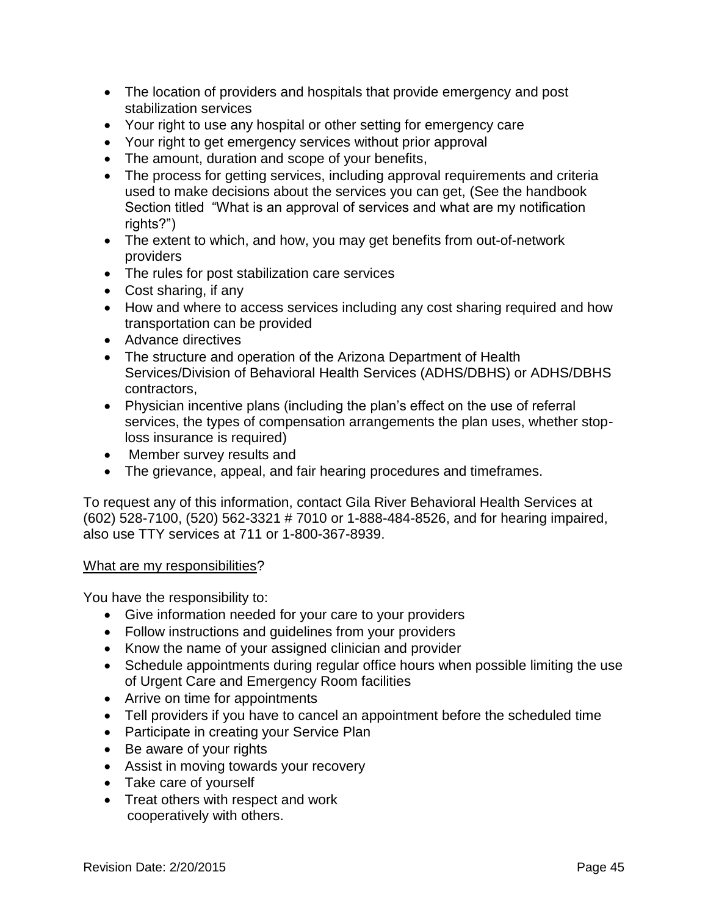- The location of providers and hospitals that provide emergency and post stabilization services
- Your right to use any hospital or other setting for emergency care
- Your right to get emergency services without prior approval
- The amount, duration and scope of your benefits,
- The process for getting services, including approval requirements and criteria used to make decisions about the services you can get, (See the handbook Section titled "What is an approval of services and what are my notification rights?")
- The extent to which, and how, you may get benefits from out-of-network providers
- The rules for post stabilization care services
- Cost sharing, if any
- How and where to access services including any cost sharing required and how transportation can be provided
- Advance directives
- The structure and operation of the Arizona Department of Health Services/Division of Behavioral Health Services (ADHS/DBHS) or ADHS/DBHS contractors,
- Physician incentive plans (including the plan's effect on the use of referral services, the types of compensation arrangements the plan uses, whether stop-loss insurance is required)
- Member survey results and
- The grievance, appeal, and fair hearing procedures and timeframes.

To request any of this information, contact Gila River Behavioral Health Services at (602) 528-7100, (520) 562-3321 # 7010 or 1-888-484-8526, and for hearing impaired, also use TTY services at 711 or 1-800-367-8939.

<u>What are my responsibilities</u>?

You have the responsibility to:

- Give information needed for your care to your providers
- Follow instructions and guidelines from your providers
- Know the name of your assigned clinician and provider
- Schedule appointments during regular office hours when possible limiting the use of Urgent Care and Emergency Room facilities
- Arrive on time for appointments
- Tell providers if you have to cancel an appointment before the scheduled time
- Participate in creating your Service Plan
- Be aware of your rights
- Assist in moving towards your recovery
- Take care of yourself
- Treat others with respect and work cooperatively with others.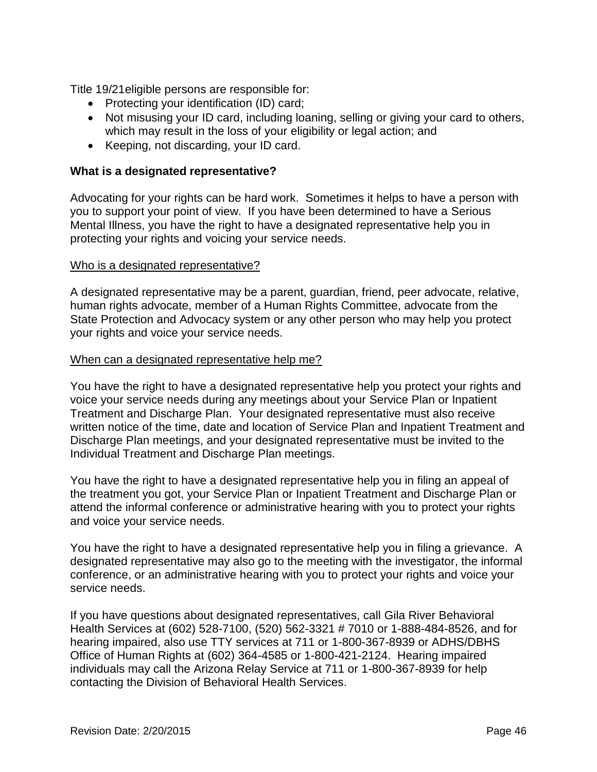Title 19/21eligible persons are responsible for:

- Protecting your identification (ID) card;
- Not misusing your ID card, including loaning, selling or giving your card to others, which may result in the loss of your eligibility or legal action; and
- Keeping, not discarding, your ID card.

**What is a designated representative?**

Advocating for your rights can be hard work. Sometimes it helps to have a person with you to support your point of view. If you have been determined to have a Serious Mental Illness, you have the right to have a designated representative help you in protecting your rights and voicing your service needs.

<u>Who is a designated representative?</u>

A designated representative may be a parent, guardian, friend, peer advocate, relative, human rights advocate, member of a Human Rights Committee, advocate from the State Protection and Advocacy system or any other person who may help you protect your rights and voice your service needs.

<u>When can a designated representative help me?</u>

You have the right to have a designated representative help you protect your rights and voice your service needs during any meetings about your Service Plan or Inpatient Treatment and Discharge Plan. Your designated representative must also receive written notice of the time, date and location of Service Plan and Inpatient Treatment and Discharge Plan meetings, and your designated representative must be invited to the Individual Treatment and Discharge Plan meetings.

You have the right to have a designated representative help you in filing an appeal of the treatment you got, your Service Plan or Inpatient Treatment and Discharge Plan or attend the informal conference or administrative hearing with you to protect your rights and voice your service needs.

You have the right to have a designated representative help you in filing a grievance. A designated representative may also go to the meeting with the investigator, the informal conference, or an administrative hearing with you to protect your rights and voice your service needs.

If you have questions about designated representatives, call Gila River Behavioral Health Services at (602) 528-7100, (520) 562-3321 # 7010 or 1-888-484-8526, and for hearing impaired, also use TTY services at 711 or 1-800-367-8939 or ADHS/DBHS Office of Human Rights at (602) 364-4585 or 1-800-421-2124. Hearing impaired individuals may call the Arizona Relay Service at 711 or 1-800-367-8939 for help contacting the Division of Behavioral Health Services.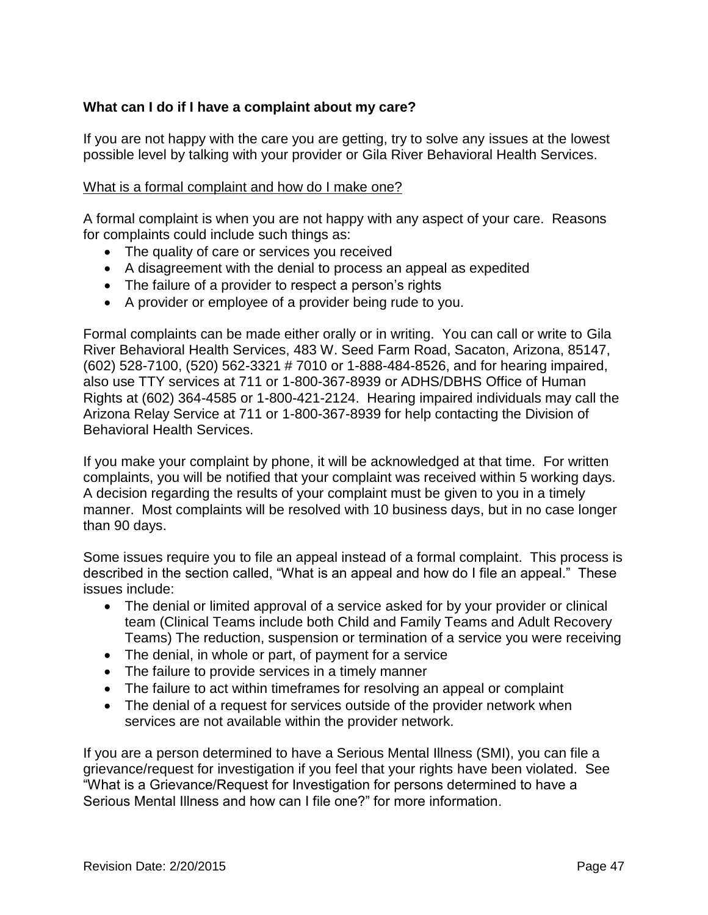**What can I do if I have a complaint about my care?**

If you are not happy with the care you are getting, try to solve any issues at the lowest possible level by talking with your provider or Gila River Behavioral Health Services.

<u>What is a formal complaint and how do I make one?</u>

A formal complaint is when you are not happy with any aspect of your care. Reasons for complaints could include such things as:

- The quality of care or services you received
- A disagreement with the denial to process an appeal as expedited
- The failure of a provider to respect a person's rights
- A provider or employee of a provider being rude to you.

Formal complaints can be made either orally or in writing. You can call or write to Gila River Behavioral Health Services, 483 W. Seed Farm Road, Sacaton, Arizona, 85147, (602) 528-7100, (520) 562-3321 # 7010 or 1-888-484-8526, and for hearing impaired, also use TTY services at 711 or 1-800-367-8939 or ADHS/DBHS Office of Human Rights at (602) 364-4585 or 1-800-421-2124. Hearing impaired individuals may call the Arizona Relay Service at 711 or 1-800-367-8939 for help contacting the Division of Behavioral Health Services.

If you make your complaint by phone, it will be acknowledged at that time. For written complaints, you will be notified that your complaint was received within 5 working days. A decision regarding the results of your complaint must be given to you in a timely manner. Most complaints will be resolved with 10 business days, but in no case longer than 90 days.

Some issues require you to file an appeal instead of a formal complaint. This process is described in the section called, "What is an appeal and how do I file an appeal." These issues include:

- The denial or limited approval of a service asked for by your provider or clinical team (Clinical Teams include both Child and Family Teams and Adult Recovery Teams) The reduction, suspension or termination of a service you were receiving
- The denial, in whole or part, of payment for a service
- The failure to provide services in a timely manner
- The failure to act within timeframes for resolving an appeal or complaint
- The denial of a request for services outside of the provider network when services are not available within the provider network.

If you are a person determined to have a Serious Mental Illness (SMI), you can file a grievance/request for investigation if you feel that your rights have been violated. See "What is a Grievance/Request for Investigation for persons determined to have a Serious Mental Illness and how can I file one?" for more information.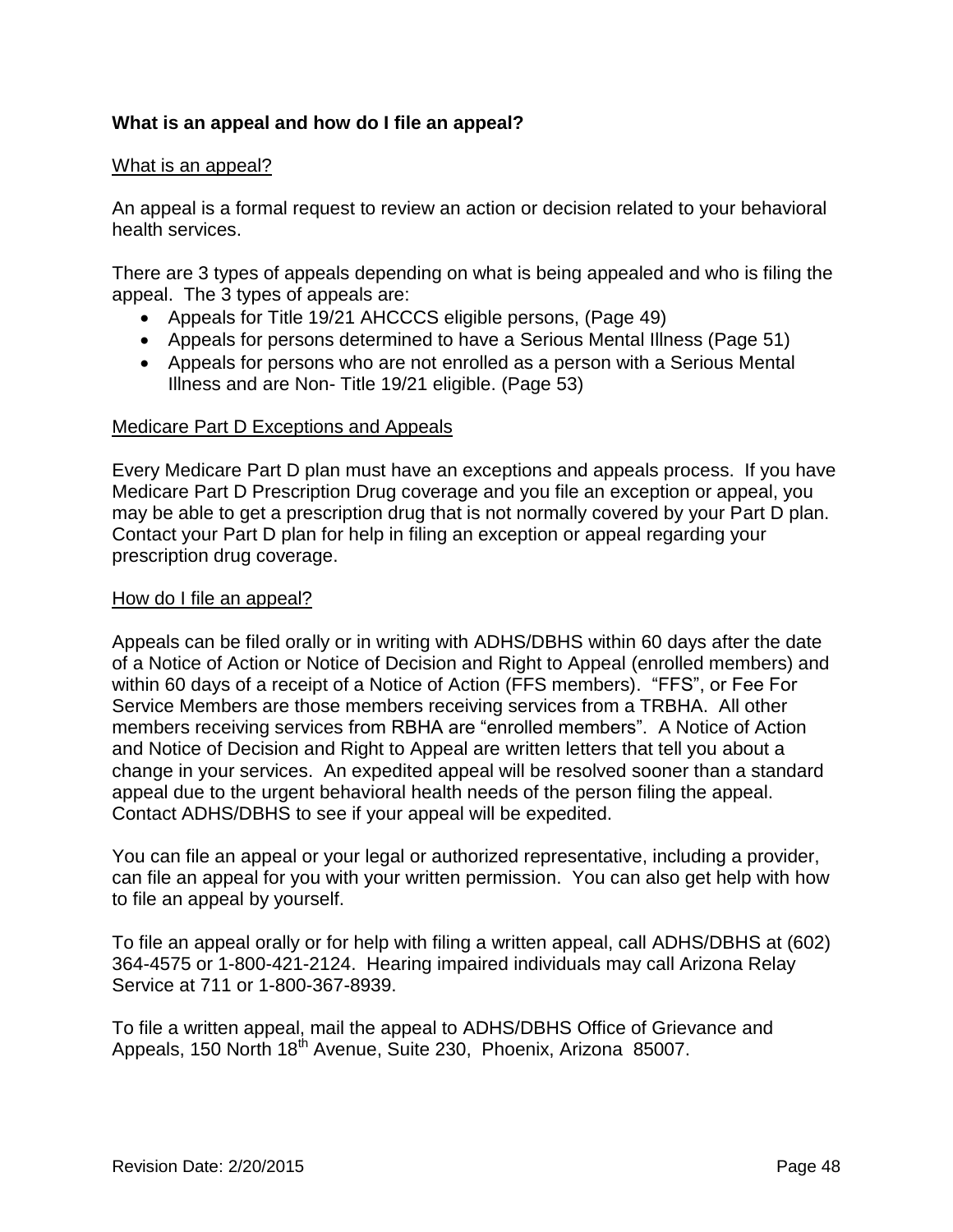**What is an appeal and how do I file an appeal?**

What is an appeal?

An appeal is a formal request to review an action or decision related to your behavioral health services.

There are 3 types of appeals depending on what is being appealed and who is filing the appeal. The 3 types of appeals are:

- Appeals for Title 19/21 AHCCCS eligible persons, (Page 49)
- Appeals for persons determined to have a Serious Mental Illness (Page 51)
- Appeals for persons who are not enrolled as a person with a Serious Mental Illness and are Non- Title 19/21 eligible. (Page 53)

Medicare Part D Exceptions and Appeals

Every Medicare Part D plan must have an exceptions and appeals process. If you have Medicare Part D Prescription Drug coverage and you file an exception or appeal, you may be able to get a prescription drug that is not normally covered by your Part D plan. Contact your Part D plan for help in filing an exception or appeal regarding your prescription drug coverage.

How do I file an appeal?

Appeals can be filed orally or in writing with ADHS/DBHS within 60 days after the date of a Notice of Action or Notice of Decision and Right to Appeal (enrolled members) and within 60 days of a receipt of a Notice of Action (FFS members). "FFS", or Fee For Service Members are those members receiving services from a TRBHA. All other members receiving services from RBHA are "enrolled members". A Notice of Action and Notice of Decision and Right to Appeal are written letters that tell you about a change in your services. An expedited appeal will be resolved sooner than a standard appeal due to the urgent behavioral health needs of the person filing the appeal. Contact ADHS/DBHS to see if your appeal will be expedited.

You can file an appeal or your legal or authorized representative, including a provider, can file an appeal for you with your written permission. You can also get help with how to file an appeal by yourself.

To file an appeal orally or for help with filing a written appeal, call ADHS/DBHS at (602) 364-4575 or 1-800-421-2124. Hearing impaired individuals may call Arizona Relay Service at 711 or 1-800-367-8939.

To file a written appeal, mail the appeal to ADHS/DBHS Office of Grievance and Appeals, 150 North 18th Avenue, Suite 230, Phoenix, Arizona 85007.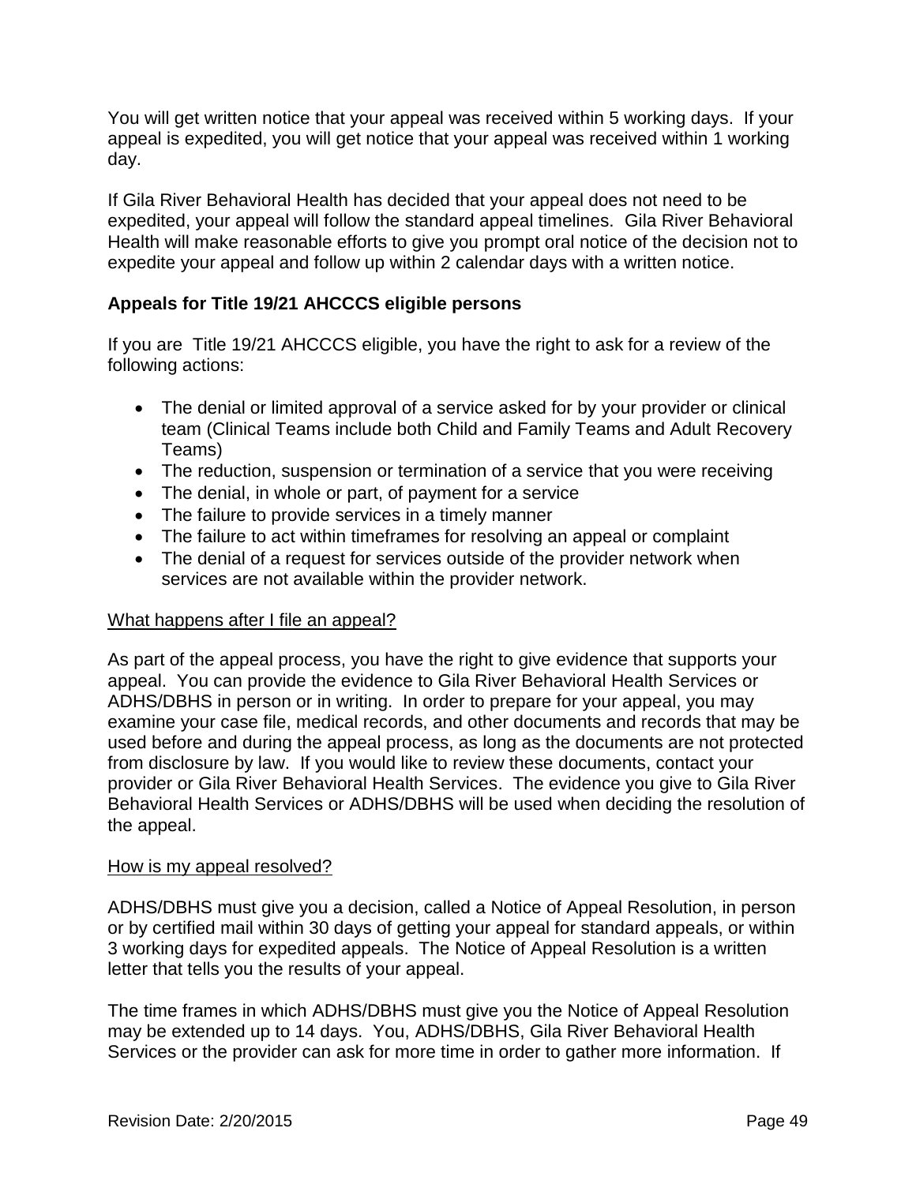You will get written notice that your appeal was received within 5 working days. If your appeal is expedited, you will get notice that your appeal was received within 1 working day.

If Gila River Behavioral Health has decided that your appeal does not need to be expedited, your appeal will follow the standard appeal timelines. Gila River Behavioral Health will make reasonable efforts to give you prompt oral notice of the decision not to expedite your appeal and follow up within 2 calendar days with a written notice.

### Appeals for Title 19/21 AHCCCS eligible persons

If you are Title 19/21 AHCCCS eligible, you have the right to ask for a review of the following actions:

- The denial or limited approval of a service asked for by your provider or clinical team (Clinical Teams include both Child and Family Teams and Adult Recovery Teams)
- The reduction, suspension or termination of a service that you were receiving
- The denial, in whole or part, of payment for a service
- The failure to provide services in a timely manner
- The failure to act within timeframes for resolving an appeal or complaint
- The denial of a request for services outside of the provider network when services are not available within the provider network.

<u>What happens after I file an appeal?</u>

As part of the appeal process, you have the right to give evidence that supports your appeal. You can provide the evidence to Gila River Behavioral Health Services or ADHS/DBHS in person or in writing. In order to prepare for your appeal, you may examine your case file, medical records, and other documents and records that may be used before and during the appeal process, as long as the documents are not protected from disclosure by law. If you would like to review these documents, contact your provider or Gila River Behavioral Health Services. The evidence you give to Gila River Behavioral Health Services or ADHS/DBHS will be used when deciding the resolution of the appeal.

<u>How is my appeal resolved?</u>

ADHS/DBHS must give you a decision, called a Notice of Appeal Resolution, in person or by certified mail within 30 days of getting your appeal for standard appeals, or within 3 working days for expedited appeals. The Notice of Appeal Resolution is a written letter that tells you the results of your appeal.

The time frames in which ADHS/DBHS must give you the Notice of Appeal Resolution may be extended up to 14 days. You, ADHS/DBHS, Gila River Behavioral Health Services or the provider can ask for more time in order to gather more information. If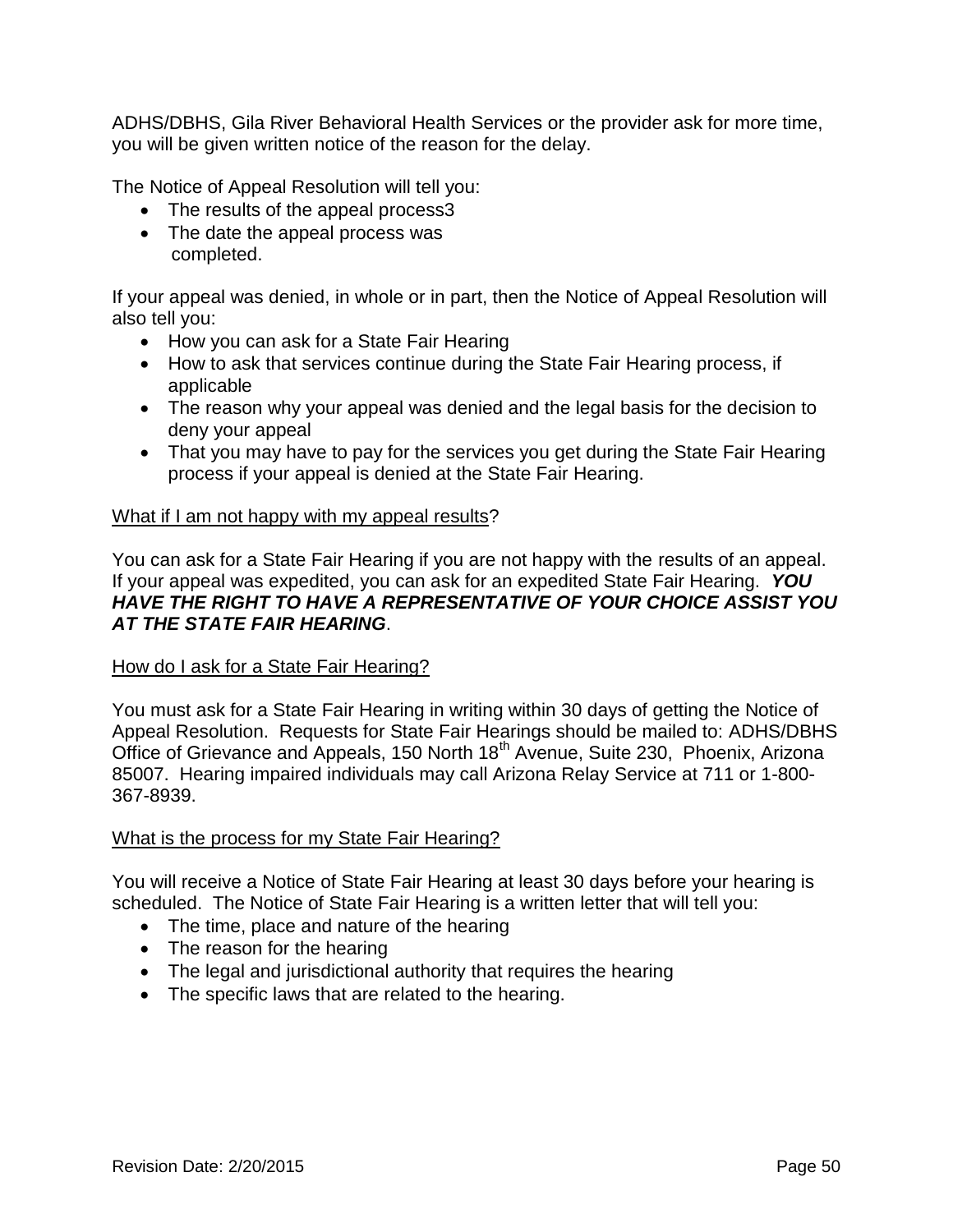ADHS/DBHS, Gila River Behavioral Health Services or the provider ask for more time, you will be given written notice of the reason for the delay.

The Notice of Appeal Resolution will tell you:

- The results of the appeal process3
- The date the appeal process was completed.

If your appeal was denied, in whole or in part, then the Notice of Appeal Resolution will also tell you:

- How you can ask for a State Fair Hearing
- How to ask that services continue during the State Fair Hearing process, if applicable
- The reason why your appeal was denied and the legal basis for the decision to deny your appeal
- That you may have to pay for the services you get during the State Fair Hearing process if your appeal is denied at the State Fair Hearing.

<u>What if I am not happy with my appeal results</u>?

You can ask for a State Fair Hearing if you are not happy with the results of an appeal. If your appeal was expedited, you can ask for an expedited State Fair Hearing. ***YOU HAVE THE RIGHT TO HAVE A REPRESENTATIVE OF YOUR CHOICE ASSIST YOU AT THE STATE FAIR HEARING***.

<u>How do I ask for a State Fair Hearing?</u>

You must ask for a State Fair Hearing in writing within 30 days of getting the Notice of Appeal Resolution. Requests for State Fair Hearings should be mailed to: ADHS/DBHS Office of Grievance and Appeals, 150 North 18th Avenue, Suite 230, Phoenix, Arizona 85007. Hearing impaired individuals may call Arizona Relay Service at 711 or 1-800-367-8939.

<u>What is the process for my State Fair Hearing?</u>

You will receive a Notice of State Fair Hearing at least 30 days before your hearing is scheduled. The Notice of State Fair Hearing is a written letter that will tell you:

- The time, place and nature of the hearing
- The reason for the hearing
- The legal and jurisdictional authority that requires the hearing
- The specific laws that are related to the hearing.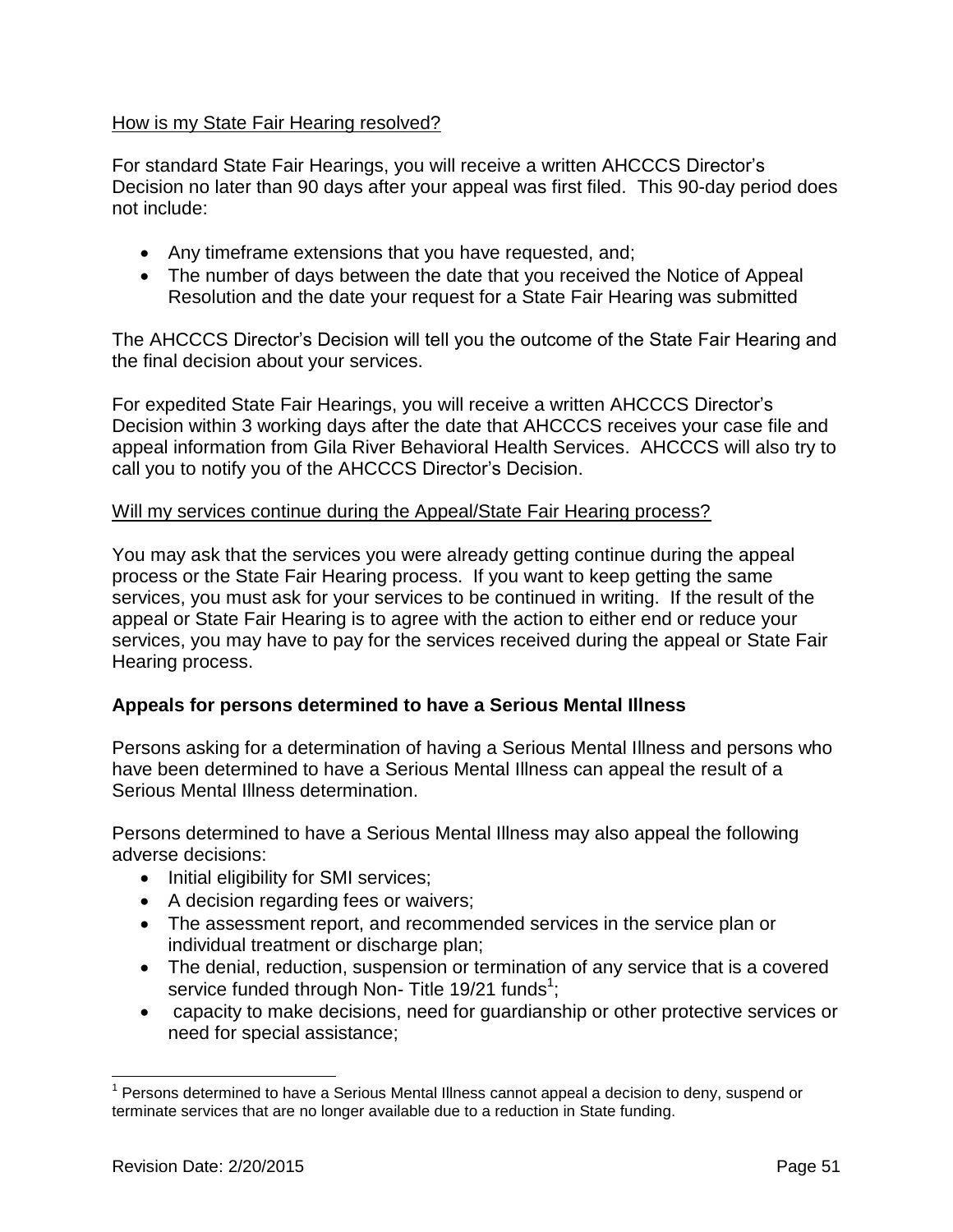How is my State Fair Hearing resolved?

For standard State Fair Hearings, you will receive a written AHCCCS Director's Decision no later than 90 days after your appeal was first filed. This 90-day period does not include:

- Any timeframe extensions that you have requested, and;
- The number of days between the date that you received the Notice of Appeal Resolution and the date your request for a State Fair Hearing was submitted

The AHCCCS Director's Decision will tell you the outcome of the State Fair Hearing and the final decision about your services.

For expedited State Fair Hearings, you will receive a written AHCCCS Director's Decision within 3 working days after the date that AHCCCS receives your case file and appeal information from Gila River Behavioral Health Services. AHCCCS will also try to call you to notify you of the AHCCCS Director's Decision.

Will my services continue during the Appeal/State Fair Hearing process?

You may ask that the services you were already getting continue during the appeal process or the State Fair Hearing process. If you want to keep getting the same services, you must ask for your services to be continued in writing. If the result of the appeal or State Fair Hearing is to agree with the action to either end or reduce your services, you may have to pay for the services received during the appeal or State Fair Hearing process.

**Appeals for persons determined to have a Serious Mental Illness**

Persons asking for a determination of having a Serious Mental Illness and persons who have been determined to have a Serious Mental Illness can appeal the result of a Serious Mental Illness determination.

Persons determined to have a Serious Mental Illness may also appeal the following adverse decisions:

- Initial eligibility for SMI services;
- A decision regarding fees or waivers;
- The assessment report, and recommended services in the service plan or individual treatment or discharge plan;
- The denial, reduction, suspension or termination of any service that is a covered service funded through Non- Title 19/21 funds[1];
- capacity to make decisions, need for guardianship or other protective services or need for special assistance;

[1] Persons determined to have a Serious Mental Illness cannot appeal a decision to deny, suspend or terminate services that are no longer available due to a reduction in State funding.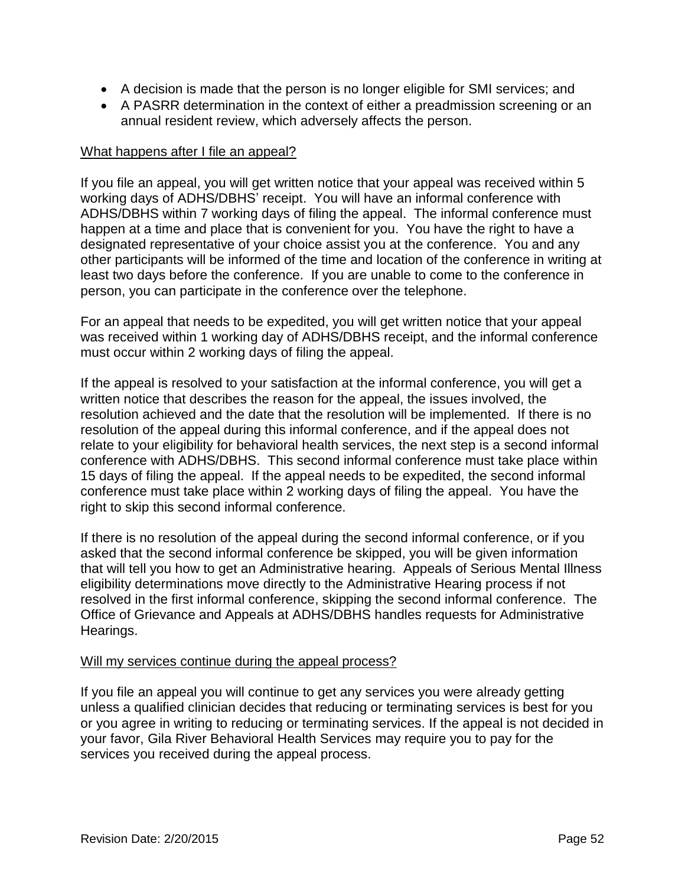- A decision is made that the person is no longer eligible for SMI services; and
- A PASRR determination in the context of either a preadmission screening or an annual resident review, which adversely affects the person.

<u>What happens after I file an appeal?</u>

If you file an appeal, you will get written notice that your appeal was received within 5 working days of ADHS/DBHS' receipt. You will have an informal conference with ADHS/DBHS within 7 working days of filing the appeal. The informal conference must happen at a time and place that is convenient for you. You have the right to have a designated representative of your choice assist you at the conference. You and any other participants will be informed of the time and location of the conference in writing at least two days before the conference. If you are unable to come to the conference in person, you can participate in the conference over the telephone.

For an appeal that needs to be expedited, you will get written notice that your appeal was received within 1 working day of ADHS/DBHS receipt, and the informal conference must occur within 2 working days of filing the appeal.

If the appeal is resolved to your satisfaction at the informal conference, you will get a written notice that describes the reason for the appeal, the issues involved, the resolution achieved and the date that the resolution will be implemented. If there is no resolution of the appeal during this informal conference, and if the appeal does not relate to your eligibility for behavioral health services, the next step is a second informal conference with ADHS/DBHS. This second informal conference must take place within 15 days of filing the appeal. If the appeal needs to be expedited, the second informal conference must take place within 2 working days of filing the appeal. You have the right to skip this second informal conference.

If there is no resolution of the appeal during the second informal conference, or if you asked that the second informal conference be skipped, you will be given information that will tell you how to get an Administrative hearing. Appeals of Serious Mental Illness eligibility determinations move directly to the Administrative Hearing process if not resolved in the first informal conference, skipping the second informal conference. The Office of Grievance and Appeals at ADHS/DBHS handles requests for Administrative Hearings.

<u>Will my services continue during the appeal process?</u>

If you file an appeal you will continue to get any services you were already getting unless a qualified clinician decides that reducing or terminating services is best for you or you agree in writing to reducing or terminating services. If the appeal is not decided in your favor, Gila River Behavioral Health Services may require you to pay for the services you received during the appeal process.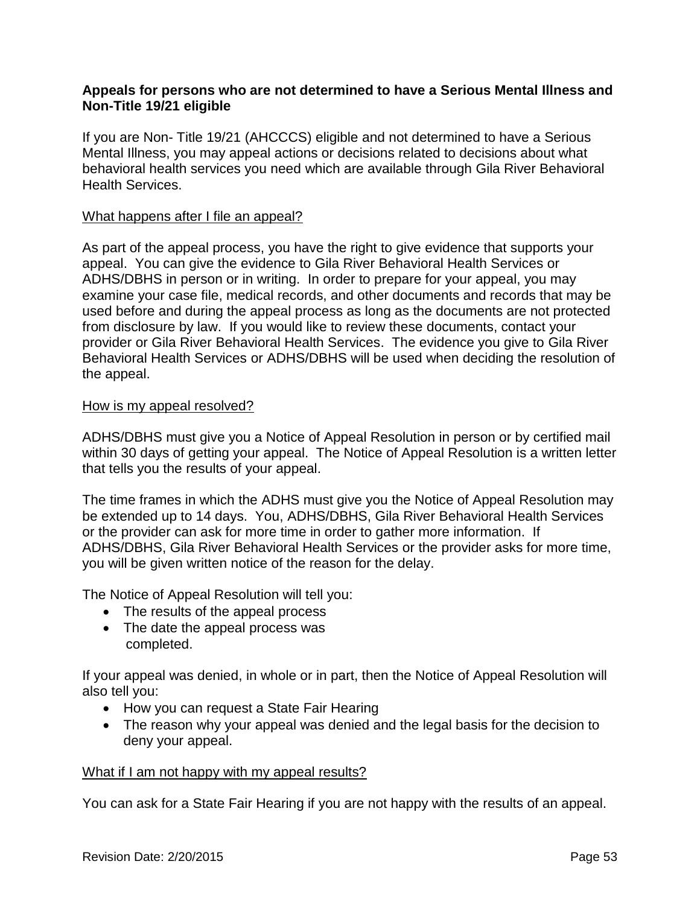**Appeals for persons who are not determined to have a Serious Mental Illness and Non-Title 19/21 eligible**

If you are Non- Title 19/21 (AHCCCS) eligible and not determined to have a Serious Mental Illness, you may appeal actions or decisions related to decisions about what behavioral health services you need which are available through Gila River Behavioral Health Services.

<u>What happens after I file an appeal?</u>

As part of the appeal process, you have the right to give evidence that supports your appeal. You can give the evidence to Gila River Behavioral Health Services or ADHS/DBHS in person or in writing. In order to prepare for your appeal, you may examine your case file, medical records, and other documents and records that may be used before and during the appeal process as long as the documents are not protected from disclosure by law. If you would like to review these documents, contact your provider or Gila River Behavioral Health Services. The evidence you give to Gila River Behavioral Health Services or ADHS/DBHS will be used when deciding the resolution of the appeal.

<u>How is my appeal resolved?</u>

ADHS/DBHS must give you a Notice of Appeal Resolution in person or by certified mail within 30 days of getting your appeal. The Notice of Appeal Resolution is a written letter that tells you the results of your appeal.

The time frames in which the ADHS must give you the Notice of Appeal Resolution may be extended up to 14 days. You, ADHS/DBHS, Gila River Behavioral Health Services or the provider can ask for more time in order to gather more information. If ADHS/DBHS, Gila River Behavioral Health Services or the provider asks for more time, you will be given written notice of the reason for the delay.

The Notice of Appeal Resolution will tell you:

- The results of the appeal process
- The date the appeal process was completed.

If your appeal was denied, in whole or in part, then the Notice of Appeal Resolution will also tell you:

- How you can request a State Fair Hearing
- The reason why your appeal was denied and the legal basis for the decision to deny your appeal.

<u>What if I am not happy with my appeal results?</u>

You can ask for a State Fair Hearing if you are not happy with the results of an appeal.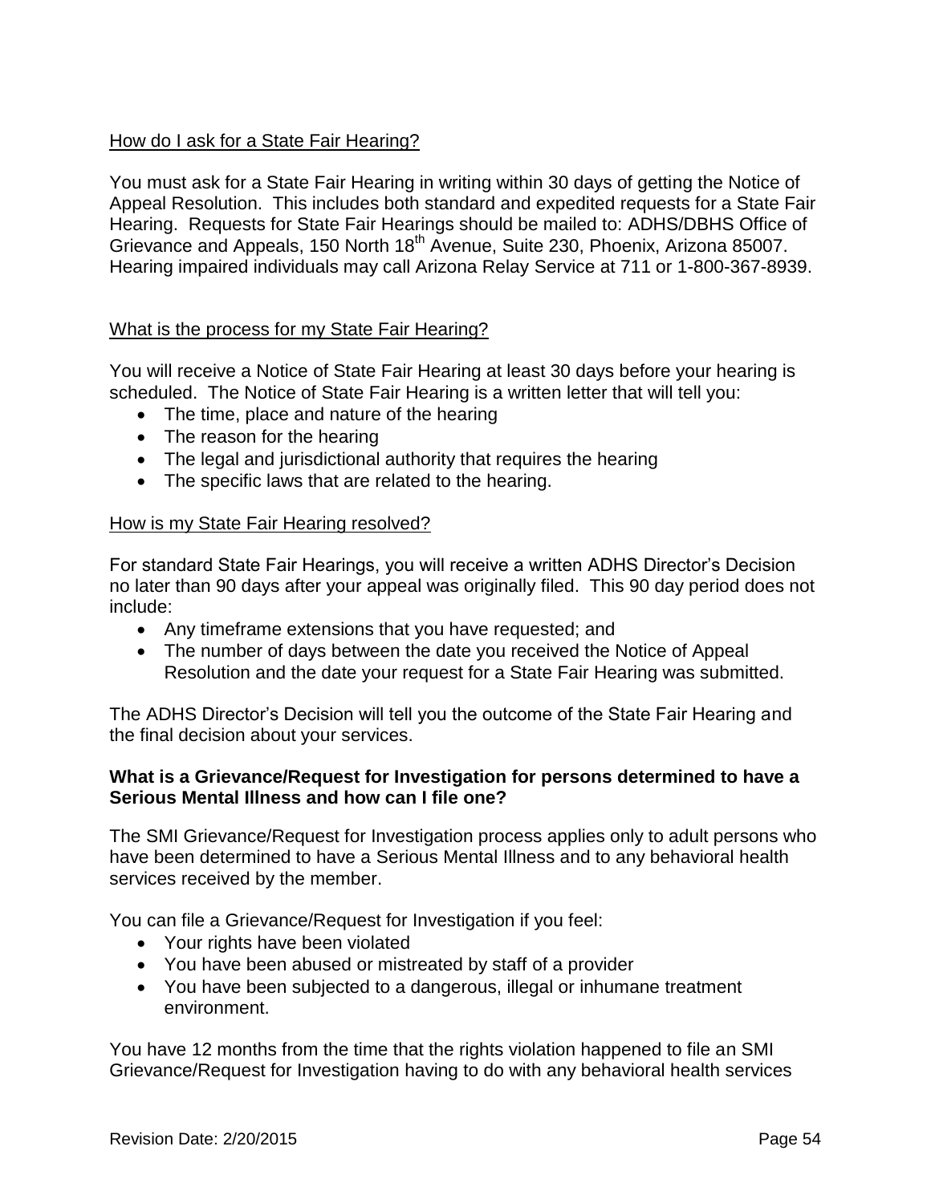How do I ask for a State Fair Hearing?

You must ask for a State Fair Hearing in writing within 30 days of getting the Notice of Appeal Resolution. This includes both standard and expedited requests for a State Fair Hearing. Requests for State Fair Hearings should be mailed to: ADHS/DBHS Office of Grievance and Appeals, 150 North 18th Avenue, Suite 230, Phoenix, Arizona 85007. Hearing impaired individuals may call Arizona Relay Service at 711 or 1-800-367-8939.

What is the process for my State Fair Hearing?

You will receive a Notice of State Fair Hearing at least 30 days before your hearing is scheduled. The Notice of State Fair Hearing is a written letter that will tell you:

- The time, place and nature of the hearing
- The reason for the hearing
- The legal and jurisdictional authority that requires the hearing
- The specific laws that are related to the hearing.

How is my State Fair Hearing resolved?

For standard State Fair Hearings, you will receive a written ADHS Director's Decision no later than 90 days after your appeal was originally filed. This 90 day period does not include:

- Any timeframe extensions that you have requested; and
- The number of days between the date you received the Notice of Appeal Resolution and the date your request for a State Fair Hearing was submitted.

The ADHS Director's Decision will tell you the outcome of the State Fair Hearing and the final decision about your services.

**What is a Grievance/Request for Investigation for persons determined to have a Serious Mental Illness and how can I file one?**

The SMI Grievance/Request for Investigation process applies only to adult persons who have been determined to have a Serious Mental Illness and to any behavioral health services received by the member.

You can file a Grievance/Request for Investigation if you feel:

- Your rights have been violated
- You have been abused or mistreated by staff of a provider
- You have been subjected to a dangerous, illegal or inhumane treatment environment.

You have 12 months from the time that the rights violation happened to file an SMI Grievance/Request for Investigation having to do with any behavioral health services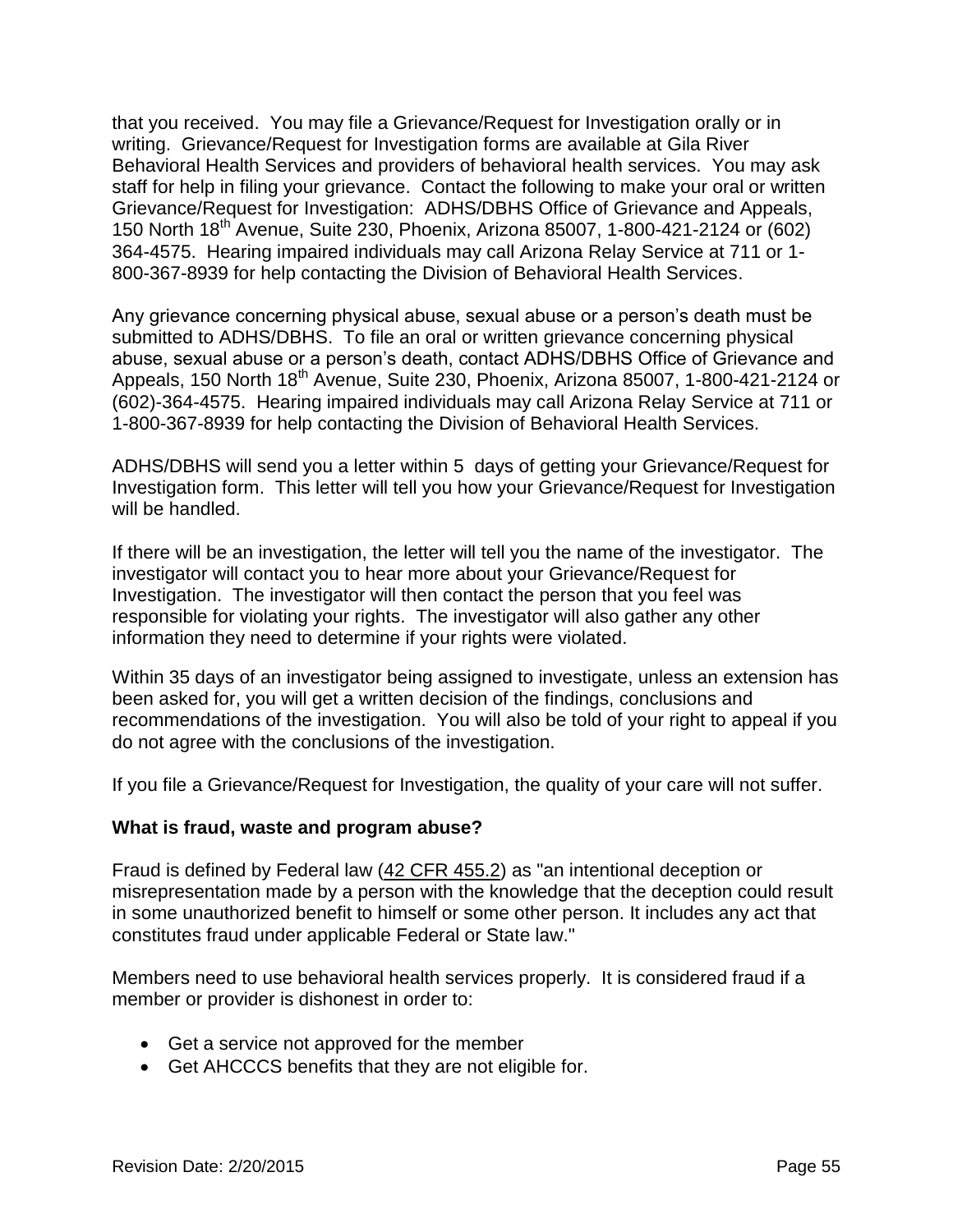that you received. You may file a Grievance/Request for Investigation orally or in writing. Grievance/Request for Investigation forms are available at Gila River Behavioral Health Services and providers of behavioral health services. You may ask staff for help in filing your grievance. Contact the following to make your oral or written Grievance/Request for Investigation: ADHS/DBHS Office of Grievance and Appeals, 150 North 18th Avenue, Suite 230, Phoenix, Arizona 85007, 1-800-421-2124 or (602) 364-4575. Hearing impaired individuals may call Arizona Relay Service at 711 or 1-800-367-8939 for help contacting the Division of Behavioral Health Services.

Any grievance concerning physical abuse, sexual abuse or a person's death must be submitted to ADHS/DBHS. To file an oral or written grievance concerning physical abuse, sexual abuse or a person's death, contact ADHS/DBHS Office of Grievance and Appeals, 150 North 18th Avenue, Suite 230, Phoenix, Arizona 85007, 1-800-421-2124 or (602)-364-4575. Hearing impaired individuals may call Arizona Relay Service at 711 or 1-800-367-8939 for help contacting the Division of Behavioral Health Services.

ADHS/DBHS will send you a letter within 5 days of getting your Grievance/Request for Investigation form. This letter will tell you how your Grievance/Request for Investigation will be handled.

If there will be an investigation, the letter will tell you the name of the investigator. The investigator will contact you to hear more about your Grievance/Request for Investigation. The investigator will then contact the person that you feel was responsible for violating your rights. The investigator will also gather any other information they need to determine if your rights were violated.

Within 35 days of an investigator being assigned to investigate, unless an extension has been asked for, you will get a written decision of the findings, conclusions and recommendations of the investigation. You will also be told of your right to appeal if you do not agree with the conclusions of the investigation.

If you file a Grievance/Request for Investigation, the quality of your care will not suffer.

**What is fraud, waste and program abuse?**

Fraud is defined by Federal law (42 CFR 455.2) as "an intentional deception or misrepresentation made by a person with the knowledge that the deception could result in some unauthorized benefit to himself or some other person. It includes any act that constitutes fraud under applicable Federal or State law."

Members need to use behavioral health services properly. It is considered fraud if a member or provider is dishonest in order to:

- Get a service not approved for the member
- Get AHCCCS benefits that they are not eligible for.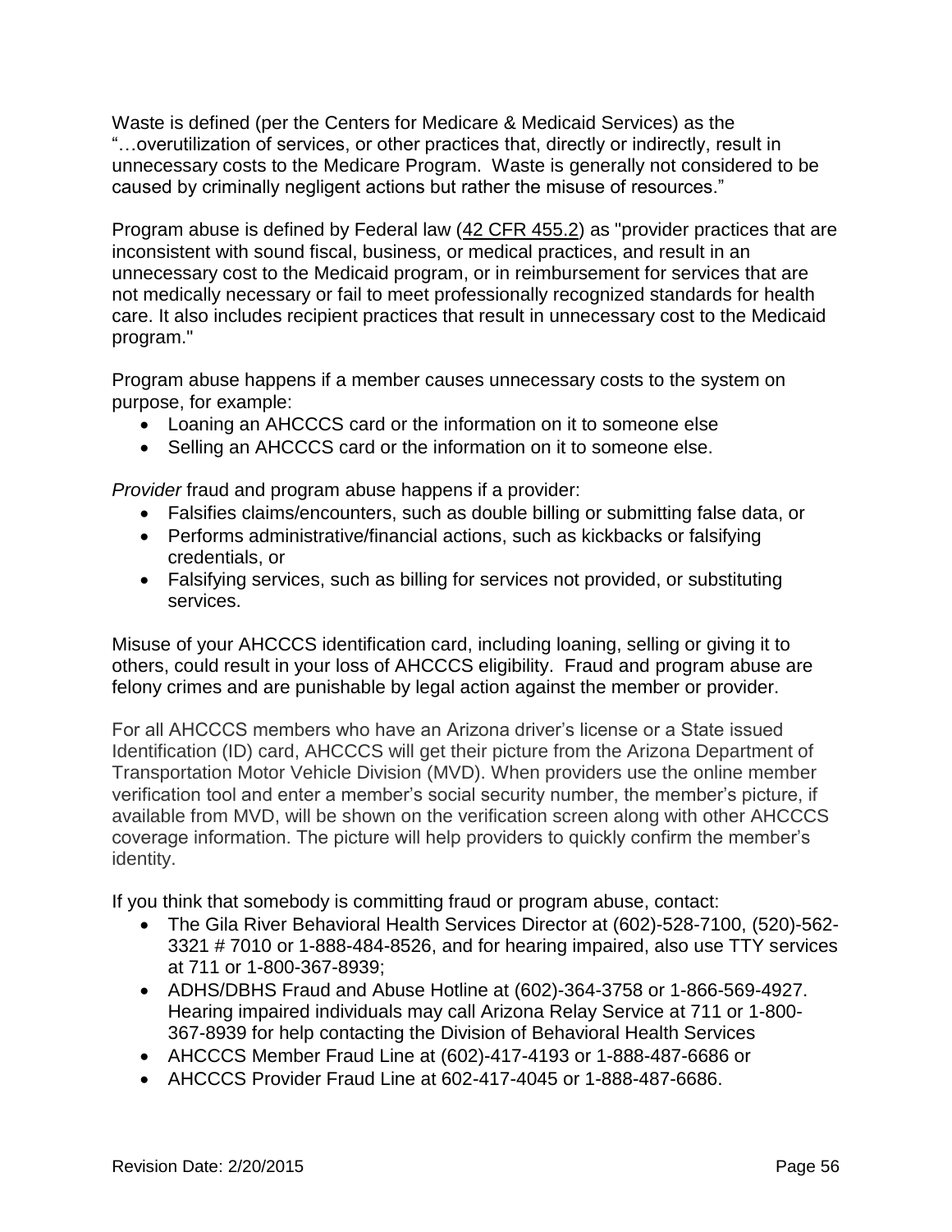Waste is defined (per the Centers for Medicare & Medicaid Services) as the "…overutilization of services, or other practices that, directly or indirectly, result in unnecessary costs to the Medicare Program. Waste is generally not considered to be caused by criminally negligent actions but rather the misuse of resources."

Program abuse is defined by Federal law (42 CFR 455.2) as "provider practices that are inconsistent with sound fiscal, business, or medical practices, and result in an unnecessary cost to the Medicaid program, or in reimbursement for services that are not medically necessary or fail to meet professionally recognized standards for health care. It also includes recipient practices that result in unnecessary cost to the Medicaid program."

Program abuse happens if a member causes unnecessary costs to the system on purpose, for example:

- Loaning an AHCCCS card or the information on it to someone else
- Selling an AHCCCS card or the information on it to someone else.

*Provider* fraud and program abuse happens if a provider:

- Falsifies claims/encounters, such as double billing or submitting false data, or
- Performs administrative/financial actions, such as kickbacks or falsifying credentials, or
- Falsifying services, such as billing for services not provided, or substituting services.

Misuse of your AHCCCS identification card, including loaning, selling or giving it to others, could result in your loss of AHCCCS eligibility. Fraud and program abuse are felony crimes and are punishable by legal action against the member or provider.

For all AHCCCS members who have an Arizona driver's license or a State issued Identification (ID) card, AHCCCS will get their picture from the Arizona Department of Transportation Motor Vehicle Division (MVD). When providers use the online member verification tool and enter a member's social security number, the member's picture, if available from MVD, will be shown on the verification screen along with other AHCCCS coverage information. The picture will help providers to quickly confirm the member's identity.

If you think that somebody is committing fraud or program abuse, contact:

- The Gila River Behavioral Health Services Director at (602)-528-7100, (520)-562-3321 # 7010 or 1-888-484-8526, and for hearing impaired, also use TTY services at 711 or 1-800-367-8939;
- ADHS/DBHS Fraud and Abuse Hotline at (602)-364-3758 or 1-866-569-4927. Hearing impaired individuals may call Arizona Relay Service at 711 or 1-800-367-8939 for help contacting the Division of Behavioral Health Services
- AHCCCS Member Fraud Line at (602)-417-4193 or 1-888-487-6686 or
- AHCCCS Provider Fraud Line at 602-417-4045 or 1-888-487-6686.

Revision Date: 2/20/2015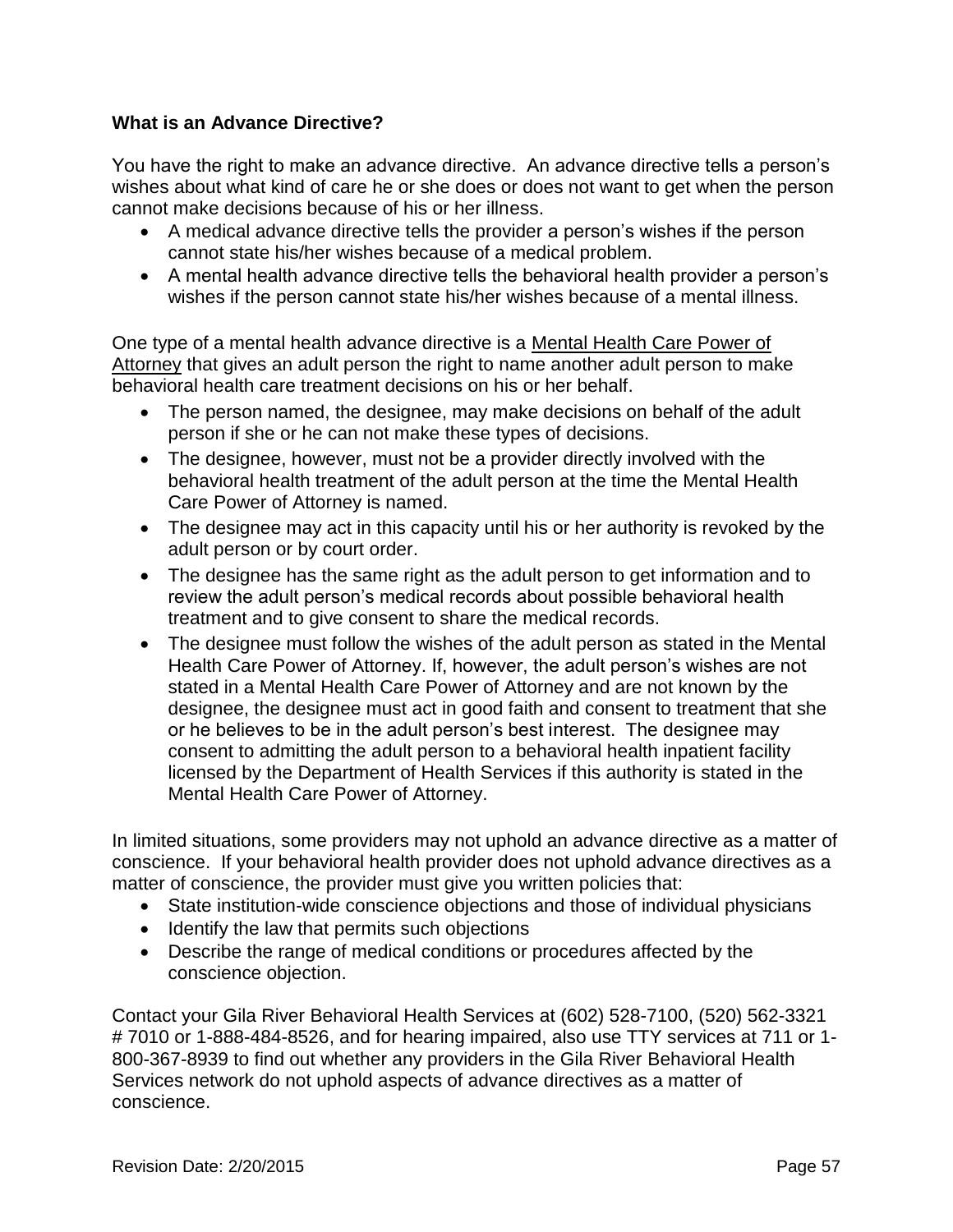**What is an Advance Directive?**

You have the right to make an advance directive. An advance directive tells a person's wishes about what kind of care he or she does or does not want to get when the person cannot make decisions because of his or her illness.

- A medical advance directive tells the provider a person's wishes if the person cannot state his/her wishes because of a medical problem.
- A mental health advance directive tells the behavioral health provider a person's wishes if the person cannot state his/her wishes because of a mental illness.

One type of a mental health advance directive is a Mental Health Care Power of Attorney that gives an adult person the right to name another adult person to make behavioral health care treatment decisions on his or her behalf.

- The person named, the designee, may make decisions on behalf of the adult person if she or he can not make these types of decisions.
- The designee, however, must not be a provider directly involved with the behavioral health treatment of the adult person at the time the Mental Health Care Power of Attorney is named.
- The designee may act in this capacity until his or her authority is revoked by the adult person or by court order.
- The designee has the same right as the adult person to get information and to review the adult person's medical records about possible behavioral health treatment and to give consent to share the medical records.
- The designee must follow the wishes of the adult person as stated in the Mental Health Care Power of Attorney. If, however, the adult person's wishes are not stated in a Mental Health Care Power of Attorney and are not known by the designee, the designee must act in good faith and consent to treatment that she or he believes to be in the adult person's best interest. The designee may consent to admitting the adult person to a behavioral health inpatient facility licensed by the Department of Health Services if this authority is stated in the Mental Health Care Power of Attorney.

In limited situations, some providers may not uphold an advance directive as a matter of conscience. If your behavioral health provider does not uphold advance directives as a matter of conscience, the provider must give you written policies that:

- State institution-wide conscience objections and those of individual physicians
- Identify the law that permits such objections
- Describe the range of medical conditions or procedures affected by the conscience objection.

Contact your Gila River Behavioral Health Services at (602) 528-7100, (520) 562-3321 # 7010 or 1-888-484-8526, and for hearing impaired, also use TTY services at 711 or 1-800-367-8939 to find out whether any providers in the Gila River Behavioral Health Services network do not uphold aspects of advance directives as a matter of conscience.

Revision Date: 2/20/2015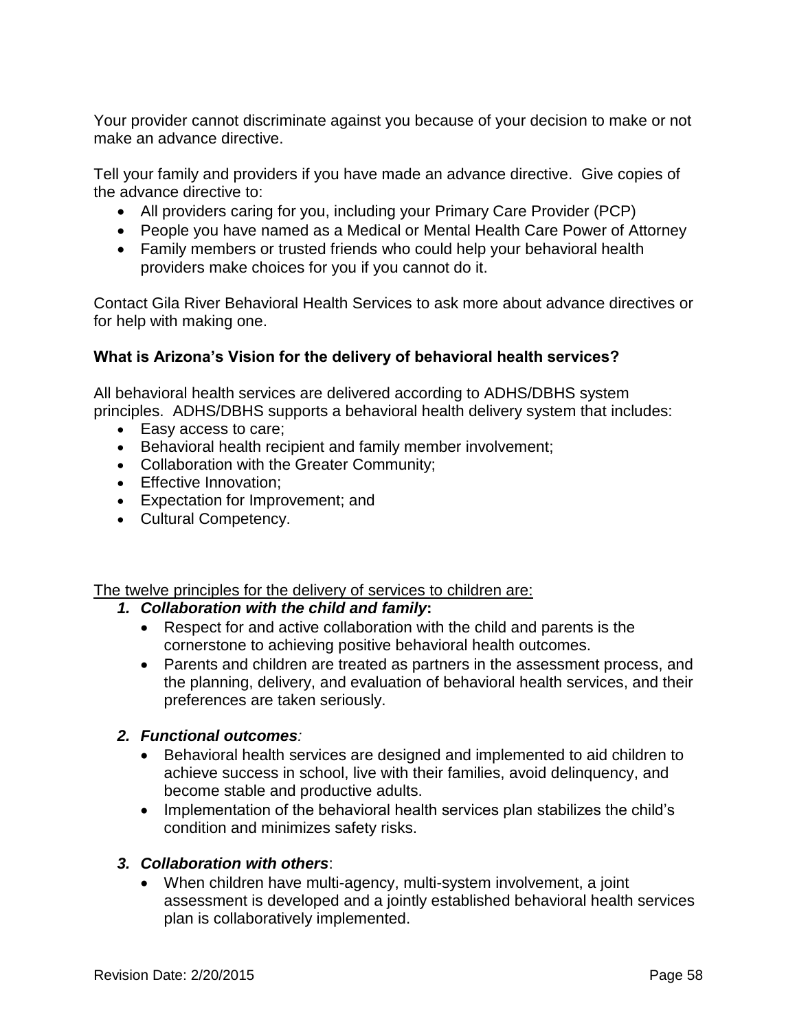Your provider cannot discriminate against you because of your decision to make or not make an advance directive.

Tell your family and providers if you have made an advance directive. Give copies of the advance directive to:

- All providers caring for you, including your Primary Care Provider (PCP)
- People you have named as a Medical or Mental Health Care Power of Attorney
- Family members or trusted friends who could help your behavioral health providers make choices for you if you cannot do it.

Contact Gila River Behavioral Health Services to ask more about advance directives or for help with making one.

**What is Arizona's Vision for the delivery of behavioral health services?**

All behavioral health services are delivered according to ADHS/DBHS system principles. ADHS/DBHS supports a behavioral health delivery system that includes:

- Easy access to care;
- Behavioral health recipient and family member involvement;
- Collaboration with the Greater Community;
- Effective Innovation;
- Expectation for Improvement; and
- Cultural Competency.

<u>The twelve principles for the delivery of services to children are:</u>

1. ***Collaboration with the child and family*:**
   - Respect for and active collaboration with the child and parents is the cornerstone to achieving positive behavioral health outcomes.
   - Parents and children are treated as partners in the assessment process, and the planning, delivery, and evaluation of behavioral health services, and their preferences are taken seriously.

2. ***Functional outcomes:***
   - Behavioral health services are designed and implemented to aid children to achieve success in school, live with their families, avoid delinquency, and become stable and productive adults.
   - Implementation of the behavioral health services plan stabilizes the child's condition and minimizes safety risks.

3. ***Collaboration with others*:**
   - When children have multi-agency, multi-system involvement, a joint assessment is developed and a jointly established behavioral health services plan is collaboratively implemented.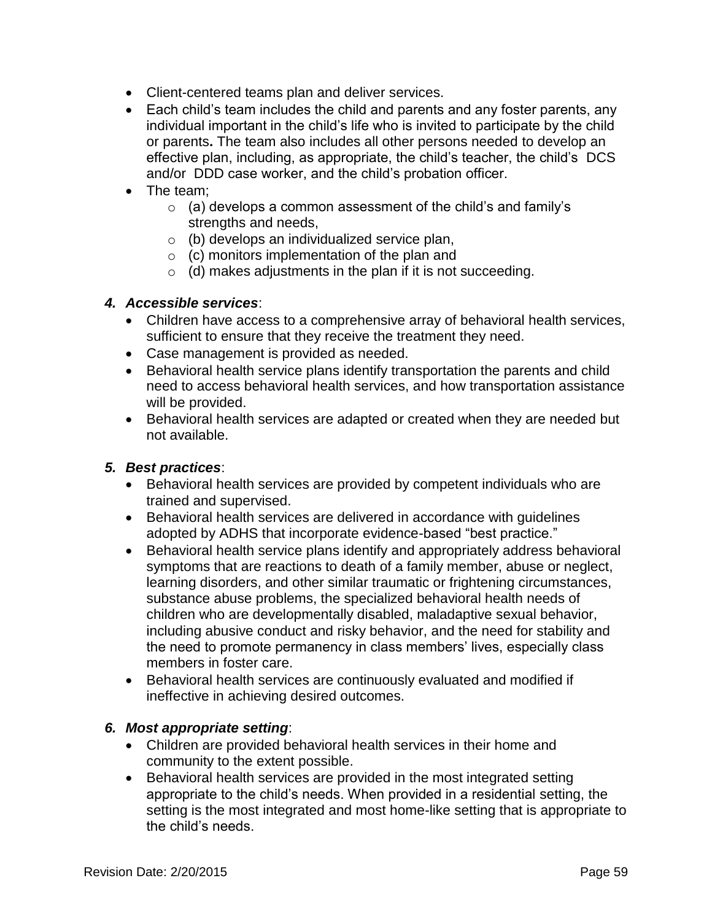- Client-centered teams plan and deliver services.
- Each child's team includes the child and parents and any foster parents, any individual important in the child's life who is invited to participate by the child or parents**.** The team also includes all other persons needed to develop an effective plan, including, as appropriate, the child's teacher, the child's DCS and/or DDD case worker, and the child's probation officer.
- The team;
  - (a) develops a common assessment of the child's and family's strengths and needs,
  - (b) develops an individualized service plan,
  - (c) monitors implementation of the plan and
  - (d) makes adjustments in the plan if it is not succeeding.

### 4. ***Accessible services***:

- Children have access to a comprehensive array of behavioral health services, sufficient to ensure that they receive the treatment they need.
- Case management is provided as needed.
- Behavioral health service plans identify transportation the parents and child need to access behavioral health services, and how transportation assistance will be provided.
- Behavioral health services are adapted or created when they are needed but not available.

### 5. ***Best practices***:

- Behavioral health services are provided by competent individuals who are trained and supervised.
- Behavioral health services are delivered in accordance with guidelines adopted by ADHS that incorporate evidence-based "best practice."
- Behavioral health service plans identify and appropriately address behavioral symptoms that are reactions to death of a family member, abuse or neglect, learning disorders, and other similar traumatic or frightening circumstances, substance abuse problems, the specialized behavioral health needs of children who are developmentally disabled, maladaptive sexual behavior, including abusive conduct and risky behavior, and the need for stability and the need to promote permanency in class members' lives, especially class members in foster care.
- Behavioral health services are continuously evaluated and modified if ineffective in achieving desired outcomes.

### 6. ***Most appropriate setting***:

- Children are provided behavioral health services in their home and community to the extent possible.
- Behavioral health services are provided in the most integrated setting appropriate to the child's needs. When provided in a residential setting, the setting is the most integrated and most home-like setting that is appropriate to the child's needs.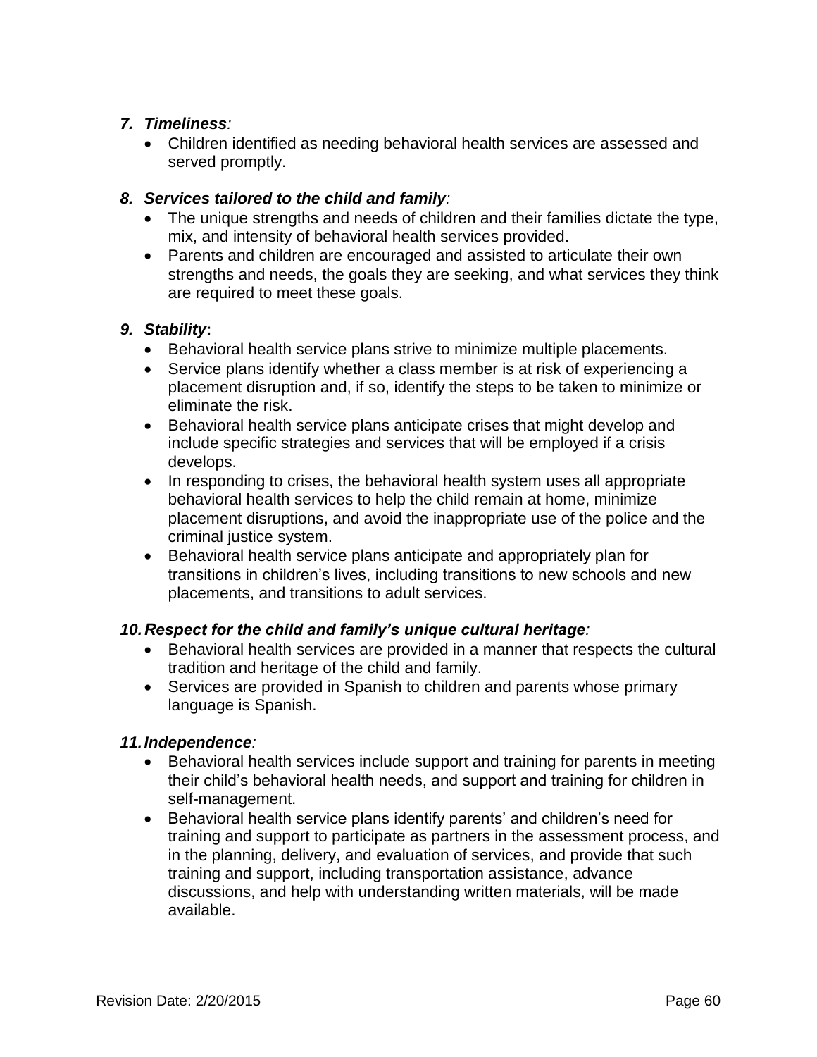7. ***Timeliness***:
   - Children identified as needing behavioral health services are assessed and served promptly.

8. ***Services tailored to the child and family***:
   - The unique strengths and needs of children and their families dictate the type, mix, and intensity of behavioral health services provided.
   - Parents and children are encouraged and assisted to articulate their own strengths and needs, the goals they are seeking, and what services they think are required to meet these goals.

9. ***Stability***:
   - Behavioral health service plans strive to minimize multiple placements.
   - Service plans identify whether a class member is at risk of experiencing a placement disruption and, if so, identify the steps to be taken to minimize or eliminate the risk.
   - Behavioral health service plans anticipate crises that might develop and include specific strategies and services that will be employed if a crisis develops.
   - In responding to crises, the behavioral health system uses all appropriate behavioral health services to help the child remain at home, minimize placement disruptions, and avoid the inappropriate use of the police and the criminal justice system.
   - Behavioral health service plans anticipate and appropriately plan for transitions in children's lives, including transitions to new schools and new placements, and transitions to adult services.

10. ***Respect for the child and family's unique cultural heritage***:
    - Behavioral health services are provided in a manner that respects the cultural tradition and heritage of the child and family.
    - Services are provided in Spanish to children and parents whose primary language is Spanish.

11. ***Independence***:
    - Behavioral health services include support and training for parents in meeting their child's behavioral health needs, and support and training for children in self-management.
    - Behavioral health service plans identify parents' and children's need for training and support to participate as partners in the assessment process, and in the planning, delivery, and evaluation of services, and provide that such training and support, including transportation assistance, advance discussions, and help with understanding written materials, will be made available.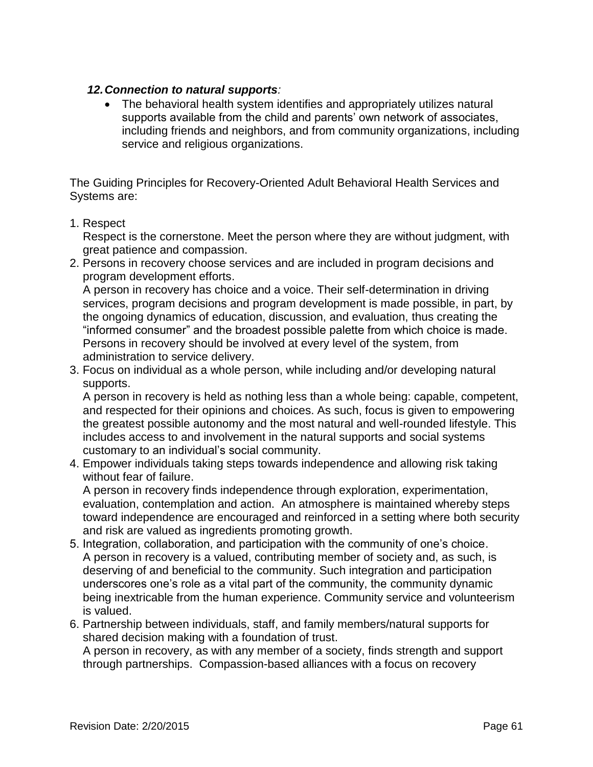*12. **Connection to natural supports**:*

- The behavioral health system identifies and appropriately utilizes natural supports available from the child and parents' own network of associates, including friends and neighbors, and from community organizations, including service and religious organizations.

The Guiding Principles for Recovery-Oriented Adult Behavioral Health Services and Systems are:

1. Respect
   Respect is the cornerstone. Meet the person where they are without judgment, with great patience and compassion.
2. Persons in recovery choose services and are included in program decisions and program development efforts.
   A person in recovery has choice and a voice. Their self-determination in driving services, program decisions and program development is made possible, in part, by the ongoing dynamics of education, discussion, and evaluation, thus creating the "informed consumer" and the broadest possible palette from which choice is made. Persons in recovery should be involved at every level of the system, from administration to service delivery.
3. Focus on individual as a whole person, while including and/or developing natural supports.
   A person in recovery is held as nothing less than a whole being: capable, competent, and respected for their opinions and choices. As such, focus is given to empowering the greatest possible autonomy and the most natural and well-rounded lifestyle. This includes access to and involvement in the natural supports and social systems customary to an individual's social community.
4. Empower individuals taking steps towards independence and allowing risk taking without fear of failure.
   A person in recovery finds independence through exploration, experimentation, evaluation, contemplation and action. An atmosphere is maintained whereby steps toward independence are encouraged and reinforced in a setting where both security and risk are valued as ingredients promoting growth.
5. Integration, collaboration, and participation with the community of one's choice.
   A person in recovery is a valued, contributing member of society and, as such, is deserving of and beneficial to the community. Such integration and participation underscores one's role as a vital part of the community, the community dynamic being inextricable from the human experience. Community service and volunteerism is valued.
6. Partnership between individuals, staff, and family members/natural supports for shared decision making with a foundation of trust.
   A person in recovery, as with any member of a society, finds strength and support through partnerships. Compassion-based alliances with a focus on recovery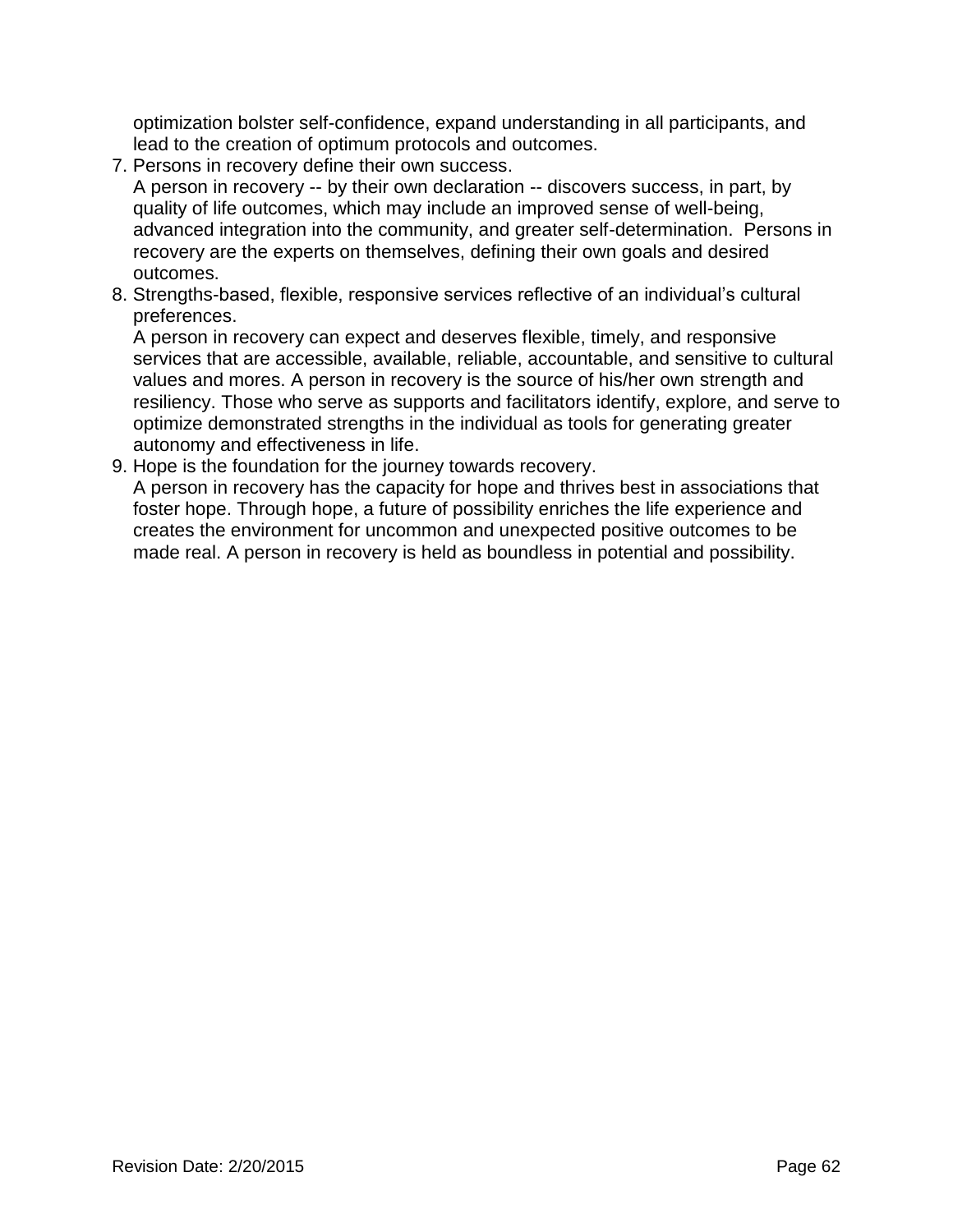optimization bolster self-confidence, expand understanding in all participants, and lead to the creation of optimum protocols and outcomes.

7. Persons in recovery define their own success.
   A person in recovery -- by their own declaration -- discovers success, in part, by quality of life outcomes, which may include an improved sense of well-being, advanced integration into the community, and greater self-determination. Persons in recovery are the experts on themselves, defining their own goals and desired outcomes.
8. Strengths-based, flexible, responsive services reflective of an individual's cultural preferences.
   A person in recovery can expect and deserves flexible, timely, and responsive services that are accessible, available, reliable, accountable, and sensitive to cultural values and mores. A person in recovery is the source of his/her own strength and resiliency. Those who serve as supports and facilitators identify, explore, and serve to optimize demonstrated strengths in the individual as tools for generating greater autonomy and effectiveness in life.
9. Hope is the foundation for the journey towards recovery.
   A person in recovery has the capacity for hope and thrives best in associations that foster hope. Through hope, a future of possibility enriches the life experience and creates the environment for uncommon and unexpected positive outcomes to be made real. A person in recovery is held as boundless in potential and possibility.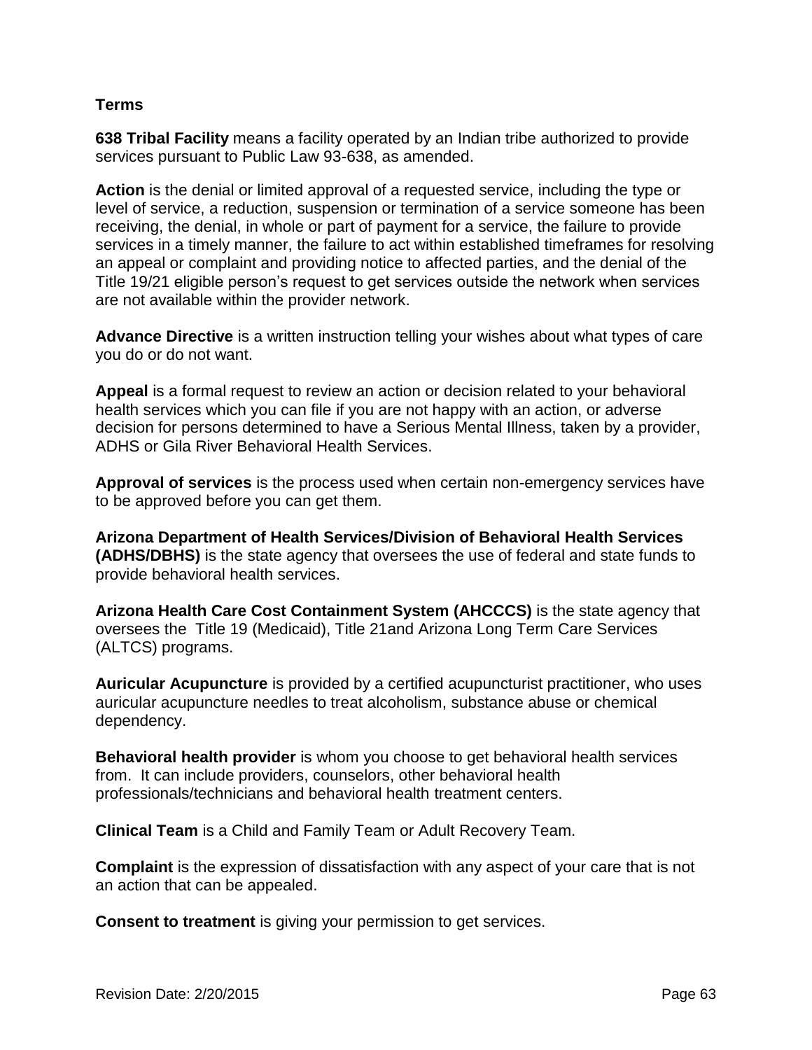**Terms**

**638 Tribal Facility** means a facility operated by an Indian tribe authorized to provide services pursuant to Public Law 93-638, as amended.

**Action** is the denial or limited approval of a requested service, including the type or level of service, a reduction, suspension or termination of a service someone has been receiving, the denial, in whole or part of payment for a service, the failure to provide services in a timely manner, the failure to act within established timeframes for resolving an appeal or complaint and providing notice to affected parties, and the denial of the Title 19/21 eligible person's request to get services outside the network when services are not available within the provider network.

**Advance Directive** is a written instruction telling your wishes about what types of care you do or do not want.

**Appeal** is a formal request to review an action or decision related to your behavioral health services which you can file if you are not happy with an action, or adverse decision for persons determined to have a Serious Mental Illness, taken by a provider, ADHS or Gila River Behavioral Health Services.

**Approval of services** is the process used when certain non-emergency services have to be approved before you can get them.

**Arizona Department of Health Services/Division of Behavioral Health Services (ADHS/DBHS)** is the state agency that oversees the use of federal and state funds to provide behavioral health services.

**Arizona Health Care Cost Containment System (AHCCCS)** is the state agency that oversees the Title 19 (Medicaid), Title 21and Arizona Long Term Care Services (ALTCS) programs.

**Auricular Acupuncture** is provided by a certified acupuncturist practitioner, who uses auricular acupuncture needles to treat alcoholism, substance abuse or chemical dependency.

**Behavioral health provider** is whom you choose to get behavioral health services from. It can include providers, counselors, other behavioral health professionals/technicians and behavioral health treatment centers.

**Clinical Team** is a Child and Family Team or Adult Recovery Team.

**Complaint** is the expression of dissatisfaction with any aspect of your care that is not an action that can be appealed.

**Consent to treatment** is giving your permission to get services.

Revision Date: 2/20/2015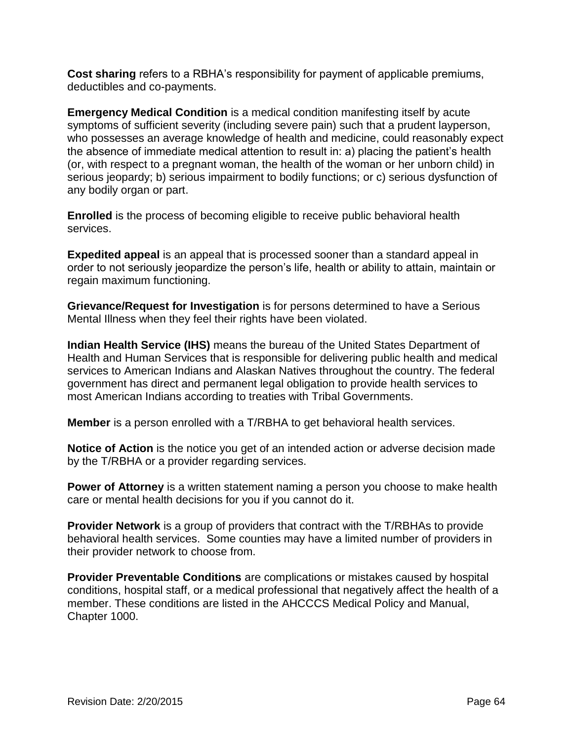**Cost sharing** refers to a RBHA's responsibility for payment of applicable premiums, deductibles and co-payments.

**Emergency Medical Condition** is a medical condition manifesting itself by acute symptoms of sufficient severity (including severe pain) such that a prudent layperson, who possesses an average knowledge of health and medicine, could reasonably expect the absence of immediate medical attention to result in: a) placing the patient's health (or, with respect to a pregnant woman, the health of the woman or her unborn child) in serious jeopardy; b) serious impairment to bodily functions; or c) serious dysfunction of any bodily organ or part.

**Enrolled** is the process of becoming eligible to receive public behavioral health services.

**Expedited appeal** is an appeal that is processed sooner than a standard appeal in order to not seriously jeopardize the person's life, health or ability to attain, maintain or regain maximum functioning.

**Grievance/Request for Investigation** is for persons determined to have a Serious Mental Illness when they feel their rights have been violated.

**Indian Health Service (IHS)** means the bureau of the United States Department of Health and Human Services that is responsible for delivering public health and medical services to American Indians and Alaskan Natives throughout the country. The federal government has direct and permanent legal obligation to provide health services to most American Indians according to treaties with Tribal Governments.

**Member** is a person enrolled with a T/RBHA to get behavioral health services.

**Notice of Action** is the notice you get of an intended action or adverse decision made by the T/RBHA or a provider regarding services.

**Power of Attorney** is a written statement naming a person you choose to make health care or mental health decisions for you if you cannot do it.

**Provider Network** is a group of providers that contract with the T/RBHAs to provide behavioral health services. Some counties may have a limited number of providers in their provider network to choose from.

**Provider Preventable Conditions** are complications or mistakes caused by hospital conditions, hospital staff, or a medical professional that negatively affect the health of a member. These conditions are listed in the AHCCCS Medical Policy and Manual, Chapter 1000.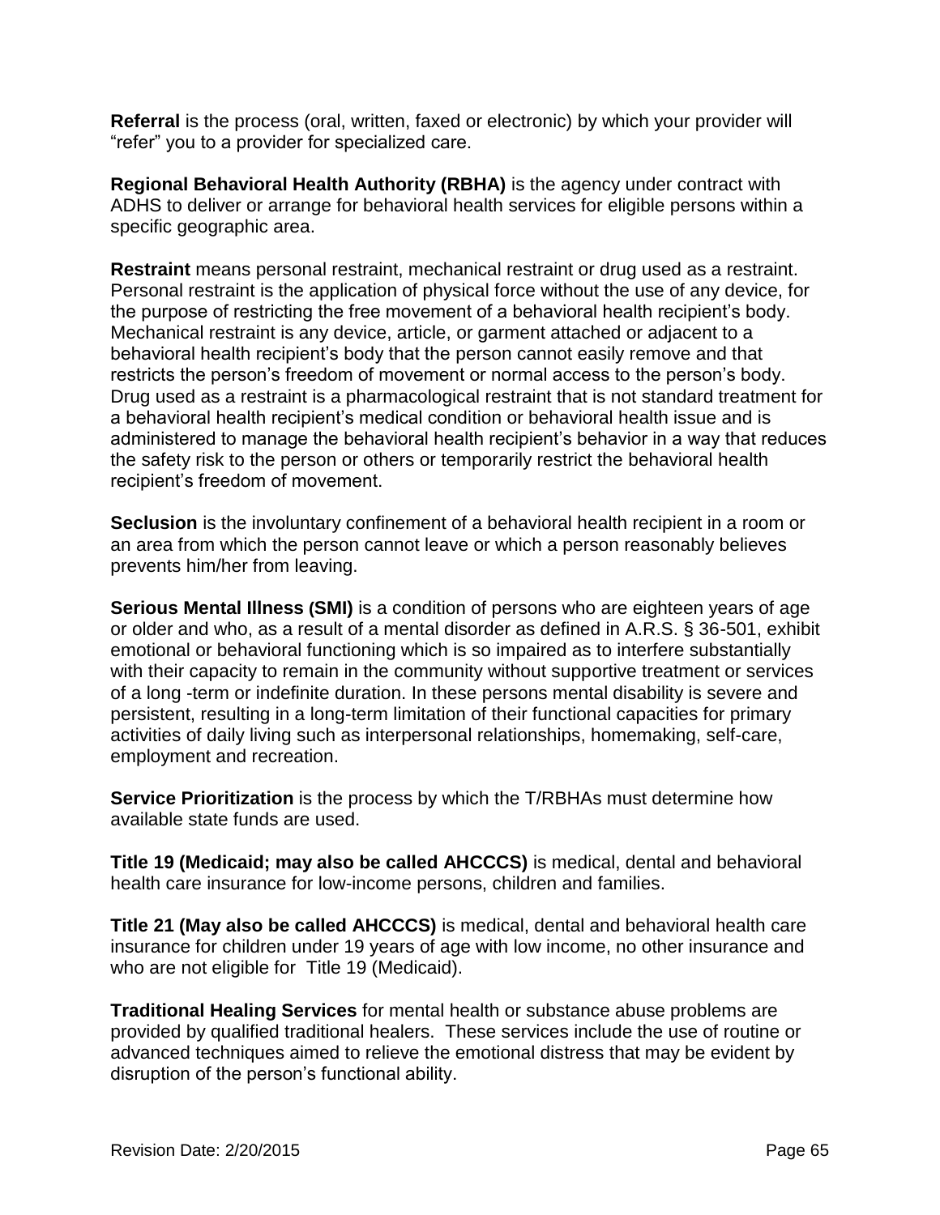**Referral** is the process (oral, written, faxed or electronic) by which your provider will “refer” you to a provider for specialized care.

**Regional Behavioral Health Authority (RBHA)** is the agency under contract with ADHS to deliver or arrange for behavioral health services for eligible persons within a specific geographic area.

**Restraint** means personal restraint, mechanical restraint or drug used as a restraint. Personal restraint is the application of physical force without the use of any device, for the purpose of restricting the free movement of a behavioral health recipient’s body. Mechanical restraint is any device, article, or garment attached or adjacent to a behavioral health recipient’s body that the person cannot easily remove and that restricts the person’s freedom of movement or normal access to the person’s body. Drug used as a restraint is a pharmacological restraint that is not standard treatment for a behavioral health recipient’s medical condition or behavioral health issue and is administered to manage the behavioral health recipient’s behavior in a way that reduces the safety risk to the person or others or temporarily restrict the behavioral health recipient’s freedom of movement.

**Seclusion** is the involuntary confinement of a behavioral health recipient in a room or an area from which the person cannot leave or which a person reasonably believes prevents him/her from leaving.

**Serious Mental Illness (SMI)** is a condition of persons who are eighteen years of age or older and who, as a result of a mental disorder as defined in A.R.S. § 36-501, exhibit emotional or behavioral functioning which is so impaired as to interfere substantially with their capacity to remain in the community without supportive treatment or services of a long -term or indefinite duration. In these persons mental disability is severe and persistent, resulting in a long-term limitation of their functional capacities for primary activities of daily living such as interpersonal relationships, homemaking, self-care, employment and recreation.

**Service Prioritization** is the process by which the T/RBHAs must determine how available state funds are used.

**Title 19 (Medicaid; may also be called AHCCCS)** is medical, dental and behavioral health care insurance for low-income persons, children and families.

**Title 21 (May also be called AHCCCS)** is medical, dental and behavioral health care insurance for children under 19 years of age with low income, no other insurance and who are not eligible for Title 19 (Medicaid).

**Traditional Healing Services** for mental health or substance abuse problems are provided by qualified traditional healers. These services include the use of routine or advanced techniques aimed to relieve the emotional distress that may be evident by disruption of the person’s functional ability.

Revision Date: 2/20/2015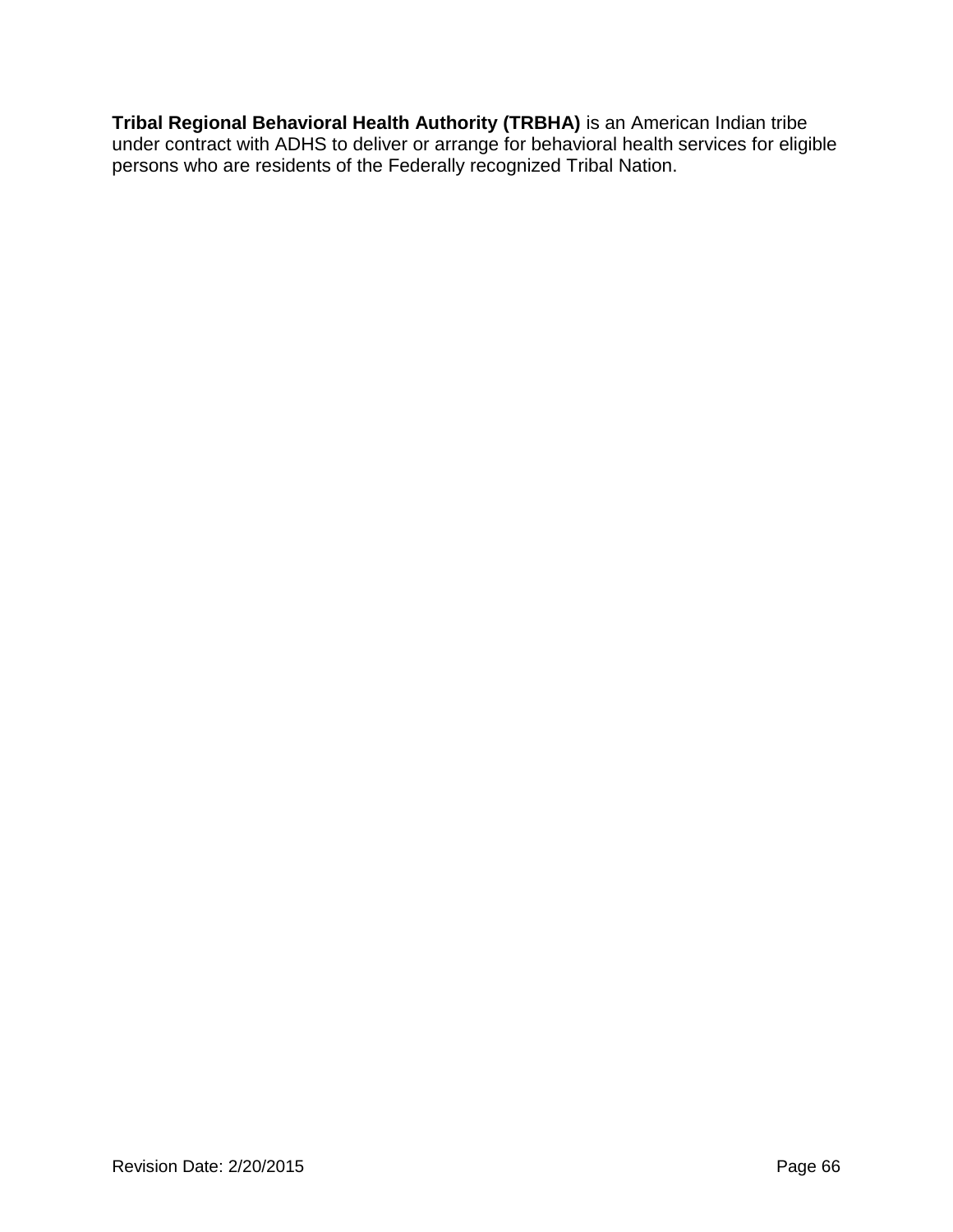**Tribal Regional Behavioral Health Authority (TRBHA)** is an American Indian tribe under contract with ADHS to deliver or arrange for behavioral health services for eligible persons who are residents of the Federally recognized Tribal Nation.